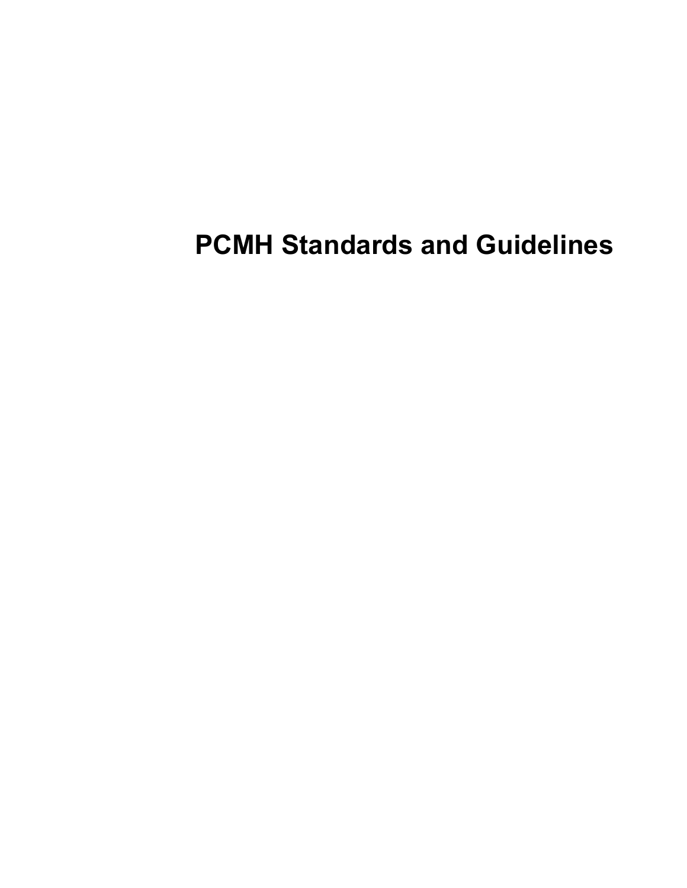# PCMH Standards and Guidelines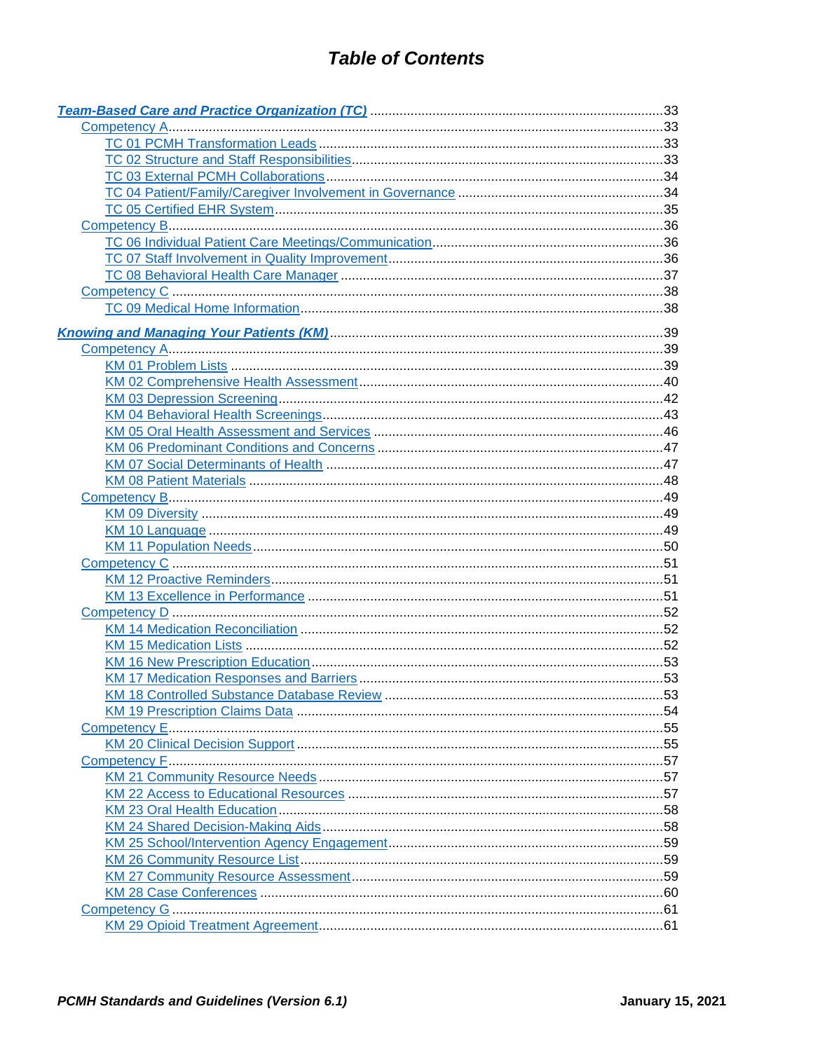# *Table of Contents*

***Team-Based Care and Practice Organization (TC)*** ........ 33

- Competency A ........ 33
  - TC 01 PCMH Transformation Leads ........ 33
  - TC 02 Structure and Staff Responsibilities ........ 33
  - TC 03 External PCMH Collaborations ........ 34
  - TC 04 Patient/Family/Caregiver Involvement in Governance ........ 34
  - TC 05 Certified EHR System ........ 35
- Competency B ........ 36
  - TC 06 Individual Patient Care Meetings/Communication ........ 36
  - TC 07 Staff Involvement in Quality Improvement ........ 36
  - TC 08 Behavioral Health Care Manager ........ 37
- Competency C ........ 38
  - TC 09 Medical Home Information ........ 38

***Knowing and Managing Your Patients (KM)*** ........ 39

- Competency A ........ 39
  - KM 01 Problem Lists ........ 39
  - KM 02 Comprehensive Health Assessment ........ 40
  - KM 03 Depression Screening ........ 42
  - KM 04 Behavioral Health Screenings ........ 43
  - KM 05 Oral Health Assessment and Services ........ 46
  - KM 06 Predominant Conditions and Concerns ........ 47
  - KM 07 Social Determinants of Health ........ 47
  - KM 08 Patient Materials ........ 48
- Competency B ........ 49
  - KM 09 Diversity ........ 49
  - KM 10 Language ........ 49
  - KM 11 Population Needs ........ 50
- Competency C ........ 51
  - KM 12 Proactive Reminders ........ 51
  - KM 13 Excellence in Performance ........ 51
- Competency D ........ 52
  - KM 14 Medication Reconciliation ........ 52
  - KM 15 Medication Lists ........ 52
  - KM 16 New Prescription Education ........ 53
  - KM 17 Medication Responses and Barriers ........ 53
  - KM 18 Controlled Substance Database Review ........ 53
  - KM 19 Prescription Claims Data ........ 54
- Competency E ........ 55
  - KM 20 Clinical Decision Support ........ 55
- Competency F ........ 57
  - KM 21 Community Resource Needs ........ 57
  - KM 22 Access to Educational Resources ........ 57
  - KM 23 Oral Health Education ........ 58
  - KM 24 Shared Decision-Making Aids ........ 58
  - KM 25 School/Intervention Agency Engagement ........ 59
  - KM 26 Community Resource List ........ 59
  - KM 27 Community Resource Assessment ........ 59
  - KM 28 Case Conferences ........ 60
- Competency G ........ 61
  - KM 29 Opioid Treatment Agreement ........ 61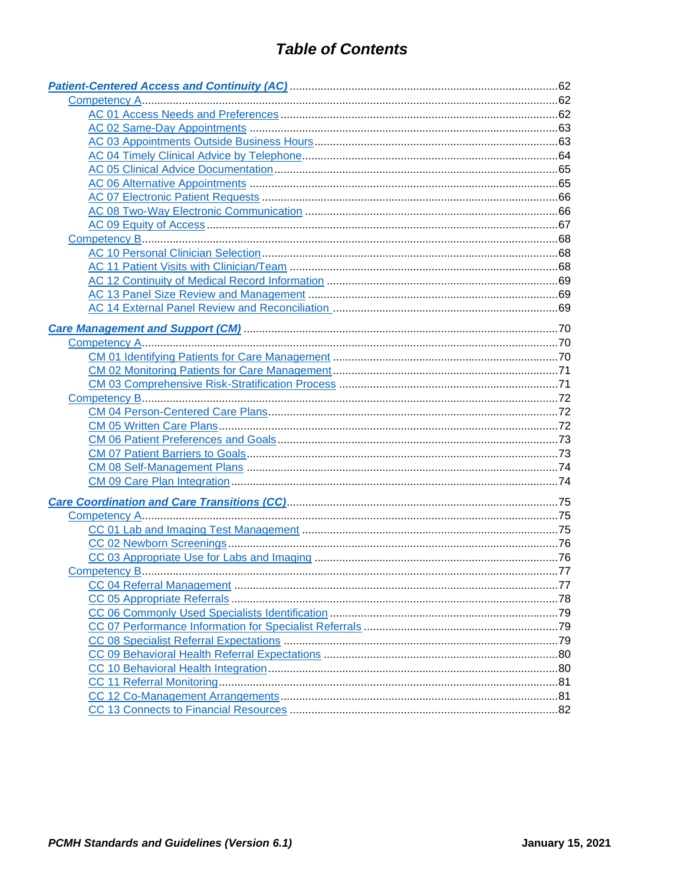# *Table of Contents*

***Patient-Centered Access and Continuity (AC)*** ......62

- Competency A......62
  - AC 01 Access Needs and Preferences......62
  - AC 02 Same-Day Appointments......63
  - AC 03 Appointments Outside Business Hours......63
  - AC 04 Timely Clinical Advice by Telephone......64
  - AC 05 Clinical Advice Documentation......65
  - AC 06 Alternative Appointments......65
  - AC 07 Electronic Patient Requests......66
  - AC 08 Two-Way Electronic Communication......66
  - AC 09 Equity of Access......67
- Competency B......68
  - AC 10 Personal Clinician Selection......68
  - AC 11 Patient Visits with Clinician/Team......68
  - AC 12 Continuity of Medical Record Information......69
  - AC 13 Panel Size Review and Management......69
  - AC 14 External Panel Review and Reconciliation......69

***Care Management and Support (CM)*** ......70

- Competency A......70
  - CM 01 Identifying Patients for Care Management......70
  - CM 02 Monitoring Patients for Care Management......71
  - CM 03 Comprehensive Risk-Stratification Process......71
- Competency B......72
  - CM 04 Person-Centered Care Plans......72
  - CM 05 Written Care Plans......72
  - CM 06 Patient Preferences and Goals......73
  - CM 07 Patient Barriers to Goals......73
  - CM 08 Self-Management Plans......74
  - CM 09 Care Plan Integration......74

***Care Coordination and Care Transitions (CC)***......75

- Competency A......75
  - CC 01 Lab and Imaging Test Management......75
  - CC 02 Newborn Screenings......76
  - CC 03 Appropriate Use for Labs and Imaging......76
- Competency B......77
  - CC 04 Referral Management......77
  - CC 05 Appropriate Referrals......78
  - CC 06 Commonly Used Specialists Identification......79
  - CC 07 Performance Information for Specialist Referrals......79
  - CC 08 Specialist Referral Expectations......79
  - CC 09 Behavioral Health Referral Expectations......80
  - CC 10 Behavioral Health Integration......80
  - CC 11 Referral Monitoring......81
  - CC 12 Co-Management Arrangements......81
  - CC 13 Connects to Financial Resources......82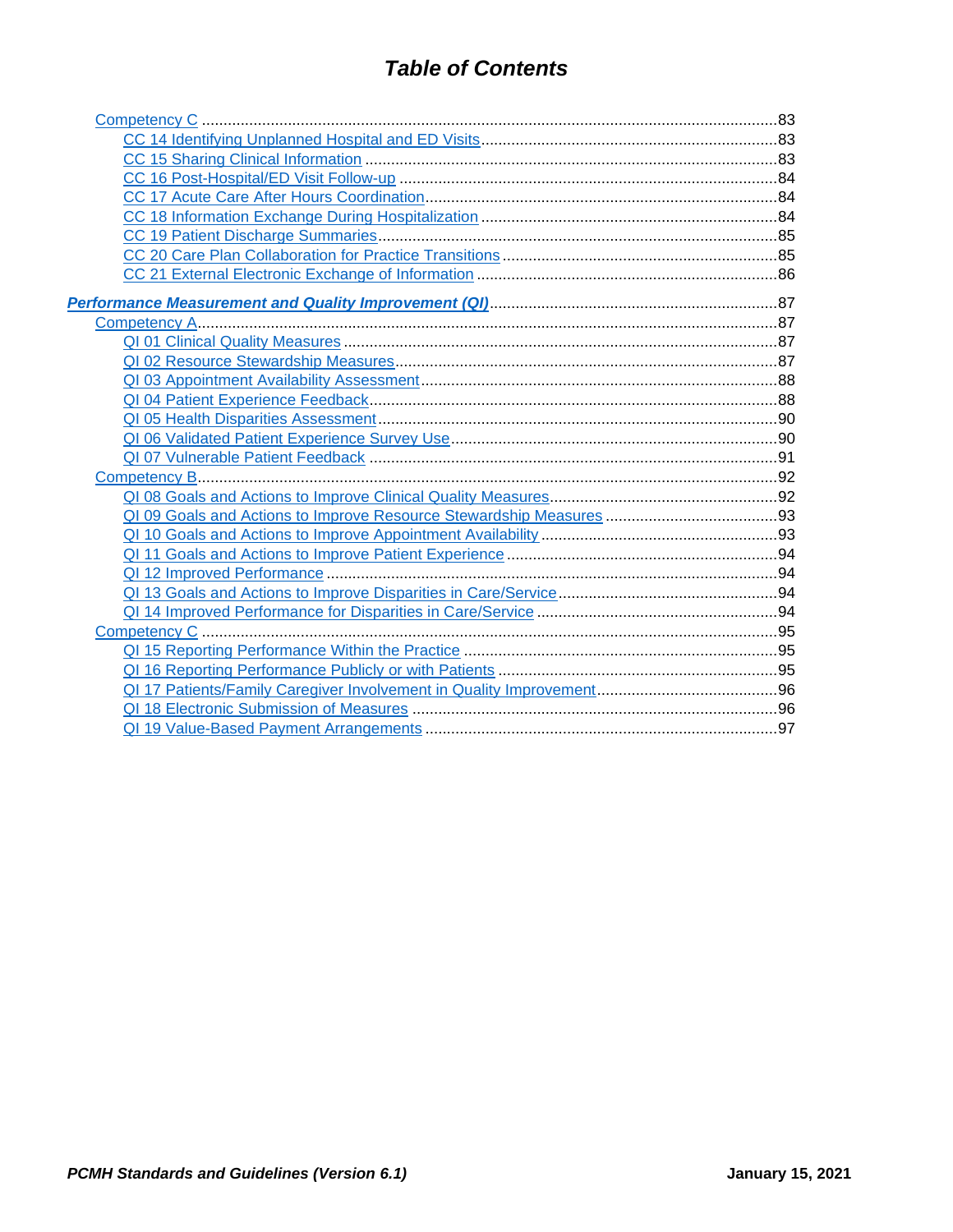# *Table of Contents*

- Competency C ..... 83
  - CC 14 Identifying Unplanned Hospital and ED Visits ..... 83
  - CC 15 Sharing Clinical Information ..... 83
  - CC 16 Post-Hospital/ED Visit Follow-up ..... 84
  - CC 17 Acute Care After Hours Coordination ..... 84
  - CC 18 Information Exchange During Hospitalization ..... 84
  - CC 19 Patient Discharge Summaries ..... 85
  - CC 20 Care Plan Collaboration for Practice Transitions ..... 85
  - CC 21 External Electronic Exchange of Information ..... 86

***Performance Measurement and Quality Improvement (QI)*** ..... 87

- Competency A ..... 87
  - QI 01 Clinical Quality Measures ..... 87
  - QI 02 Resource Stewardship Measures ..... 87
  - QI 03 Appointment Availability Assessment ..... 88
  - QI 04 Patient Experience Feedback ..... 88
  - QI 05 Health Disparities Assessment ..... 90
  - QI 06 Validated Patient Experience Survey Use ..... 90
  - QI 07 Vulnerable Patient Feedback ..... 91
- Competency B ..... 92
  - QI 08 Goals and Actions to Improve Clinical Quality Measures ..... 92
  - QI 09 Goals and Actions to Improve Resource Stewardship Measures ..... 93
  - QI 10 Goals and Actions to Improve Appointment Availability ..... 93
  - QI 11 Goals and Actions to Improve Patient Experience ..... 94
  - QI 12 Improved Performance ..... 94
  - QI 13 Goals and Actions to Improve Disparities in Care/Service ..... 94
  - QI 14 Improved Performance for Disparities in Care/Service ..... 94
- Competency C ..... 95
  - QI 15 Reporting Performance Within the Practice ..... 95
  - QI 16 Reporting Performance Publicly or with Patients ..... 95
  - QI 17 Patients/Family Caregiver Involvement in Quality Improvement ..... 96
  - QI 18 Electronic Submission of Measures ..... 96
  - QI 19 Value-Based Payment Arrangements ..... 97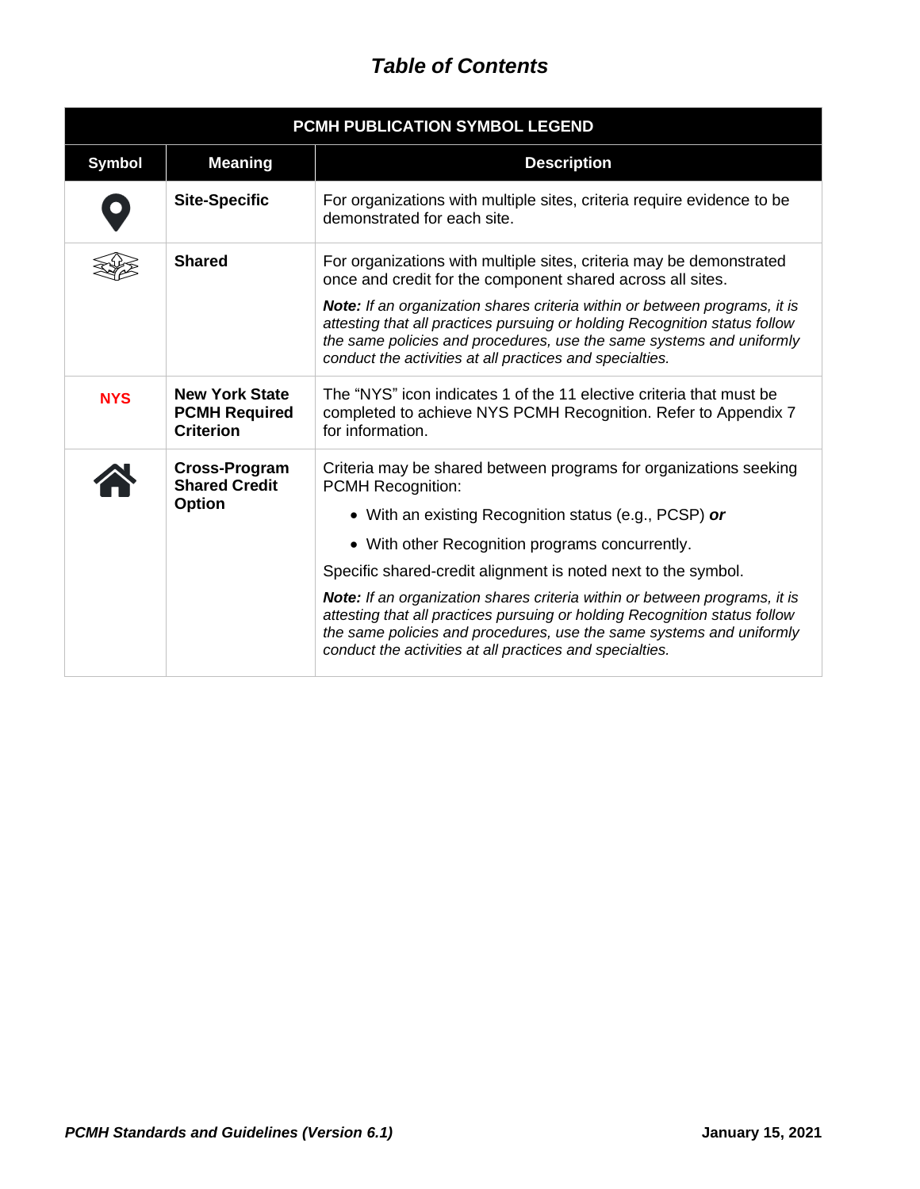# *Table of Contents*

| PCMH PUBLICATION SYMBOL LEGEND | | |
|---|---|---|
| **Symbol** | **Meaning** | **Description** |
| | **Site-Specific** | For organizations with multiple sites, criteria require evidence to be demonstrated for each site. |
| | **Shared** | For organizations with multiple sites, criteria may be demonstrated once and credit for the component shared across all sites.<br><br>***Note:*** *If an organization shares criteria within or between programs, it is attesting that all practices pursuing or holding Recognition status follow the same policies and procedures, use the same systems and uniformly conduct the activities at all practices and specialties.* |
| **NYS** | **New York State PCMH Required Criterion** | The "NYS" icon indicates 1 of the 11 elective criteria that must be completed to achieve NYS PCMH Recognition. Refer to Appendix 7 for information. |
| | **Cross-Program Shared Credit Option** | Criteria may be shared between programs for organizations seeking PCMH Recognition:<br><br>• With an existing Recognition status (e.g., PCSP) ***or***<br>• With other Recognition programs concurrently.<br><br>Specific shared-credit alignment is noted next to the symbol.<br><br>***Note:*** *If an organization shares criteria within or between programs, it is attesting that all practices pursuing or holding Recognition status follow the same policies and procedures, use the same systems and uniformly conduct the activities at all practices and specialties.* |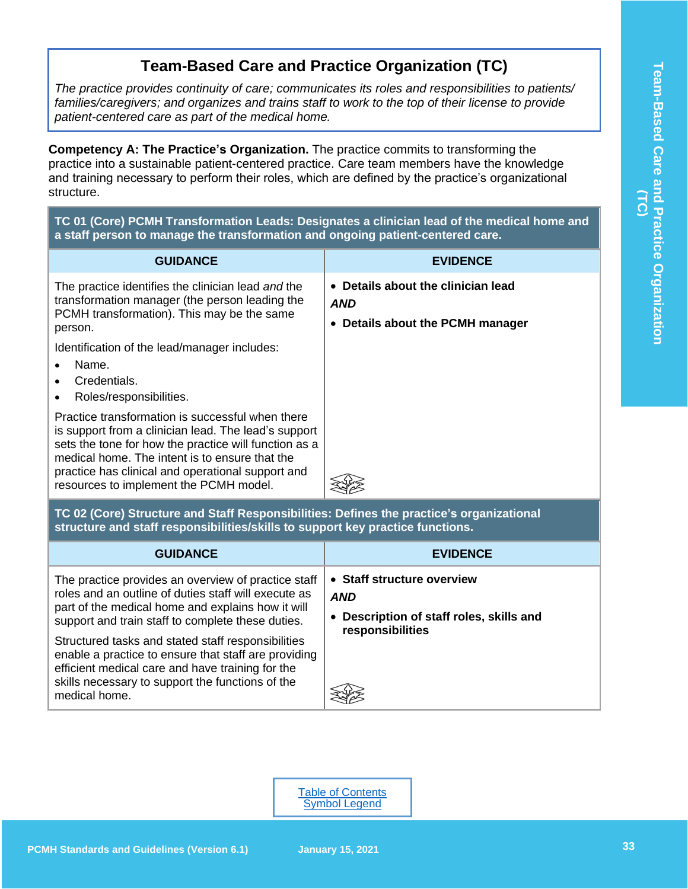# Team-Based Care and Practice Organization (TC)

*The practice provides continuity of care; communicates its roles and responsibilities to patients/ families/caregivers; and organizes and trains staff to work to the top of their license to provide patient-centered care as part of the medical home.*

**Competency A: The Practice's Organization.** The practice commits to transforming the practice into a sustainable patient-centered practice. Care team members have the knowledge and training necessary to perform their roles, which are defined by the practice's organizational structure.

**TC 01 (Core) PCMH Transformation Leads: Designates a clinician lead of the medical home and a staff person to manage the transformation and ongoing patient-centered care.**

| GUIDANCE | EVIDENCE |
|---|---|
| The practice identifies the clinician lead *and* the transformation manager (the person leading the PCMH transformation). This may be the same person.<br><br>Identification of the lead/manager includes:<br>• Name.<br>• Credentials.<br>• Roles/responsibilities.<br><br>Practice transformation is successful when there is support from a clinician lead. The lead's support sets the tone for how the practice will function as a medical home. The intent is to ensure that the practice has clinical and operational support and resources to implement the PCMH model. | • **Details about the clinician lead**<br>***AND***<br>• **Details about the PCMH manager** |

**TC 02 (Core) Structure and Staff Responsibilities: Defines the practice's organizational structure and staff responsibilities/skills to support key practice functions.**

| GUIDANCE | EVIDENCE |
|---|---|
| The practice provides an overview of practice staff roles and an outline of duties staff will execute as part of the medical home and explains how it will support and train staff to complete these duties.<br><br>Structured tasks and stated staff responsibilities enable a practice to ensure that staff are providing efficient medical care and have training for the skills necessary to support the functions of the medical home. | • **Staff structure overview**<br>***AND***<br>• **Description of staff roles, skills and responsibilities** |

Table of Contents
Symbol Legend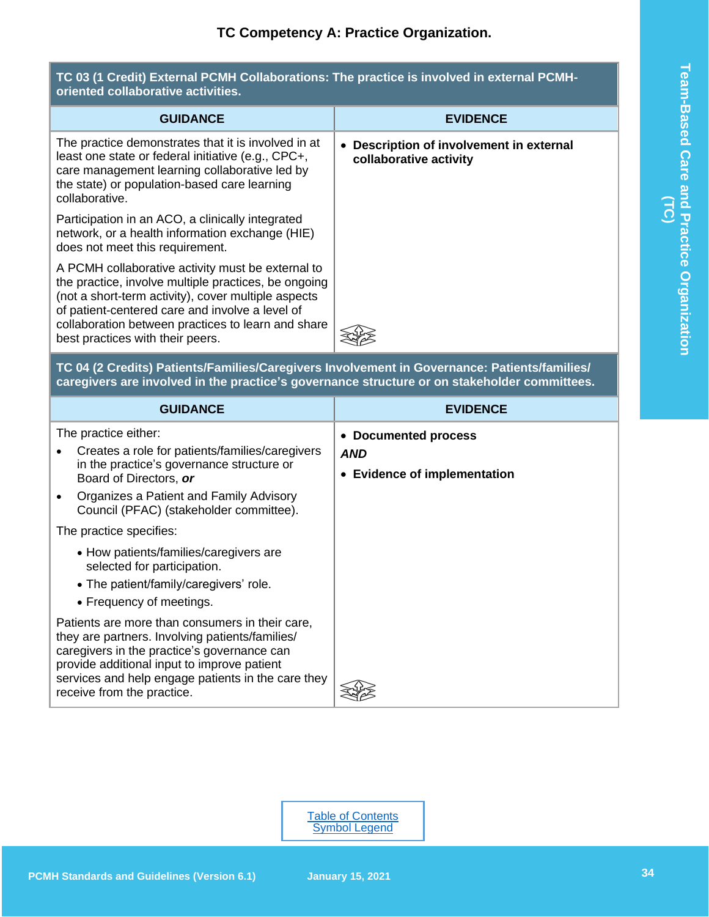# TC Competency A: Practice Organization.

**TC 03 (1 Credit) External PCMH Collaborations: The practice is involved in external PCMH-oriented collaborative activities.**

| GUIDANCE | EVIDENCE |
|---|---|
| The practice demonstrates that it is involved in at least one state or federal initiative (e.g., CPC+, care management learning collaborative led by the state) or population-based care learning collaborative.<br><br>Participation in an ACO, a clinically integrated network, or a health information exchange (HIE) does not meet this requirement.<br><br>A PCMH collaborative activity must be external to the practice, involve multiple practices, be ongoing (not a short-term activity), cover multiple aspects of patient-centered care and involve a level of collaboration between practices to learn and share best practices with their peers. | • **Description of involvement in external collaborative activity** |

**TC 04 (2 Credits) Patients/Families/Caregivers Involvement in Governance: Patients/families/ caregivers are involved in the practice's governance structure or on stakeholder committees.**

| GUIDANCE | EVIDENCE |
|---|---|
| The practice either:<br>• Creates a role for patients/families/caregivers in the practice's governance structure or Board of Directors, ***or***<br>• Organizes a Patient and Family Advisory Council (PFAC) (stakeholder committee).<br><br>The practice specifies:<br>• How patients/families/caregivers are selected for participation.<br>• The patient/family/caregivers' role.<br>• Frequency of meetings.<br><br>Patients are more than consumers in their care, they are partners. Involving patients/families/ caregivers in the practice's governance can provide additional input to improve patient services and help engage patients in the care they receive from the practice. | • **Documented process**<br>***AND***<br>• **Evidence of implementation** |

Table of Contents
Symbol Legend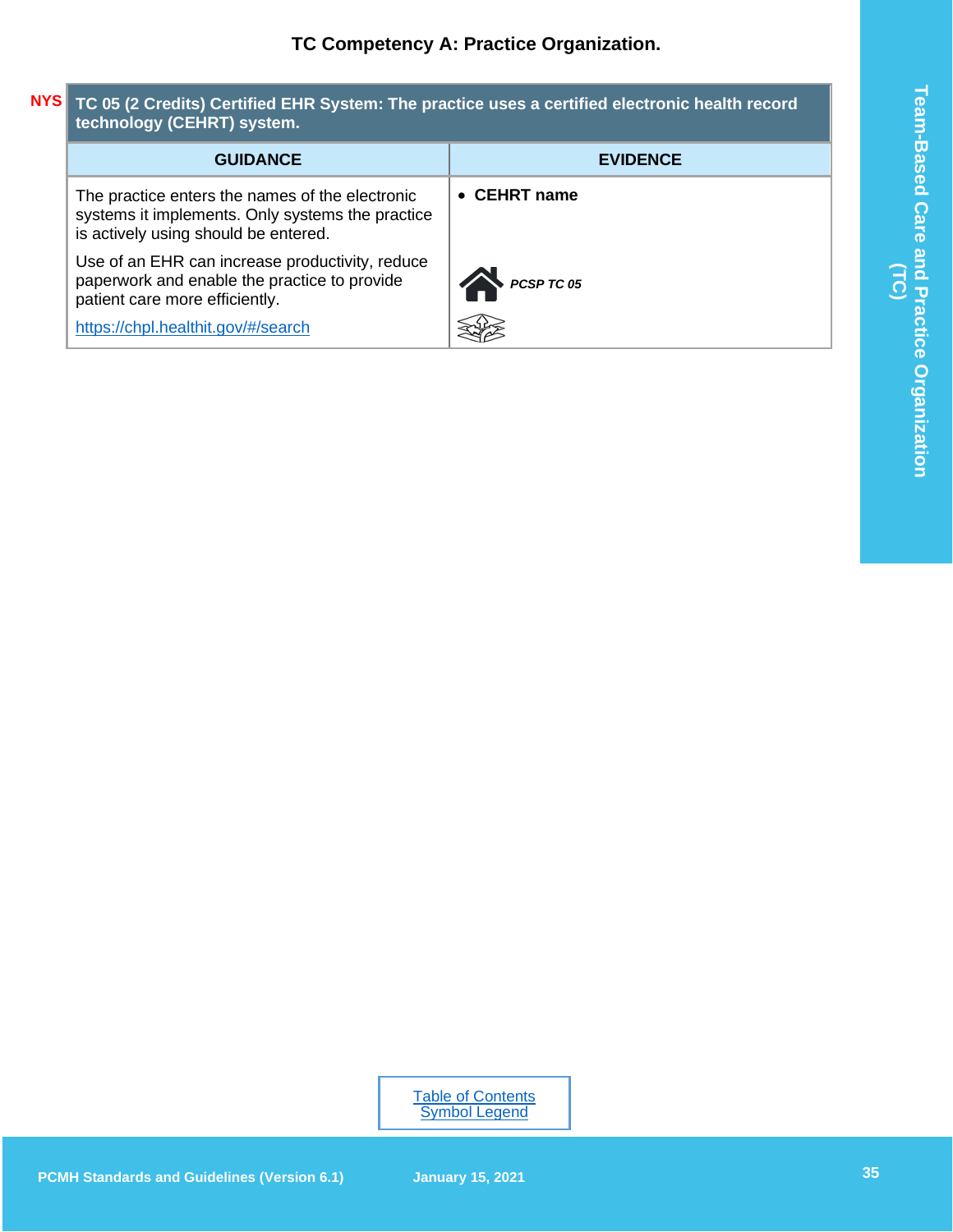## TC Competency A: Practice Organization.

NYS

| TC 05 (2 Credits) Certified EHR System: The practice uses a certified electronic health record technology (CEHRT) system. | |
|---|---|
| **GUIDANCE** | **EVIDENCE** |
| The practice enters the names of the electronic systems it implements. Only systems the practice is actively using should be entered.<br><br>Use of an EHR can increase productivity, reduce paperwork and enable the practice to provide patient care more efficiently.<br><br>[https://chpl.healthit.gov/#/search](https://chpl.healthit.gov/#/search) | • **CEHRT name**<br><br>***PCSP TC 05*** |

[Table of Contents](#)
[Symbol Legend](#)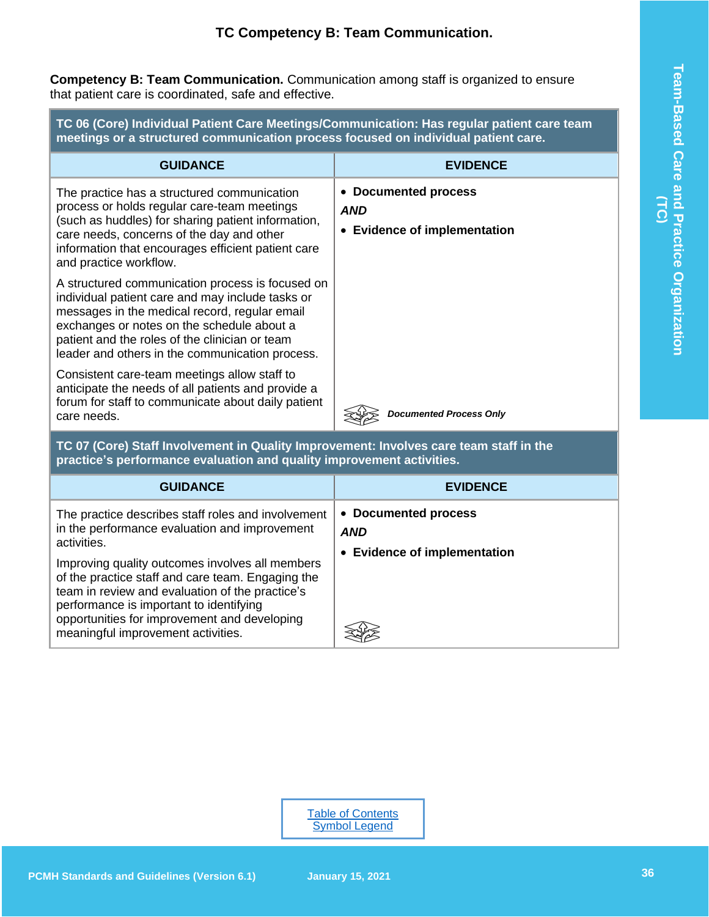## TC Competency B: Team Communication.

**Competency B: Team Communication.** Communication among staff is organized to ensure that patient care is coordinated, safe and effective.

| **TC 06 (Core) Individual Patient Care Meetings/Communication: Has regular patient care team meetings or a structured communication process focused on individual patient care.** | |
|---|---|
| **GUIDANCE** | **EVIDENCE** |
| The practice has a structured communication process or holds regular care-team meetings (such as huddles) for sharing patient information, care needs, concerns of the day and other information that encourages efficient patient care and practice workflow.<br><br>A structured communication process is focused on individual patient care and may include tasks or messages in the medical record, regular email exchanges or notes on the schedule about a patient and the roles of the clinician or team leader and others in the communication process.<br><br>Consistent care-team meetings allow staff to anticipate the needs of all patients and provide a forum for staff to communicate about daily patient care needs. | • **Documented process**<br>***AND***<br>• **Evidence of implementation**<br><br>***Documented Process Only*** |

| **TC 07 (Core) Staff Involvement in Quality Improvement: Involves care team staff in the practice's performance evaluation and quality improvement activities.** | |
|---|---|
| **GUIDANCE** | **EVIDENCE** |
| The practice describes staff roles and involvement in the performance evaluation and improvement activities.<br><br>Improving quality outcomes involves all members of the practice staff and care team. Engaging the team in review and evaluation of the practice's performance is important to identifying opportunities for improvement and developing meaningful improvement activities. | • **Documented process**<br>***AND***<br>• **Evidence of implementation** |

Table of Contents
Symbol Legend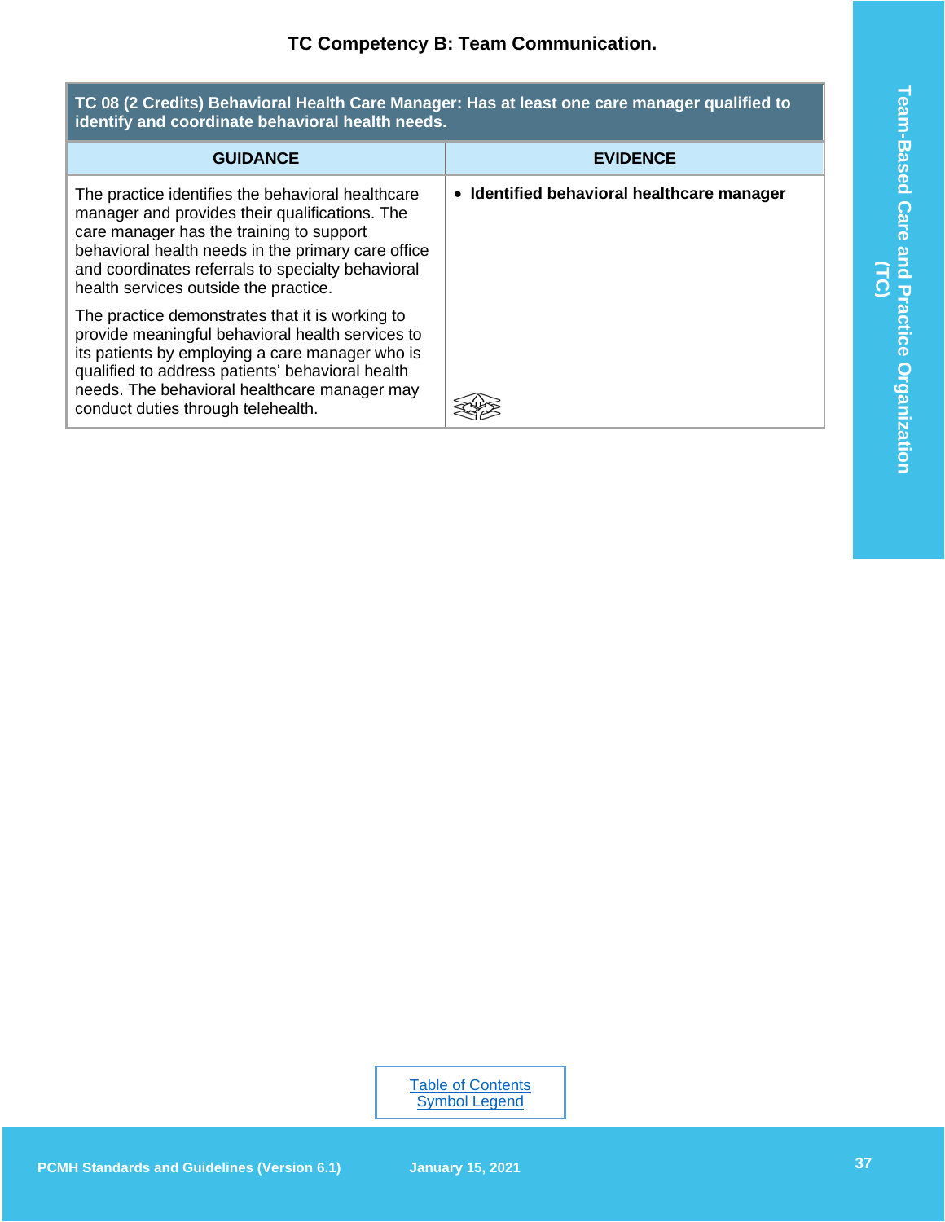## TC Competency B: Team Communication.

| TC 08 (2 Credits) Behavioral Health Care Manager: Has at least one care manager qualified to identify and coordinate behavioral health needs. | |
|---|---|
| **GUIDANCE** | **EVIDENCE** |
| The practice identifies the behavioral healthcare manager and provides their qualifications. The care manager has the training to support behavioral health needs in the primary care office and coordinates referrals to specialty behavioral health services outside the practice.<br><br>The practice demonstrates that it is working to provide meaningful behavioral health services to its patients by employing a care manager who is qualified to address patients' behavioral health needs. The behavioral healthcare manager may conduct duties through telehealth. | • **Identified behavioral healthcare manager** |

Table of Contents
Symbol Legend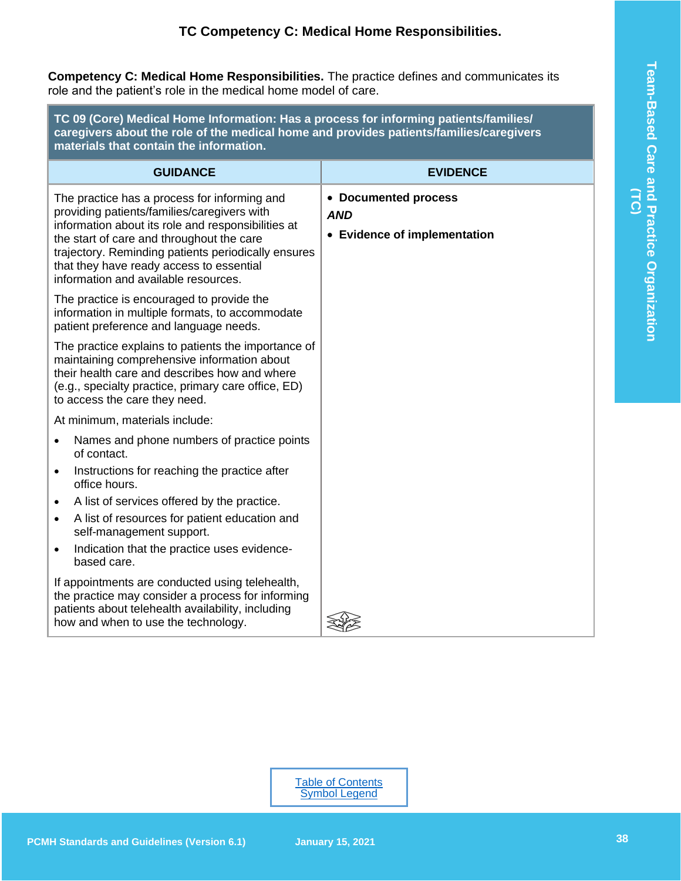# TC Competency C: Medical Home Responsibilities.

**Competency C: Medical Home Responsibilities.** The practice defines and communicates its role and the patient's role in the medical home model of care.

**TC 09 (Core) Medical Home Information: Has a process for informing patients/families/caregivers about the role of the medical home and provides patients/families/caregivers materials that contain the information.**

| GUIDANCE | EVIDENCE |
|---|---|
| The practice has a process for informing and providing patients/families/caregivers with information about its role and responsibilities at the start of care and throughout the care trajectory. Reminding patients periodically ensures that they have ready access to essential information and available resources.<br><br>The practice is encouraged to provide the information in multiple formats, to accommodate patient preference and language needs.<br><br>The practice explains to patients the importance of maintaining comprehensive information about their health care and describes how and where (e.g., specialty practice, primary care office, ED) to access the care they need.<br><br>At minimum, materials include:<br>• Names and phone numbers of practice points of contact.<br>• Instructions for reaching the practice after office hours.<br>• A list of services offered by the practice.<br>• A list of resources for patient education and self-management support.<br>• Indication that the practice uses evidence-based care.<br><br>If appointments are conducted using telehealth, the practice may consider a process for informing patients about telehealth availability, including how and when to use the technology. | • **Documented process**<br>***AND***<br>• **Evidence of implementation** |

Table of Contents
Symbol Legend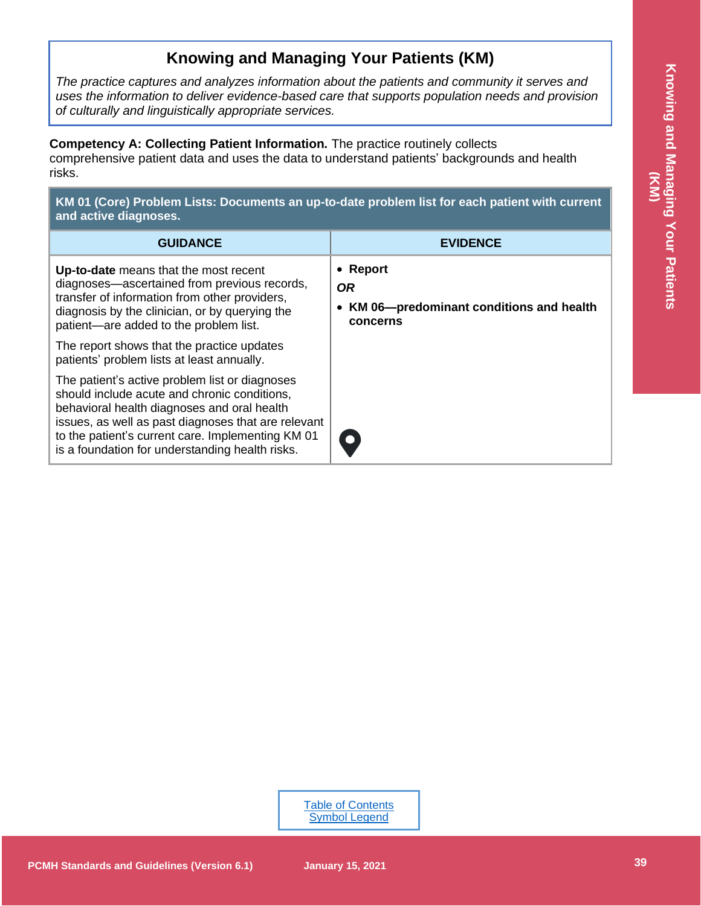# Knowing and Managing Your Patients (KM)

*The practice captures and analyzes information about the patients and community it serves and uses the information to deliver evidence-based care that supports population needs and provision of culturally and linguistically appropriate services.*

**Competency A: Collecting Patient Information.** The practice routinely collects comprehensive patient data and uses the data to understand patients' backgrounds and health risks.

| **KM 01 (Core) Problem Lists: Documents an up-to-date problem list for each patient with current and active diagnoses.** | |
|---|---|
| **GUIDANCE** | **EVIDENCE** |
| **Up-to-date** means that the most recent diagnoses—ascertained from previous records, transfer of information from other providers, diagnosis by the clinician, or by querying the patient—are added to the problem list.<br><br>The report shows that the practice updates patients' problem lists at least annually.<br><br>The patient's active problem list or diagnoses should include acute and chronic conditions, behavioral health diagnoses and oral health issues, as well as past diagnoses that are relevant to the patient's current care. Implementing KM 01 is a foundation for understanding health risks. | • **Report**<br><br>***OR***<br><br>• **KM 06—predominant conditions and health concerns** |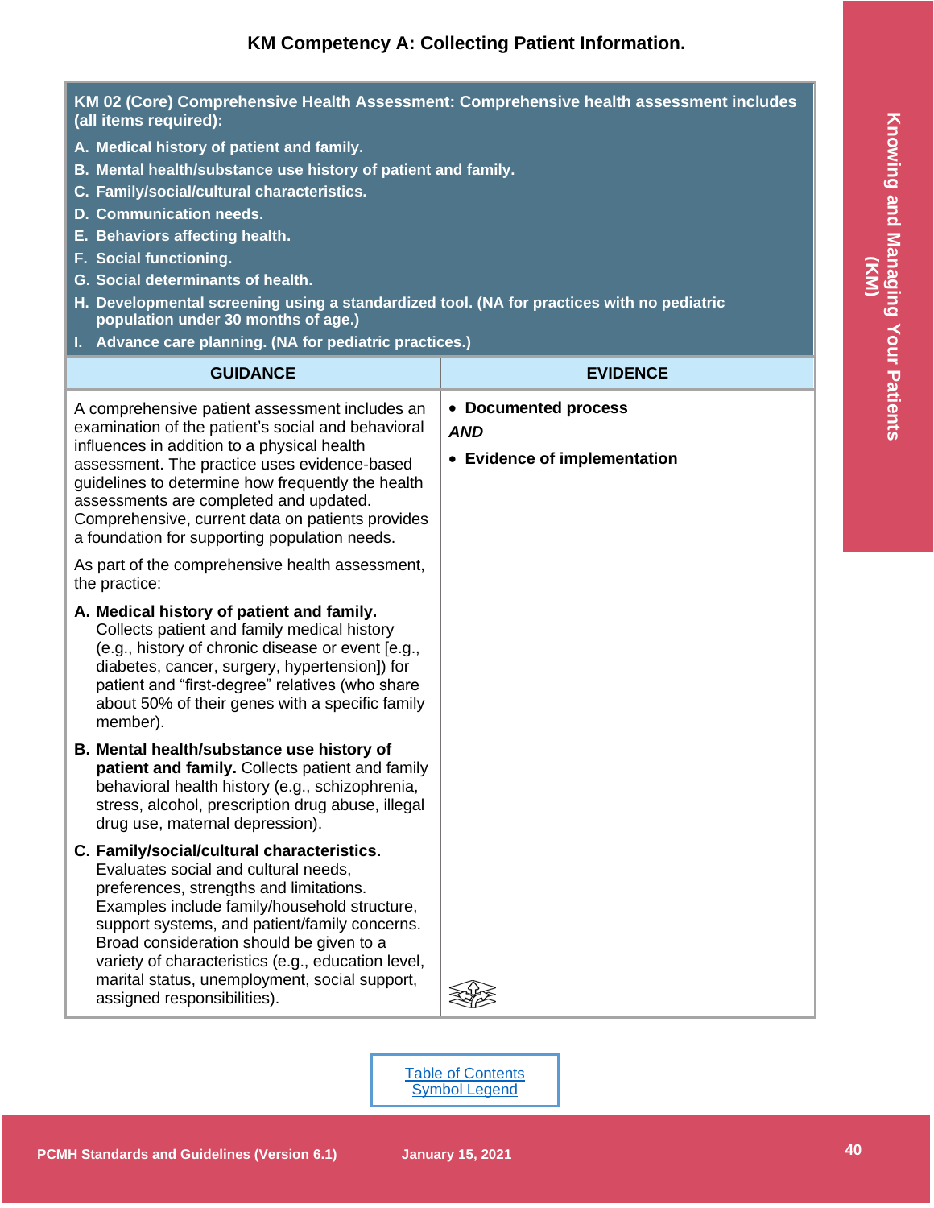## KM Competency A: Collecting Patient Information.

| KM 02 (Core) Comprehensive Health Assessment: Comprehensive health assessment includes (all items required):<br>A. Medical history of patient and family.<br>B. Mental health/substance use history of patient and family.<br>C. Family/social/cultural characteristics.<br>D. Communication needs.<br>E. Behaviors affecting health.<br>F. Social functioning.<br>G. Social determinants of health.<br>H. Developmental screening using a standardized tool. (NA for practices with no pediatric population under 30 months of age.)<br>I. Advance care planning. (NA for pediatric practices.) | |
|---|---|
| **GUIDANCE** | **EVIDENCE** |
| A comprehensive patient assessment includes an examination of the patient's social and behavioral influences in addition to a physical health assessment. The practice uses evidence-based guidelines to determine how frequently the health assessments are completed and updated. Comprehensive, current data on patients provides a foundation for supporting population needs.<br><br>As part of the comprehensive health assessment, the practice:<br><br>**A. Medical history of patient and family.** Collects patient and family medical history (e.g., history of chronic disease or event [e.g., diabetes, cancer, surgery, hypertension]) for patient and "first-degree" relatives (who share about 50% of their genes with a specific family member).<br><br>**B. Mental health/substance use history of patient and family.** Collects patient and family behavioral health history (e.g., schizophrenia, stress, alcohol, prescription drug abuse, illegal drug use, maternal depression).<br><br>**C. Family/social/cultural characteristics.** Evaluates social and cultural needs, preferences, strengths and limitations. Examples include family/household structure, support systems, and patient/family concerns. Broad consideration should be given to a variety of characteristics (e.g., education level, marital status, unemployment, social support, assigned responsibilities). | • **Documented process**<br><br>***AND***<br><br>• **Evidence of implementation** |

Table of Contents
Symbol Legend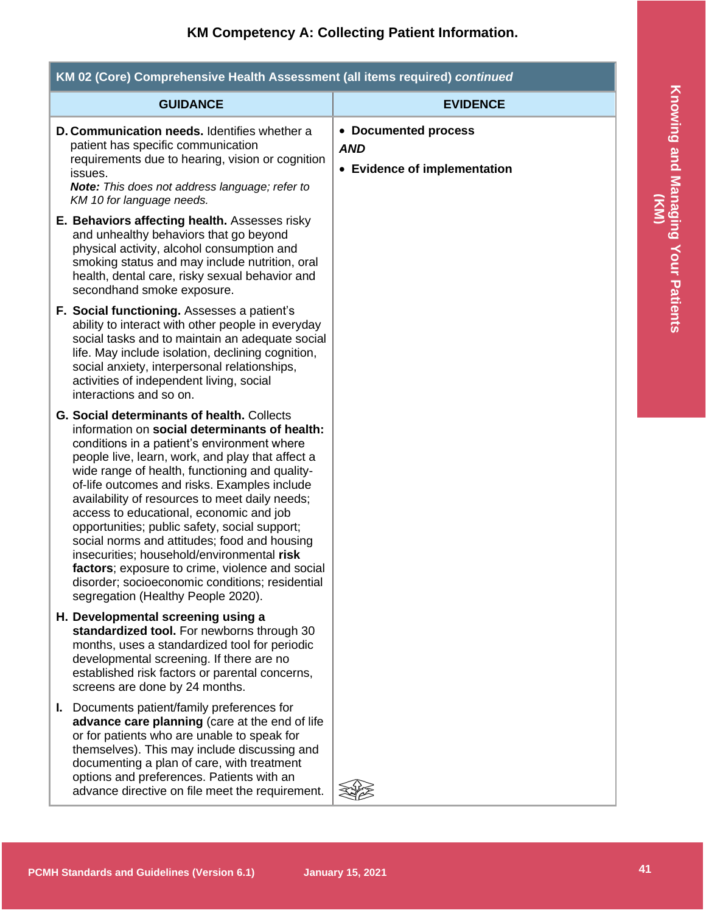## KM Competency A: Collecting Patient Information.

| KM 02 (Core) Comprehensive Health Assessment (all items required) *continued* | |
|---|---|
| **GUIDANCE** | **EVIDENCE** |
| **D. Communication needs.** Identifies whether a patient has specific communication requirements due to hearing, vision or cognition issues.<br>***Note:*** *This does not address language; refer to KM 10 for language needs.*<br><br>**E. Behaviors affecting health.** Assesses risky and unhealthy behaviors that go beyond physical activity, alcohol consumption and smoking status and may include nutrition, oral health, dental care, risky sexual behavior and secondhand smoke exposure.<br><br>**F. Social functioning.** Assesses a patient's ability to interact with other people in everyday social tasks and to maintain an adequate social life. May include isolation, declining cognition, social anxiety, interpersonal relationships, activities of independent living, social interactions and so on.<br><br>**G. Social determinants of health.** Collects information on **social determinants of health:** conditions in a patient's environment where people live, learn, work, and play that affect a wide range of health, functioning and quality-of-life outcomes and risks. Examples include availability of resources to meet daily needs; access to educational, economic and job opportunities; public safety, social support; social norms and attitudes; food and housing insecurities; household/environmental **risk factors**; exposure to crime, violence and social disorder; socioeconomic conditions; residential segregation (Healthy People 2020).<br><br>**H. Developmental screening using a standardized tool.** For newborns through 30 months, uses a standardized tool for periodic developmental screening. If there are no established risk factors or parental concerns, screens are done by 24 months.<br><br>**I.** Documents patient/family preferences for **advance care planning** (care at the end of life or for patients who are unable to speak for themselves). This may include discussing and documenting a plan of care, with treatment options and preferences. Patients with an advance directive on file meet the requirement. | • **Documented process**<br>***AND***<br>• **Evidence of implementation** |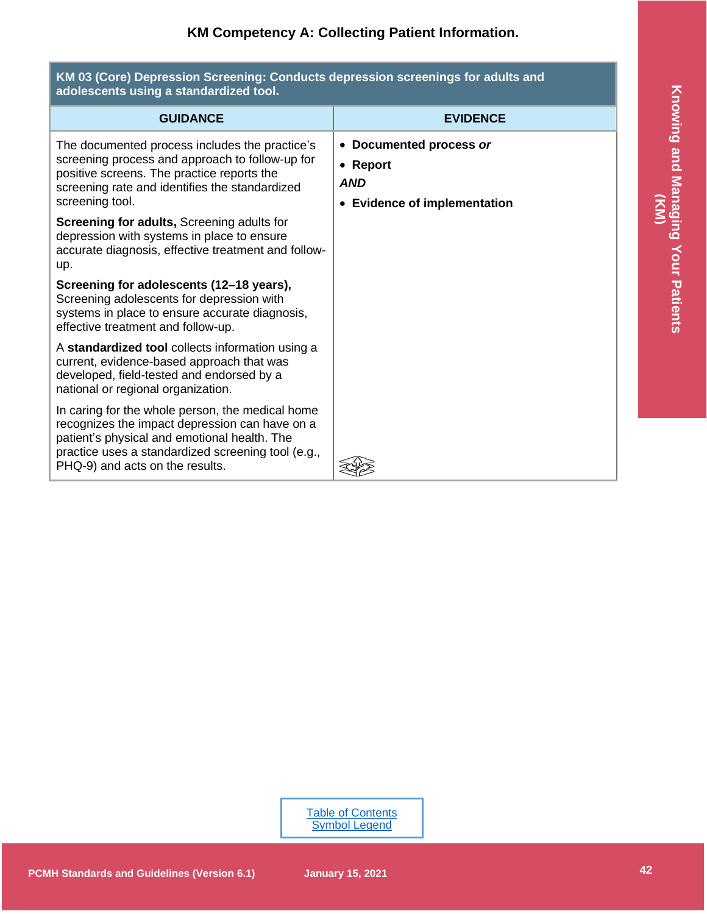## KM Competency A: Collecting Patient Information.

| KM 03 (Core) Depression Screening: Conducts depression screenings for adults and adolescents using a standardized tool. | |
|---|---|
| **GUIDANCE** | **EVIDENCE** |
| The documented process includes the practice's screening process and approach to follow-up for positive screens. The practice reports the screening rate and identifies the standardized screening tool.<br><br>**Screening for adults,** Screening adults for depression with systems in place to ensure accurate diagnosis, effective treatment and follow-up.<br><br>**Screening for adolescents (12–18 years),** Screening adolescents for depression with systems in place to ensure accurate diagnosis, effective treatment and follow-up.<br><br>A **standardized tool** collects information using a current, evidence-based approach that was developed, field-tested and endorsed by a national or regional organization.<br><br>In caring for the whole person, the medical home recognizes the impact depression can have on a patient's physical and emotional health. The practice uses a standardized screening tool (e.g., PHQ-9) and acts on the results. | • **Documented process *or***<br>• **Report**<br>***AND***<br>• **Evidence of implementation** |

Table of Contents
Symbol Legend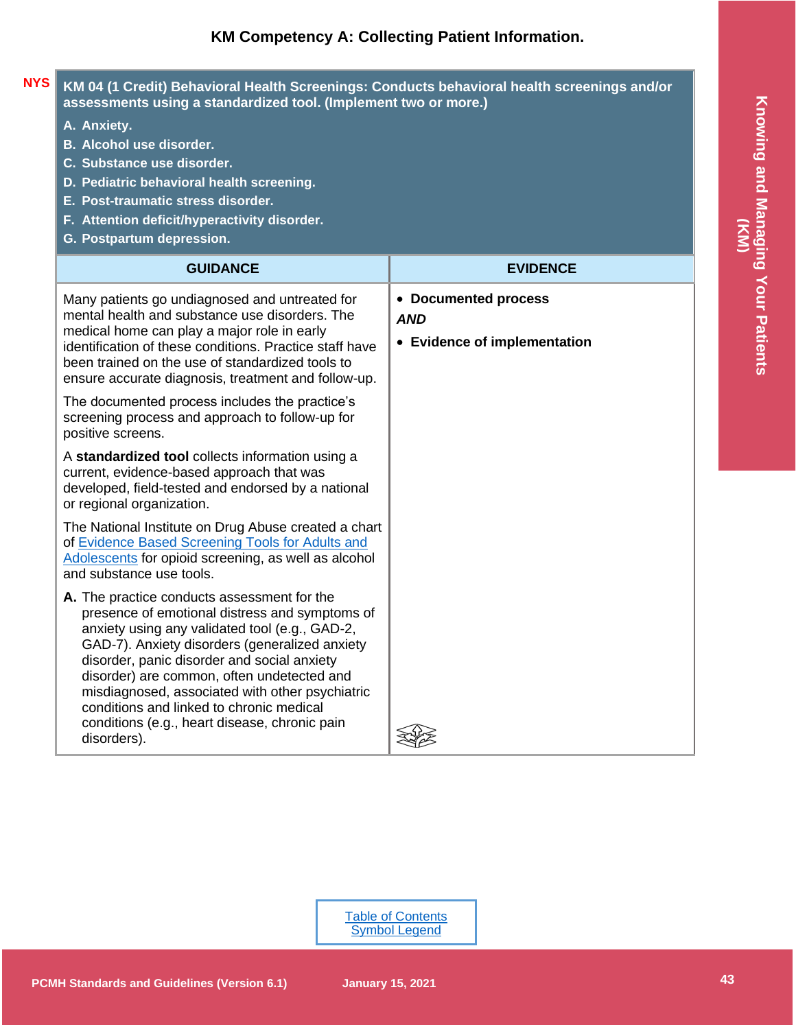## KM Competency A: Collecting Patient Information.

NYS

**KM 04 (1 Credit) Behavioral Health Screenings: Conducts behavioral health screenings and/or assessments using a standardized tool. (Implement two or more.)**

**A. Anxiety.**
**B. Alcohol use disorder.**
**C. Substance use disorder.**
**D. Pediatric behavioral health screening.**
**E. Post-traumatic stress disorder.**
**F. Attention deficit/hyperactivity disorder.**
**G. Postpartum depression.**

| GUIDANCE | EVIDENCE |
|---|---|
| Many patients go undiagnosed and untreated for mental health and substance use disorders. The medical home can play a major role in early identification of these conditions. Practice staff have been trained on the use of standardized tools to ensure accurate diagnosis, treatment and follow-up.<br><br>The documented process includes the practice's screening process and approach to follow-up for positive screens.<br><br>A **standardized tool** collects information using a current, evidence-based approach that was developed, field-tested and endorsed by a national or regional organization.<br><br>The National Institute on Drug Abuse created a chart of Evidence Based Screening Tools for Adults and Adolescents for opioid screening, as well as alcohol and substance use tools.<br><br>**A.** The practice conducts assessment for the presence of emotional distress and symptoms of anxiety using any validated tool (e.g., GAD-2, GAD-7). Anxiety disorders (generalized anxiety disorder, panic disorder and social anxiety disorder) are common, often undetected and misdiagnosed, associated with other psychiatric conditions and linked to chronic medical conditions (e.g., heart disease, chronic pain disorders). | • **Documented process**<br><br>***AND***<br><br>• **Evidence of implementation** |

Table of Contents
Symbol Legend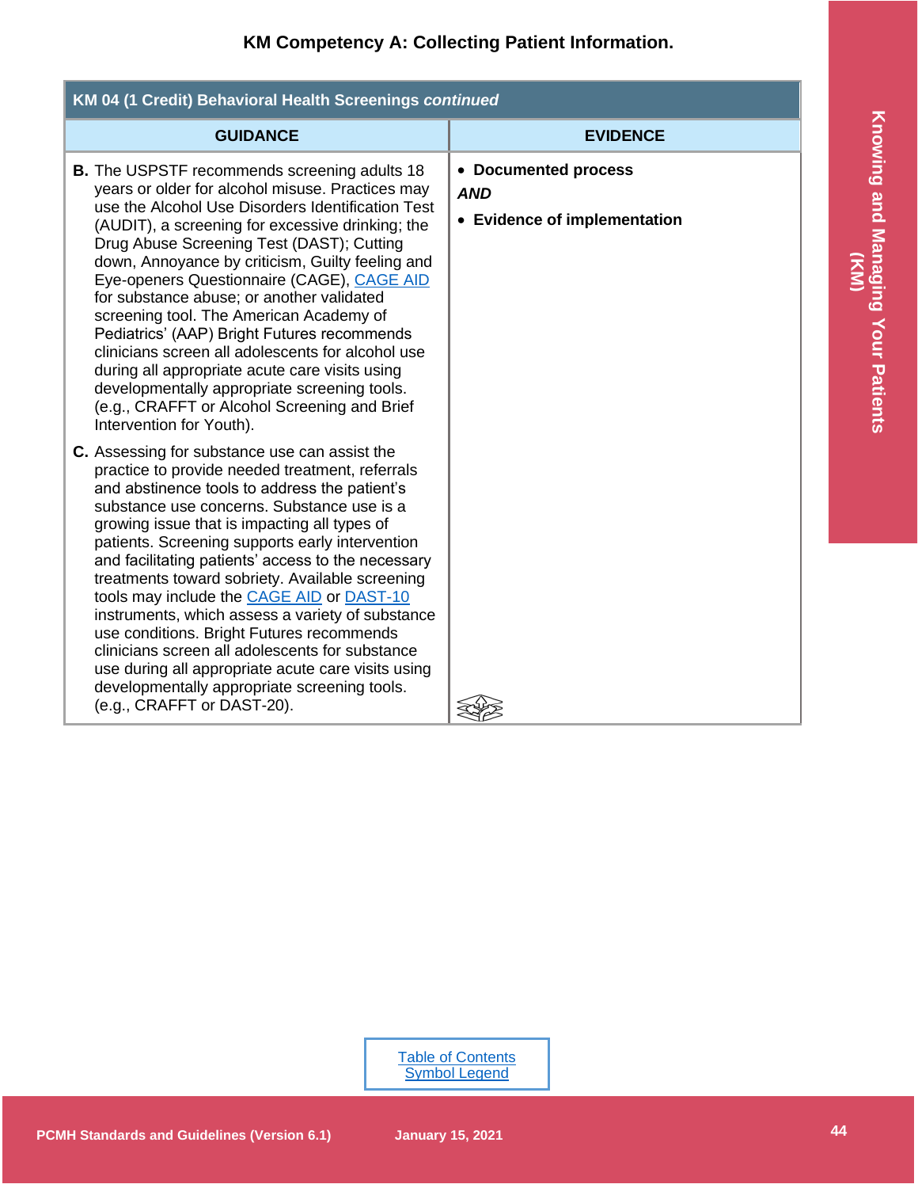### KM Competency A: Collecting Patient Information.

| KM 04 (1 Credit) Behavioral Health Screenings *continued* | |
|---|---|
| **GUIDANCE** | **EVIDENCE** |
| **B.** The USPSTF recommends screening adults 18 years or older for alcohol misuse. Practices may use the Alcohol Use Disorders Identification Test (AUDIT), a screening for excessive drinking; the Drug Abuse Screening Test (DAST); Cutting down, Annoyance by criticism, Guilty feeling and Eye-openers Questionnaire (CAGE), CAGE AID for substance abuse; or another validated screening tool. The American Academy of Pediatrics' (AAP) Bright Futures recommends clinicians screen all adolescents for alcohol use during all appropriate acute care visits using developmentally appropriate screening tools. (e.g., CRAFFT or Alcohol Screening and Brief Intervention for Youth).<br><br>**C.** Assessing for substance use can assist the practice to provide needed treatment, referrals and abstinence tools to address the patient's substance use concerns. Substance use is a growing issue that is impacting all types of patients. Screening supports early intervention and facilitating patients' access to the necessary treatments toward sobriety. Available screening tools may include the CAGE AID or DAST-10 instruments, which assess a variety of substance use conditions. Bright Futures recommends clinicians screen all adolescents for substance use during all appropriate acute care visits using developmentally appropriate screening tools. (e.g., CRAFFT or DAST-20). | • **Documented process**<br>***AND***<br>• **Evidence of implementation** |

Table of Contents
Symbol Legend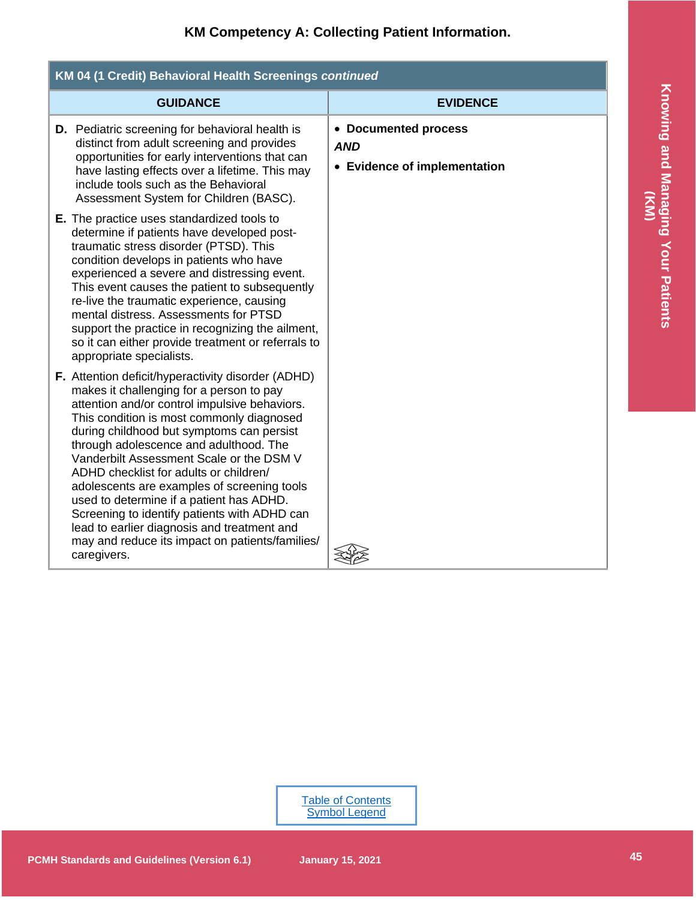## KM Competency A: Collecting Patient Information.

| KM 04 (1 Credit) Behavioral Health Screenings *continued* | |
|---|---|
| **GUIDANCE** | **EVIDENCE** |
| **D.** Pediatric screening for behavioral health is distinct from adult screening and provides opportunities for early interventions that can have lasting effects over a lifetime. This may include tools such as the Behavioral Assessment System for Children (BASC).<br><br>**E.** The practice uses standardized tools to determine if patients have developed post-traumatic stress disorder (PTSD). This condition develops in patients who have experienced a severe and distressing event. This event causes the patient to subsequently re-live the traumatic experience, causing mental distress. Assessments for PTSD support the practice in recognizing the ailment, so it can either provide treatment or referrals to appropriate specialists.<br><br>**F.** Attention deficit/hyperactivity disorder (ADHD) makes it challenging for a person to pay attention and/or control impulsive behaviors. This condition is most commonly diagnosed during childhood but symptoms can persist through adolescence and adulthood. The Vanderbilt Assessment Scale or the DSM V ADHD checklist for adults or children/ adolescents are examples of screening tools used to determine if a patient has ADHD. Screening to identify patients with ADHD can lead to earlier diagnosis and treatment and may and reduce its impact on patients/families/ caregivers. | • **Documented process**<br>***AND***<br>• **Evidence of implementation** |

Table of Contents
Symbol Legend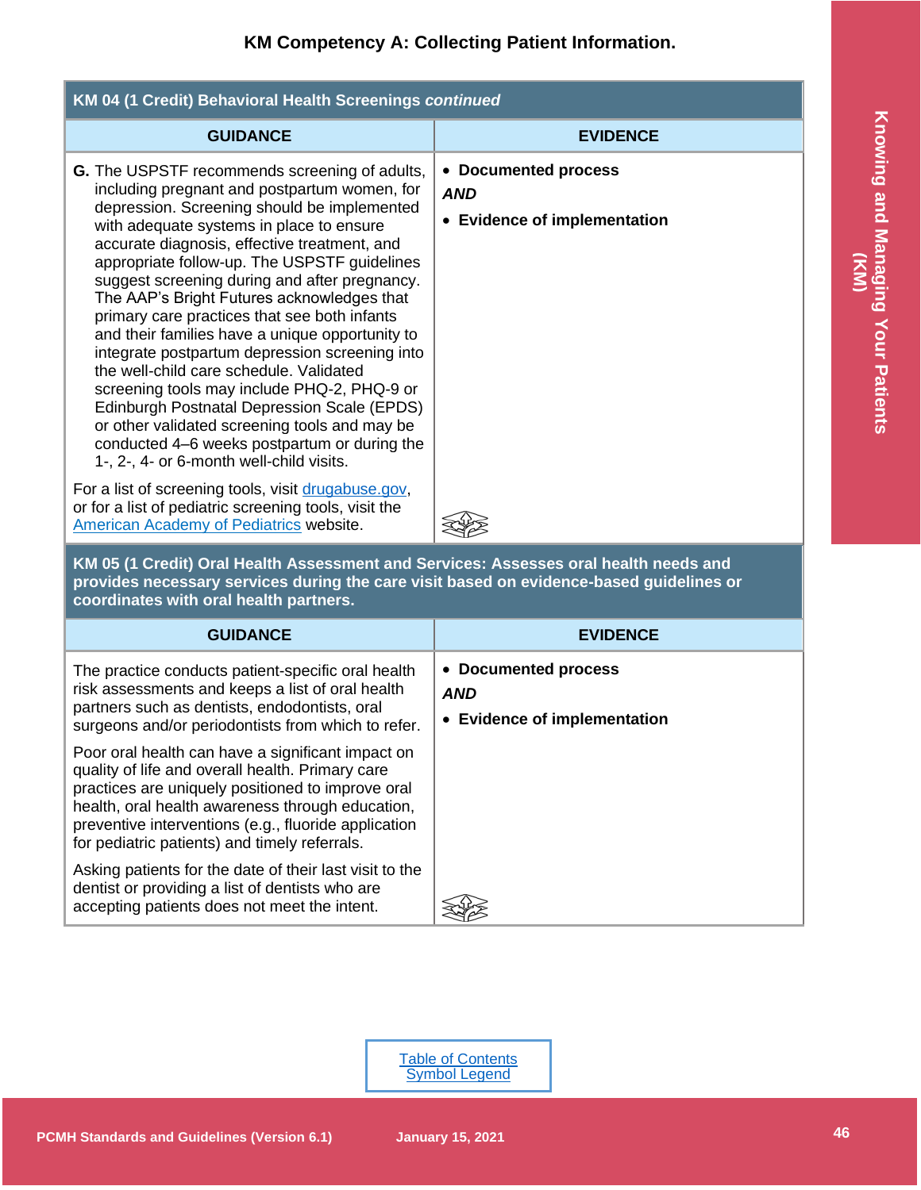## KM Competency A: Collecting Patient Information.

| KM 04 (1 Credit) Behavioral Health Screenings *continued* | |
|---|---|
| **GUIDANCE** | **EVIDENCE** |
| **G.** The USPSTF recommends screening of adults, including pregnant and postpartum women, for depression. Screening should be implemented with adequate systems in place to ensure accurate diagnosis, effective treatment, and appropriate follow-up. The USPSTF guidelines suggest screening during and after pregnancy. The AAP's Bright Futures acknowledges that primary care practices that see both infants and their families have a unique opportunity to integrate postpartum depression screening into the well-child care schedule. Validated screening tools may include PHQ-2, PHQ-9 or Edinburgh Postnatal Depression Scale (EPDS) or other validated screening tools and may be conducted 4–6 weeks postpartum or during the 1-, 2-, 4- or 6-month well-child visits.<br><br>For a list of screening tools, visit [drugabuse.gov](drugabuse.gov), or for a list of pediatric screening tools, visit the [American Academy of Pediatrics](American Academy of Pediatrics) website. | • **Documented process**<br>***AND***<br>• **Evidence of implementation** |

| KM 05 (1 Credit) Oral Health Assessment and Services: Assesses oral health needs and provides necessary services during the care visit based on evidence-based guidelines or coordinates with oral health partners. | |
|---|---|
| **GUIDANCE** | **EVIDENCE** |
| The practice conducts patient-specific oral health risk assessments and keeps a list of oral health partners such as dentists, endodontists, oral surgeons and/or periodontists from which to refer.<br><br>Poor oral health can have a significant impact on quality of life and overall health. Primary care practices are uniquely positioned to improve oral health, oral health awareness through education, preventive interventions (e.g., fluoride application for pediatric patients) and timely referrals.<br><br>Asking patients for the date of their last visit to the dentist or providing a list of dentists who are accepting patients does not meet the intent. | • **Documented process**<br>***AND***<br>• **Evidence of implementation** |

[Table of Contents](Table of Contents)
[Symbol Legend](Symbol Legend)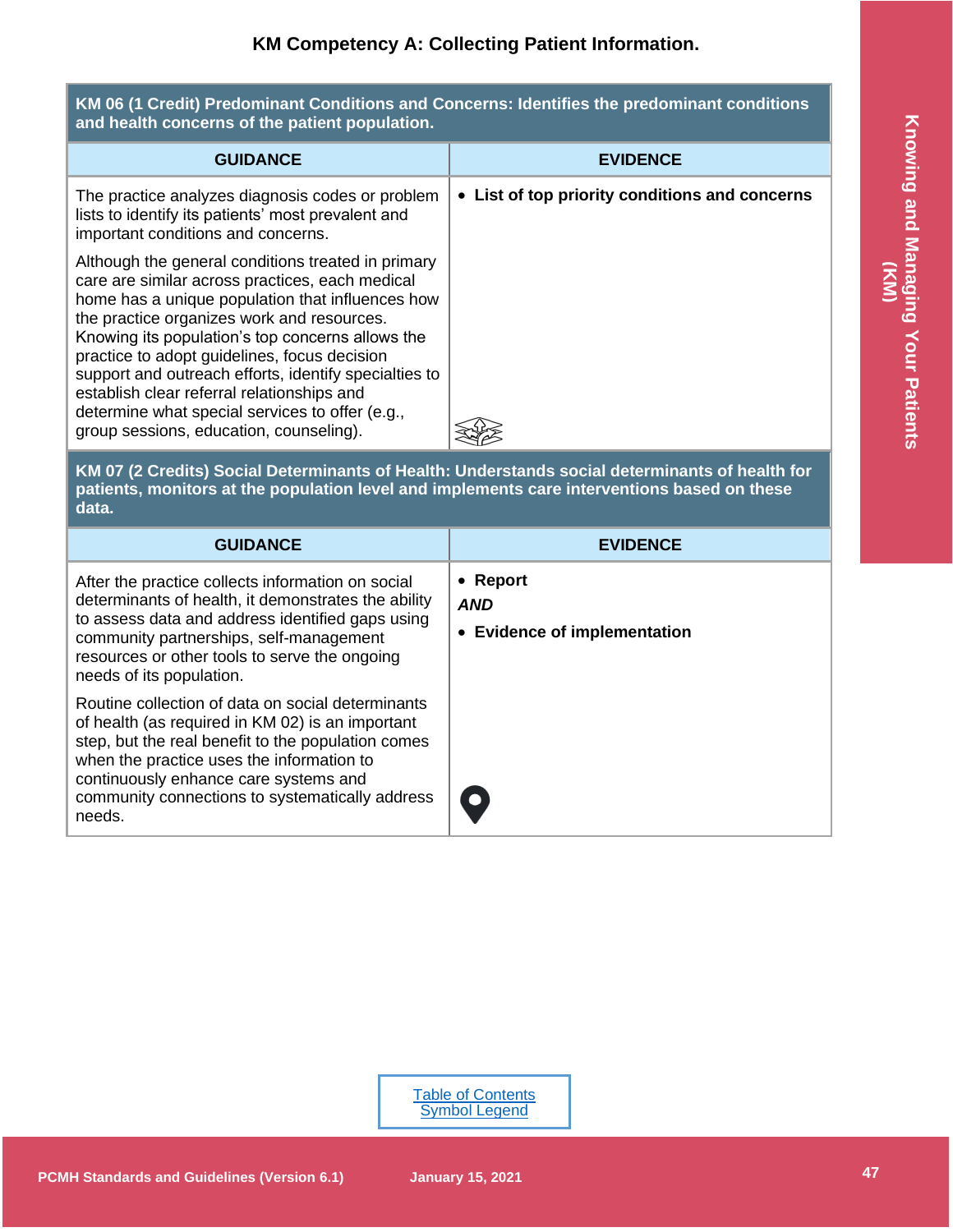## KM Competency A: Collecting Patient Information.

| **KM 06 (1 Credit) Predominant Conditions and Concerns: Identifies the predominant conditions and health concerns of the patient population.** | |
|---|---|
| **GUIDANCE** | **EVIDENCE** |
| The practice analyzes diagnosis codes or problem lists to identify its patients' most prevalent and important conditions and concerns.<br><br>Although the general conditions treated in primary care are similar across practices, each medical home has a unique population that influences how the practice organizes work and resources. Knowing its population's top concerns allows the practice to adopt guidelines, focus decision support and outreach efforts, identify specialties to establish clear referral relationships and determine what special services to offer (e.g., group sessions, education, counseling). | • **List of top priority conditions and concerns** |

| **KM 07 (2 Credits) Social Determinants of Health: Understands social determinants of health for patients, monitors at the population level and implements care interventions based on these data.** | |
|---|---|
| **GUIDANCE** | **EVIDENCE** |
| After the practice collects information on social determinants of health, it demonstrates the ability to assess data and address identified gaps using community partnerships, self-management resources or other tools to serve the ongoing needs of its population.<br><br>Routine collection of data on social determinants of health (as required in KM 02) is an important step, but the real benefit to the population comes when the practice uses the information to continuously enhance care systems and community connections to systematically address needs. | • **Report**<br>***AND***<br>• **Evidence of implementation** |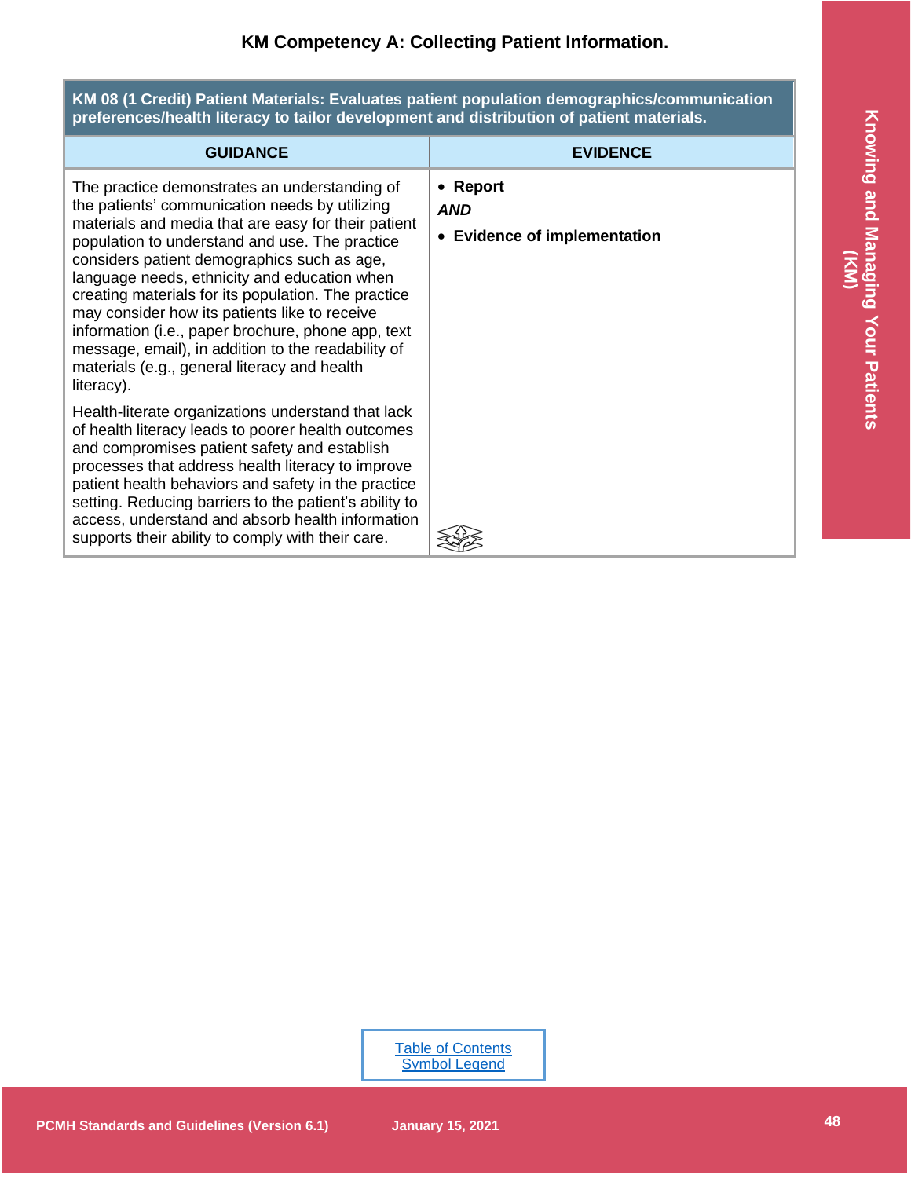## KM Competency A: Collecting Patient Information.

| KM 08 (1 Credit) Patient Materials: Evaluates patient population demographics/communication preferences/health literacy to tailor development and distribution of patient materials. | |
|---|---|
| **GUIDANCE** | **EVIDENCE** |
| The practice demonstrates an understanding of the patients' communication needs by utilizing materials and media that are easy for their patient population to understand and use. The practice considers patient demographics such as age, language needs, ethnicity and education when creating materials for its population. The practice may consider how its patients like to receive information (i.e., paper brochure, phone app, text message, email), in addition to the readability of materials (e.g., general literacy and health literacy).<br><br>Health-literate organizations understand that lack of health literacy leads to poorer health outcomes and compromises patient safety and establish processes that address health literacy to improve patient health behaviors and safety in the practice setting. Reducing barriers to the patient's ability to access, understand and absorb health information supports their ability to comply with their care. | • **Report**<br>***AND***<br>• **Evidence of implementation** |

Table of Contents
Symbol Legend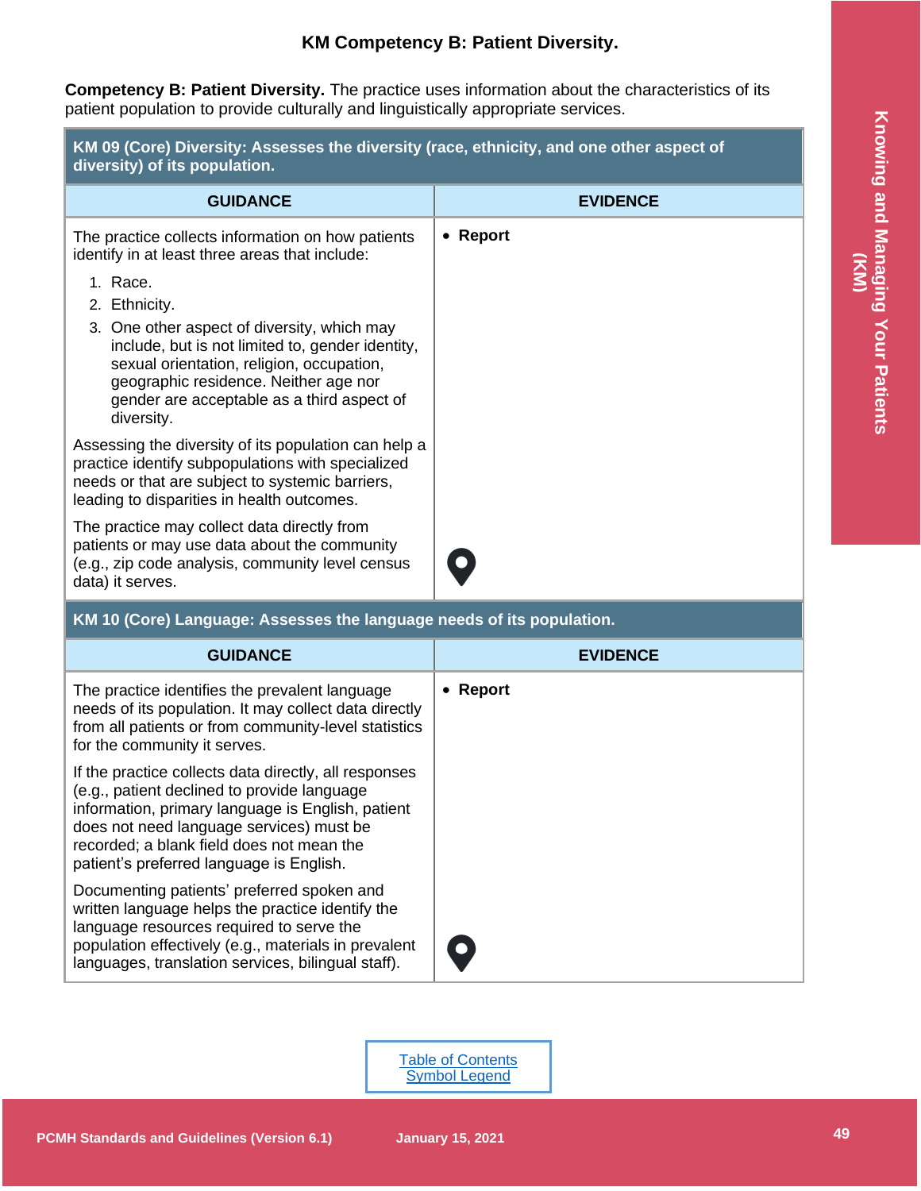## KM Competency B: Patient Diversity.

**Competency B: Patient Diversity.** The practice uses information about the characteristics of its patient population to provide culturally and linguistically appropriate services.

**KM 09 (Core) Diversity: Assesses the diversity (race, ethnicity, and one other aspect of diversity) of its population.**

| GUIDANCE | EVIDENCE |
|---|---|
| The practice collects information on how patients identify in at least three areas that include:<br>1. Race.<br>2. Ethnicity.<br>3. One other aspect of diversity, which may include, but is not limited to, gender identity, sexual orientation, religion, occupation, geographic residence. Neither age nor gender are acceptable as a third aspect of diversity.<br><br>Assessing the diversity of its population can help a practice identify subpopulations with specialized needs or that are subject to systemic barriers, leading to disparities in health outcomes.<br><br>The practice may collect data directly from patients or may use data about the community (e.g., zip code analysis, community level census data) it serves. | • **Report** |

**KM 10 (Core) Language: Assesses the language needs of its population.**

| GUIDANCE | EVIDENCE |
|---|---|
| The practice identifies the prevalent language needs of its population. It may collect data directly from all patients or from community-level statistics for the community it serves.<br><br>If the practice collects data directly, all responses (e.g., patient declined to provide language information, primary language is English, patient does not need language services) must be recorded; a blank field does not mean the patient's preferred language is English.<br><br>Documenting patients' preferred spoken and written language helps the practice identify the language resources required to serve the population effectively (e.g., materials in prevalent languages, translation services, bilingual staff). | • **Report** |

Table of Contents
Symbol Legend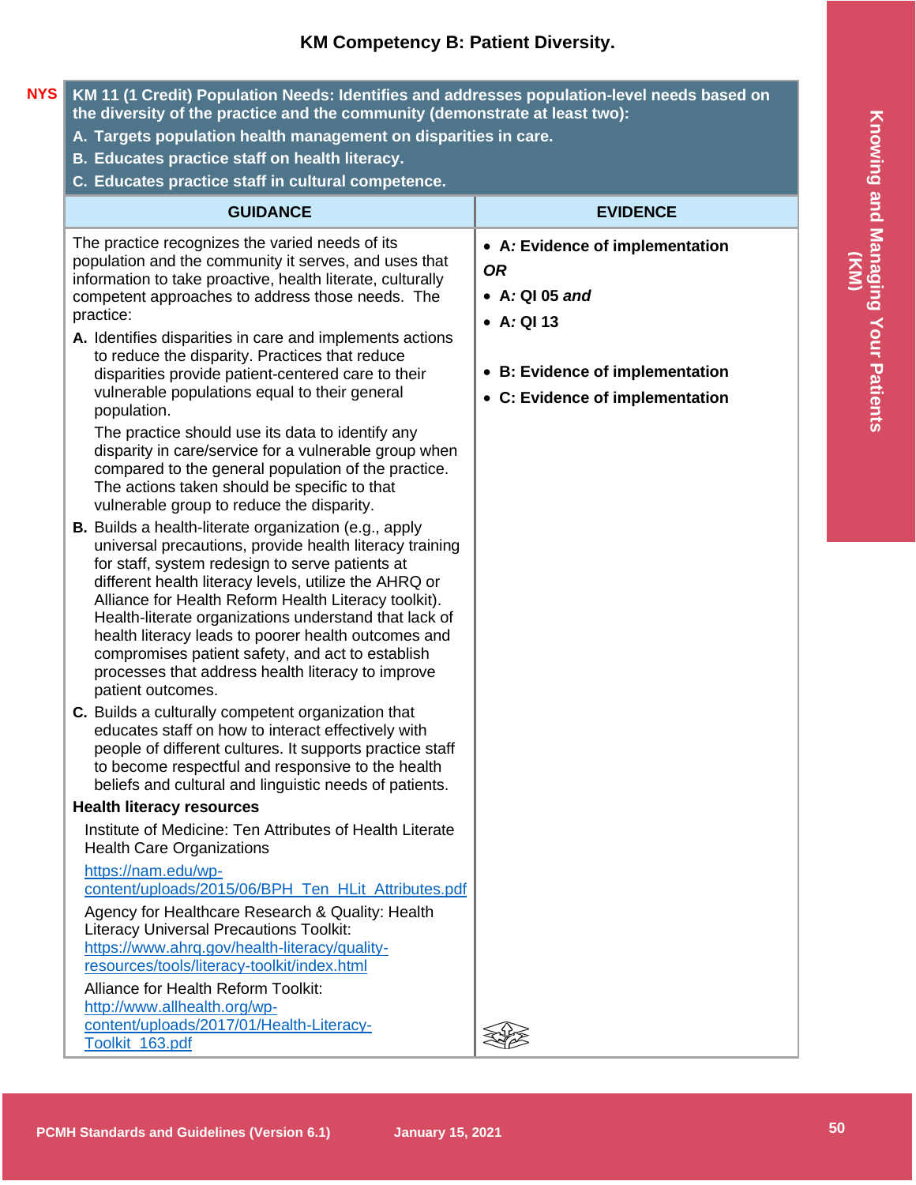## KM Competency B: Patient Diversity.

NYS

**KM 11 (1 Credit) Population Needs: Identifies and addresses population-level needs based on the diversity of the practice and the community (demonstrate at least two):**
**A. Targets population health management on disparities in care.**
**B. Educates practice staff on health literacy.**
**C. Educates practice staff in cultural competence.**

| GUIDANCE | EVIDENCE |
|---|---|
| The practice recognizes the varied needs of its population and the community it serves, and uses that information to take proactive, health literate, culturally competent approaches to address those needs. The practice:<br>**A.** Identifies disparities in care and implements actions to reduce the disparity. Practices that reduce disparities provide patient-centered care to their vulnerable populations equal to their general population.<br>The practice should use its data to identify any disparity in care/service for a vulnerable group when compared to the general population of the practice. The actions taken should be specific to that vulnerable group to reduce the disparity.<br>**B.** Builds a health-literate organization (e.g., apply universal precautions, provide health literacy training for staff, system redesign to serve patients at different health literacy levels, utilize the AHRQ or Alliance for Health Reform Health Literacy toolkit). Health-literate organizations understand that lack of health literacy leads to poorer health outcomes and compromises patient safety, and act to establish processes that address health literacy to improve patient outcomes.<br>**C.** Builds a culturally competent organization that educates staff on how to interact effectively with people of different cultures. It supports practice staff to become respectful and responsive to the health beliefs and cultural and linguistic needs of patients.<br>**Health literacy resources**<br>Institute of Medicine: Ten Attributes of Health Literate Health Care Organizations<br>https://nam.edu/wp-content/uploads/2015/06/BPH_Ten_HLit_Attributes.pdf<br>Agency for Healthcare Research & Quality: Health Literacy Universal Precautions Toolkit: https://www.ahrq.gov/health-literacy/quality-resources/tools/literacy-toolkit/index.html<br>Alliance for Health Reform Toolkit: http://www.allhealth.org/wp-content/uploads/2017/01/Health-Literacy-Toolkit_163.pdf | • **A: Evidence of implementation**<br>***OR***<br>• **A: QI 05 *and***<br>• **A: QI 13**<br><br>• **B: Evidence of implementation**<br>• **C: Evidence of implementation** |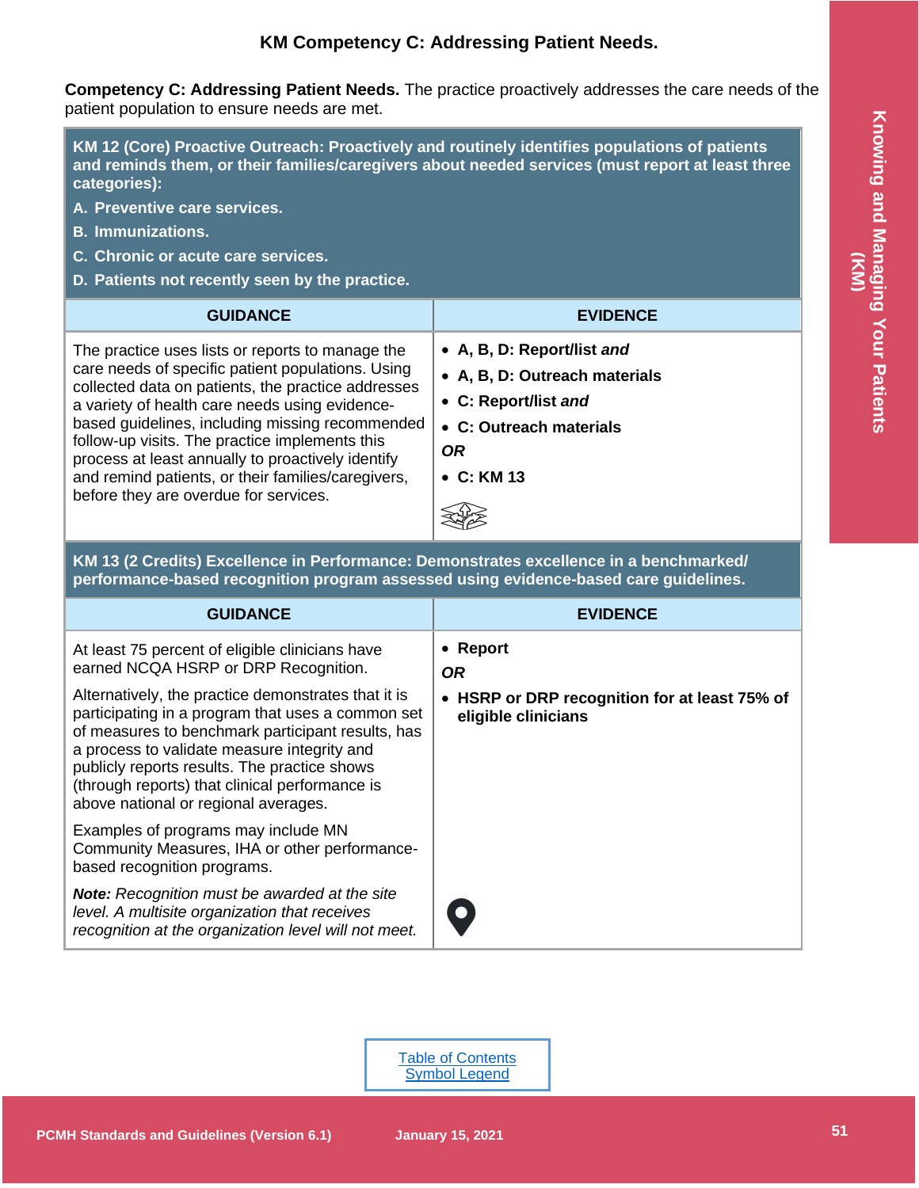## KM Competency C: Addressing Patient Needs.

**Competency C: Addressing Patient Needs.** The practice proactively addresses the care needs of the patient population to ensure needs are met.

**KM 12 (Core) Proactive Outreach: Proactively and routinely identifies populations of patients and reminds them, or their families/caregivers about needed services (must report at least three categories):**

**A. Preventive care services.**

**B. Immunizations.**

**C. Chronic or acute care services.**

**D. Patients not recently seen by the practice.**

| GUIDANCE | EVIDENCE |
|---|---|
| The practice uses lists or reports to manage the care needs of specific patient populations. Using collected data on patients, the practice addresses a variety of health care needs using evidence-based guidelines, including missing recommended follow-up visits. The practice implements this process at least annually to proactively identify and remind patients, or their families/caregivers, before they are overdue for services. | • **A, B, D: Report/list *and***<br>• **A, B, D: Outreach materials**<br>• **C: Report/list *and***<br>• **C: Outreach materials**<br>***OR***<br>• **C: KM 13** |

**KM 13 (2 Credits) Excellence in Performance: Demonstrates excellence in a benchmarked/ performance-based recognition program assessed using evidence-based care guidelines.**

| GUIDANCE | EVIDENCE |
|---|---|
| At least 75 percent of eligible clinicians have earned NCQA HSRP or DRP Recognition.<br><br>Alternatively, the practice demonstrates that it is participating in a program that uses a common set of measures to benchmark participant results, has a process to validate measure integrity and publicly reports results. The practice shows (through reports) that clinical performance is above national or regional averages.<br><br>Examples of programs may include MN Community Measures, IHA or other performance-based recognition programs.<br><br>***Note:*** *Recognition must be awarded at the site level. A multisite organization that receives recognition at the organization level will not meet.* | • **Report**<br>***OR***<br>• **HSRP or DRP recognition for at least 75% of eligible clinicians** |

Table of Contents
Symbol Legend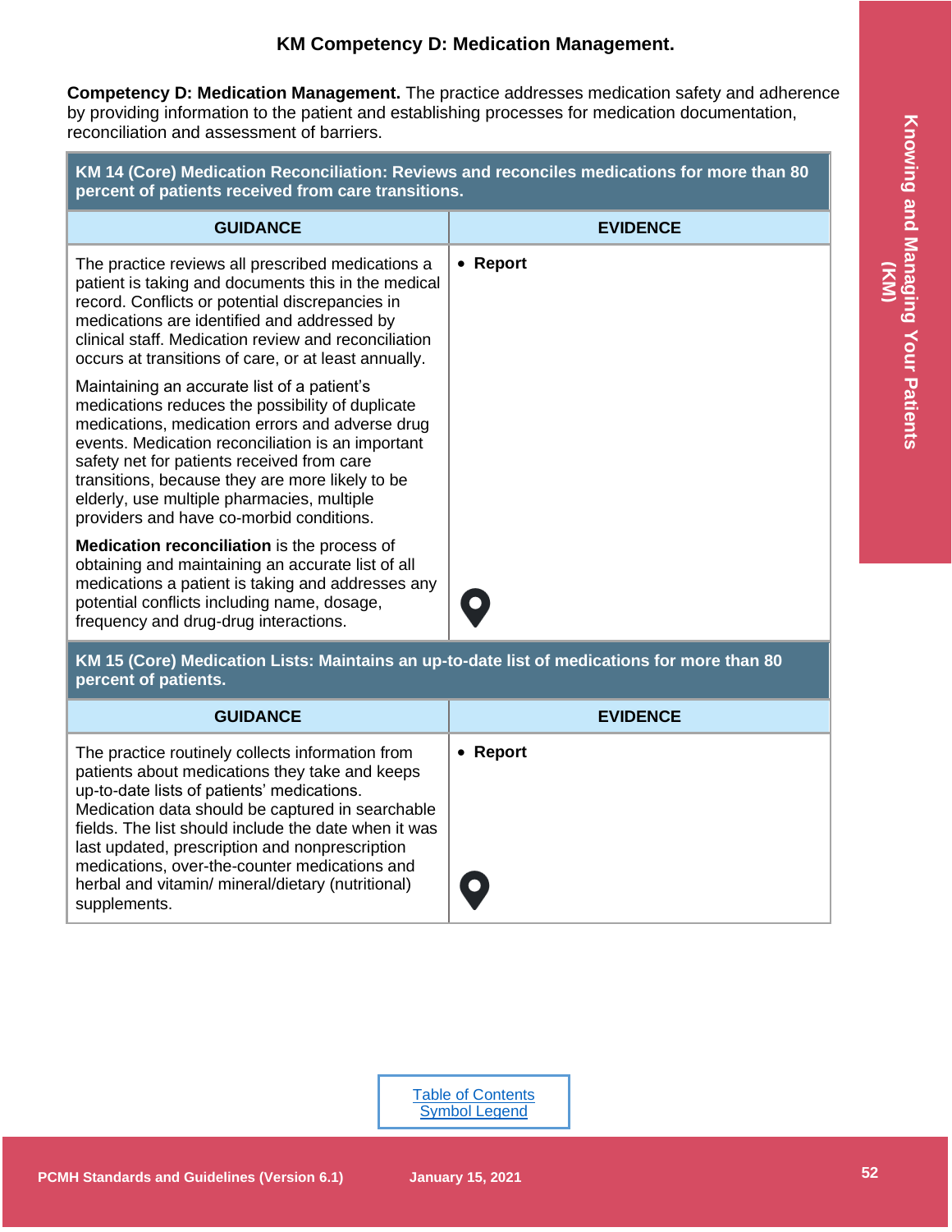# KM Competency D: Medication Management.

**Competency D: Medication Management.** The practice addresses medication safety and adherence by providing information to the patient and establishing processes for medication documentation, reconciliation and assessment of barriers.

| **KM 14 (Core) Medication Reconciliation: Reviews and reconciles medications for more than 80 percent of patients received from care transitions.** | |
|---|---|
| **GUIDANCE** | **EVIDENCE** |
| The practice reviews all prescribed medications a patient is taking and documents this in the medical record. Conflicts or potential discrepancies in medications are identified and addressed by clinical staff. Medication review and reconciliation occurs at transitions of care, or at least annually.<br><br>Maintaining an accurate list of a patient's medications reduces the possibility of duplicate medications, medication errors and adverse drug events. Medication reconciliation is an important safety net for patients received from care transitions, because they are more likely to be elderly, use multiple pharmacies, multiple providers and have co-morbid conditions.<br><br>**Medication reconciliation** is the process of obtaining and maintaining an accurate list of all medications a patient is taking and addresses any potential conflicts including name, dosage, frequency and drug-drug interactions. | • **Report** |

| **KM 15 (Core) Medication Lists: Maintains an up-to-date list of medications for more than 80 percent of patients.** | |
|---|---|
| **GUIDANCE** | **EVIDENCE** |
| The practice routinely collects information from patients about medications they take and keeps up-to-date lists of patients' medications. Medication data should be captured in searchable fields. The list should include the date when it was last updated, prescription and nonprescription medications, over-the-counter medications and herbal and vitamin/ mineral/dietary (nutritional) supplements. | • **Report** |

Table of Contents
Symbol Legend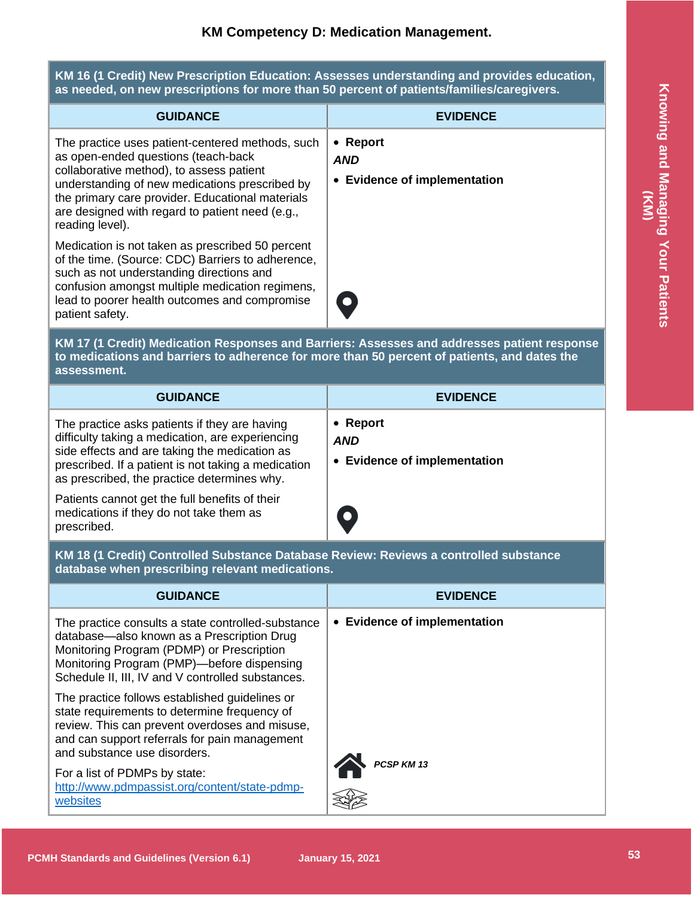## KM Competency D: Medication Management.

| **KM 16 (1 Credit) New Prescription Education: Assesses understanding and provides education, as needed, on new prescriptions for more than 50 percent of patients/families/caregivers.** | |
|---|---|
| **GUIDANCE** | **EVIDENCE** |
| The practice uses patient-centered methods, such as open-ended questions (teach-back collaborative method), to assess patient understanding of new medications prescribed by the primary care provider. Educational materials are designed with regard to patient need (e.g., reading level).<br><br>Medication is not taken as prescribed 50 percent of the time. (Source: CDC) Barriers to adherence, such as not understanding directions and confusion amongst multiple medication regimens, lead to poorer health outcomes and compromise patient safety. | • **Report**<br>***AND***<br>• **Evidence of implementation** |

| **KM 17 (1 Credit) Medication Responses and Barriers: Assesses and addresses patient response to medications and barriers to adherence for more than 50 percent of patients, and dates the assessment.** | |
|---|---|
| **GUIDANCE** | **EVIDENCE** |
| The practice asks patients if they are having difficulty taking a medication, are experiencing side effects and are taking the medication as prescribed. If a patient is not taking a medication as prescribed, the practice determines why.<br><br>Patients cannot get the full benefits of their medications if they do not take them as prescribed. | • **Report**<br>***AND***<br>• **Evidence of implementation** |

| **KM 18 (1 Credit) Controlled Substance Database Review: Reviews a controlled substance database when prescribing relevant medications.** | |
|---|---|
| **GUIDANCE** | **EVIDENCE** |
| The practice consults a state controlled-substance database—also known as a Prescription Drug Monitoring Program (PDMP) or Prescription Monitoring Program (PMP)—before dispensing Schedule II, III, IV and V controlled substances.<br><br>The practice follows established guidelines or state requirements to determine frequency of review. This can prevent overdoses and misuse, and can support referrals for pain management and substance use disorders.<br><br>For a list of PDMPs by state: [http://www.pdmpassist.org/content/state-pdmp-websites](http://www.pdmpassist.org/content/state-pdmp-websites) | • **Evidence of implementation**<br><br>***PCSP KM 13*** |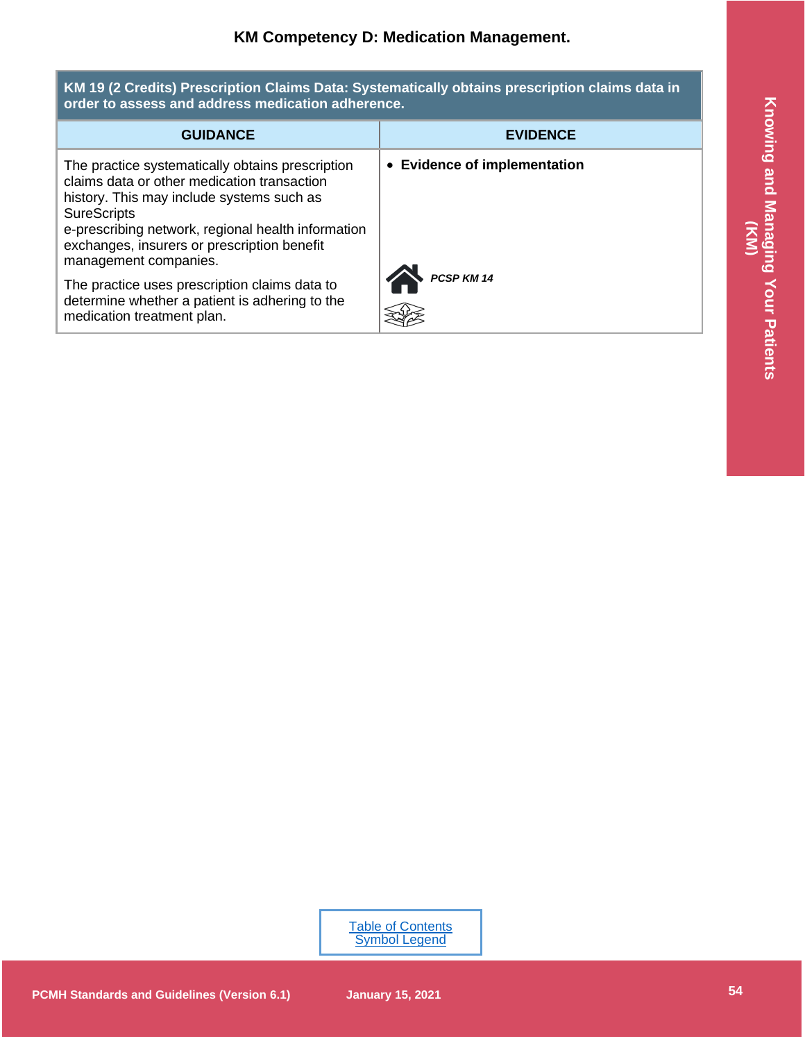### KM Competency D: Medication Management.

| KM 19 (2 Credits) Prescription Claims Data: Systematically obtains prescription claims data in order to assess and address medication adherence. | |
|---|---|
| **GUIDANCE** | **EVIDENCE** |
| The practice systematically obtains prescription claims data or other medication transaction history. This may include systems such as SureScripts e-prescribing network, regional health information exchanges, insurers or prescription benefit management companies.<br><br>The practice uses prescription claims data to determine whether a patient is adhering to the medication treatment plan. | • **Evidence of implementation**<br><br>***PCSP KM 14*** |

Table of Contents
Symbol Legend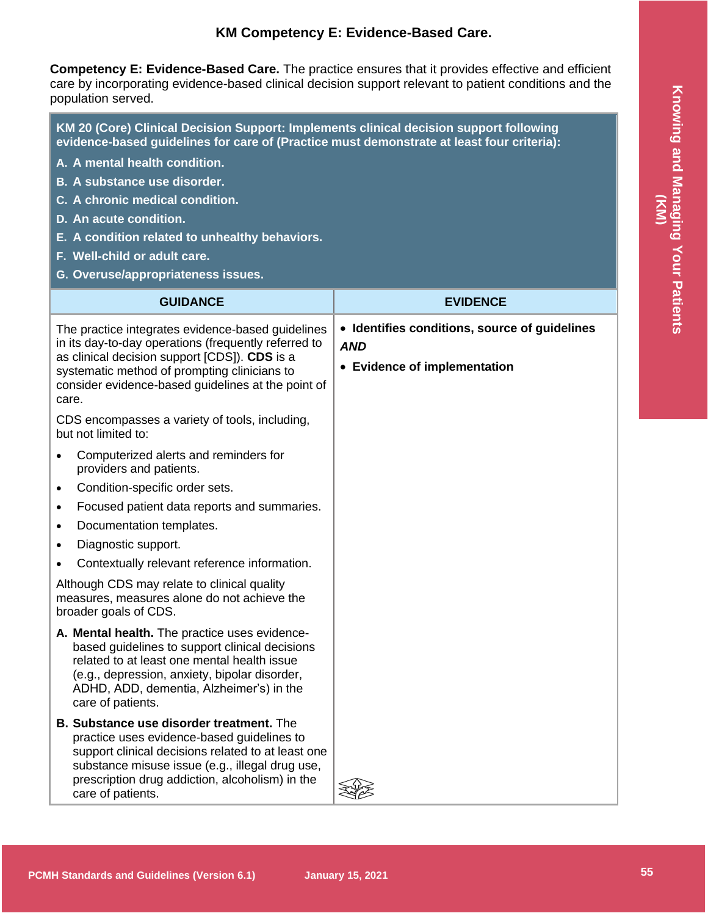# KM Competency E: Evidence-Based Care.

**Competency E: Evidence-Based Care.** The practice ensures that it provides effective and efficient care by incorporating evidence-based clinical decision support relevant to patient conditions and the population served.

**KM 20 (Core) Clinical Decision Support: Implements clinical decision support following evidence-based guidelines for care of (Practice must demonstrate at least four criteria):**

**A. A mental health condition.**
**B. A substance use disorder.**
**C. A chronic medical condition.**
**D. An acute condition.**
**E. A condition related to unhealthy behaviors.**
**F. Well-child or adult care.**
**G. Overuse/appropriateness issues.**

| GUIDANCE | EVIDENCE |
|---|---|
| The practice integrates evidence-based guidelines in its day-to-day operations (frequently referred to as clinical decision support [CDS]). **CDS** is a systematic method of prompting clinicians to consider evidence-based guidelines at the point of care.<br><br>CDS encompasses a variety of tools, including, but not limited to:<br>• Computerized alerts and reminders for providers and patients.<br>• Condition-specific order sets.<br>• Focused patient data reports and summaries.<br>• Documentation templates.<br>• Diagnostic support.<br>• Contextually relevant reference information.<br><br>Although CDS may relate to clinical quality measures, measures alone do not achieve the broader goals of CDS.<br><br>**A. Mental health.** The practice uses evidence-based guidelines to support clinical decisions related to at least one mental health issue (e.g., depression, anxiety, bipolar disorder, ADHD, ADD, dementia, Alzheimer's) in the care of patients.<br><br>**B. Substance use disorder treatment.** The practice uses evidence-based guidelines to support clinical decisions related to at least one substance misuse issue (e.g., illegal drug use, prescription drug addiction, alcoholism) in the care of patients. | • **Identifies conditions, source of guidelines**<br>***AND***<br>• **Evidence of implementation** |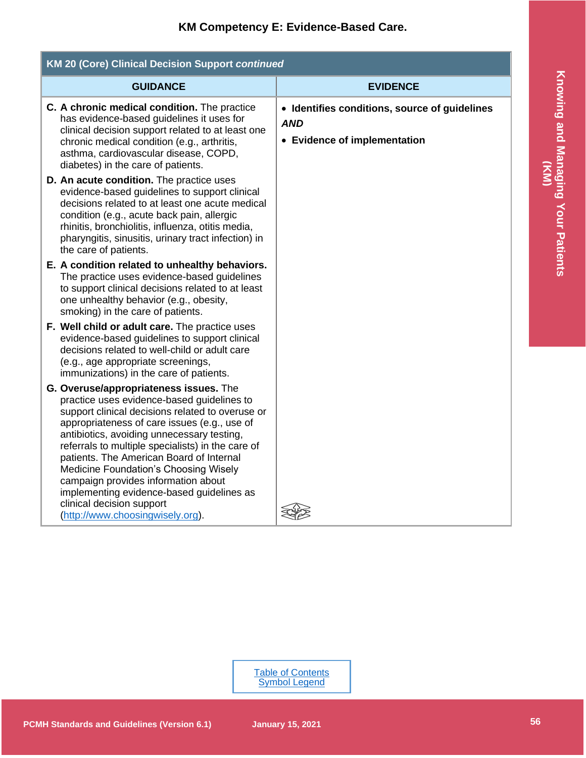## KM Competency E: Evidence-Based Care.

| KM 20 (Core) Clinical Decision Support *continued* | |
|---|---|
| **GUIDANCE** | **EVIDENCE** |
| **C. A chronic medical condition.** The practice has evidence-based guidelines it uses for clinical decision support related to at least one chronic medical condition (e.g., arthritis, asthma, cardiovascular disease, COPD, diabetes) in the care of patients.<br>**D. An acute condition.** The practice uses evidence-based guidelines to support clinical decisions related to at least one acute medical condition (e.g., acute back pain, allergic rhinitis, bronchiolitis, influenza, otitis media, pharyngitis, sinusitis, urinary tract infection) in the care of patients.<br>**E. A condition related to unhealthy behaviors.** The practice uses evidence-based guidelines to support clinical decisions related to at least one unhealthy behavior (e.g., obesity, smoking) in the care of patients.<br>**F. Well child or adult care.** The practice uses evidence-based guidelines to support clinical decisions related to well-child or adult care (e.g., age appropriate screenings, immunizations) in the care of patients.<br>**G. Overuse/appropriateness issues.** The practice uses evidence-based guidelines to support clinical decisions related to overuse or appropriateness of care issues (e.g., use of antibiotics, avoiding unnecessary testing, referrals to multiple specialists) in the care of patients. The American Board of Internal Medicine Foundation's Choosing Wisely campaign provides information about implementing evidence-based guidelines as clinical decision support (http://www.choosingwisely.org). | • **Identifies conditions, source of guidelines**<br>***AND***<br>• **Evidence of implementation** |

Table of Contents
Symbol Legend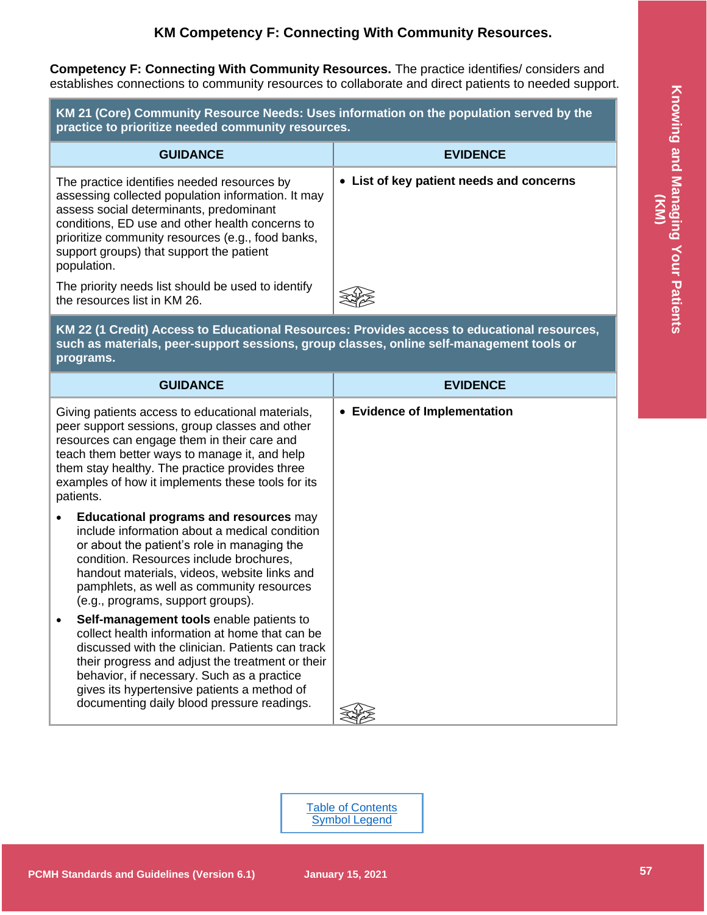## KM Competency F: Connecting With Community Resources.

**Competency F: Connecting With Community Resources.** The practice identifies/ considers and establishes connections to community resources to collaborate and direct patients to needed support.

| **KM 21 (Core) Community Resource Needs: Uses information on the population served by the practice to prioritize needed community resources.** | |
|---|---|
| **GUIDANCE** | **EVIDENCE** |
| The practice identifies needed resources by assessing collected population information. It may assess social determinants, predominant conditions, ED use and other health concerns to prioritize community resources (e.g., food banks, support groups) that support the patient population.<br><br>The priority needs list should be used to identify the resources list in KM 26. | • **List of key patient needs and concerns** |

| **KM 22 (1 Credit) Access to Educational Resources: Provides access to educational resources, such as materials, peer-support sessions, group classes, online self-management tools or programs.** | |
|---|---|
| **GUIDANCE** | **EVIDENCE** |
| Giving patients access to educational materials, peer support sessions, group classes and other resources can engage them in their care and teach them better ways to manage it, and help them stay healthy. The practice provides three examples of how it implements these tools for its patients.<br><br>• **Educational programs and resources** may include information about a medical condition or about the patient's role in managing the condition. Resources include brochures, handout materials, videos, website links and pamphlets, as well as community resources (e.g., programs, support groups).<br>• **Self-management tools** enable patients to collect health information at home that can be discussed with the clinician. Patients can track their progress and adjust the treatment or their behavior, if necessary. Such as a practice gives its hypertensive patients a method of documenting daily blood pressure readings. | • **Evidence of Implementation** |

[Table of Contents](#)
[Symbol Legend](#)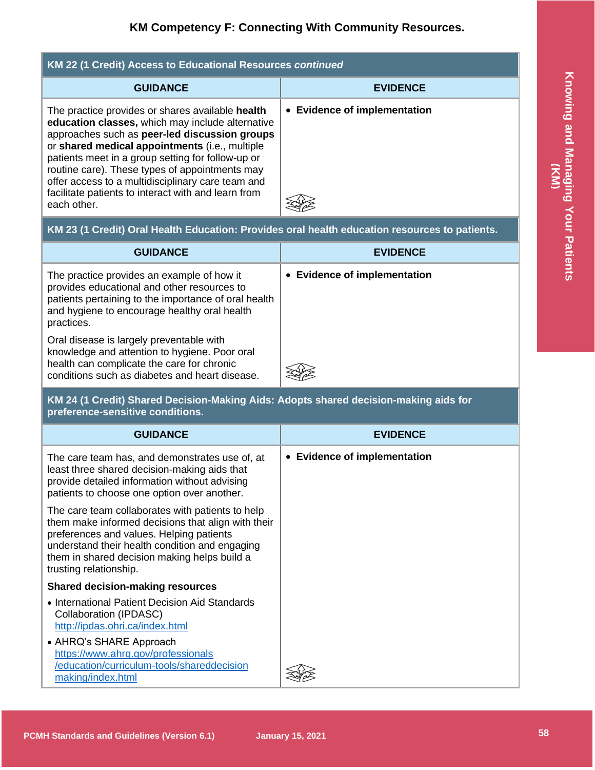## KM Competency F: Connecting With Community Resources.

| KM 22 (1 Credit) Access to Educational Resources *continued* | |
|---|---|
| **GUIDANCE** | **EVIDENCE** |
| The practice provides or shares available **health education classes,** which may include alternative approaches such as **peer-led discussion groups** or **shared medical appointments** (i.e., multiple patients meet in a group setting for follow-up or routine care). These types of appointments may offer access to a multidisciplinary care team and facilitate patients to interact with and learn from each other. | • **Evidence of implementation** |

| KM 23 (1 Credit) Oral Health Education: Provides oral health education resources to patients. | |
|---|---|
| **GUIDANCE** | **EVIDENCE** |
| The practice provides an example of how it provides educational and other resources to patients pertaining to the importance of oral health and hygiene to encourage healthy oral health practices.<br><br>Oral disease is largely preventable with knowledge and attention to hygiene. Poor oral health can complicate the care for chronic conditions such as diabetes and heart disease. | • **Evidence of implementation** |

| KM 24 (1 Credit) Shared Decision-Making Aids: Adopts shared decision-making aids for preference-sensitive conditions. | |
|---|---|
| **GUIDANCE** | **EVIDENCE** |
| The care team has, and demonstrates use of, at least three shared decision-making aids that provide detailed information without advising patients to choose one option over another.<br><br>The care team collaborates with patients to help them make informed decisions that align with their preferences and values. Helping patients understand their health condition and engaging them in shared decision making helps build a trusting relationship.<br><br>**Shared decision-making resources**<br>• International Patient Decision Aid Standards Collaboration (IPDASC) http://ipdas.ohri.ca/index.html<br>• AHRQ's SHARE Approach https://www.ahrq.gov/professionals/education/curriculum-tools/shareddecisionmaking/index.html | • **Evidence of implementation** |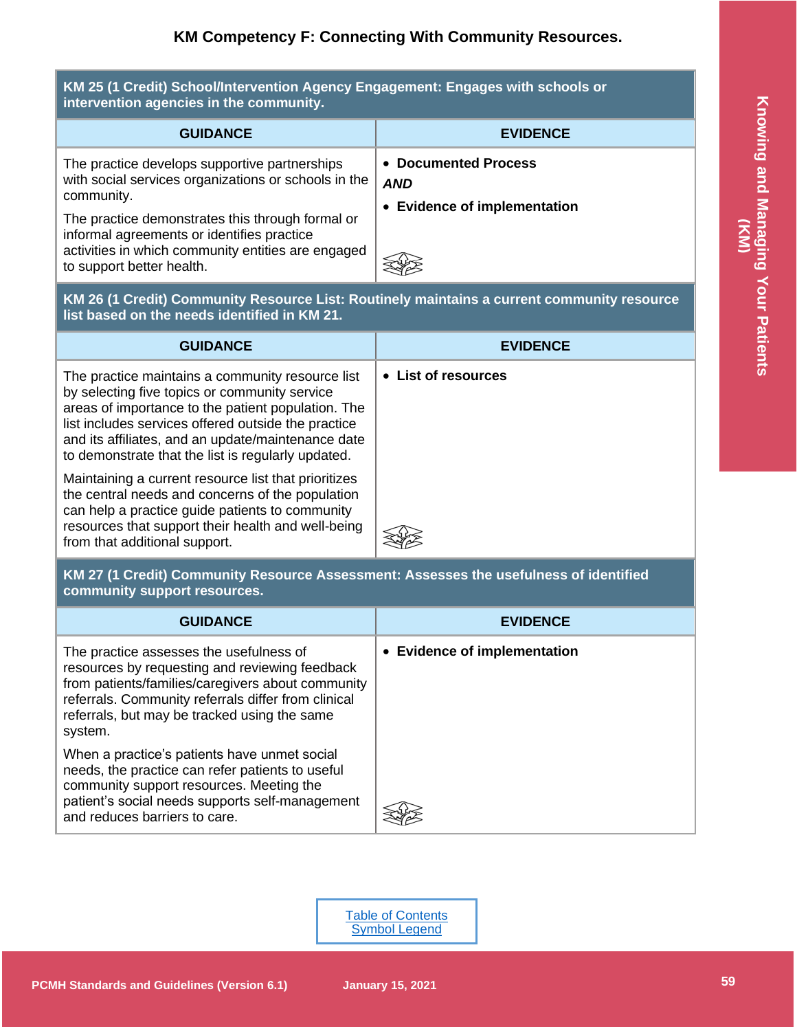## KM Competency F: Connecting With Community Resources.

**KM 25 (1 Credit) School/Intervention Agency Engagement: Engages with schools or intervention agencies in the community.**

| GUIDANCE | EVIDENCE |
|---|---|
| The practice develops supportive partnerships with social services organizations or schools in the community.<br><br>The practice demonstrates this through formal or informal agreements or identifies practice activities in which community entities are engaged to support better health. | • **Documented Process**<br>***AND***<br>• **Evidence of implementation** |

**KM 26 (1 Credit) Community Resource List: Routinely maintains a current community resource list based on the needs identified in KM 21.**

| GUIDANCE | EVIDENCE |
|---|---|
| The practice maintains a community resource list by selecting five topics or community service areas of importance to the patient population. The list includes services offered outside the practice and its affiliates, and an update/maintenance date to demonstrate that the list is regularly updated.<br><br>Maintaining a current resource list that prioritizes the central needs and concerns of the population can help a practice guide patients to community resources that support their health and well-being from that additional support. | • **List of resources** |

**KM 27 (1 Credit) Community Resource Assessment: Assesses the usefulness of identified community support resources.**

| GUIDANCE | EVIDENCE |
|---|---|
| The practice assesses the usefulness of resources by requesting and reviewing feedback from patients/families/caregivers about community referrals. Community referrals differ from clinical referrals, but may be tracked using the same system.<br><br>When a practice's patients have unmet social needs, the practice can refer patients to useful community support resources. Meeting the patient's social needs supports self-management and reduces barriers to care. | • **Evidence of implementation** |

Table of Contents
Symbol Legend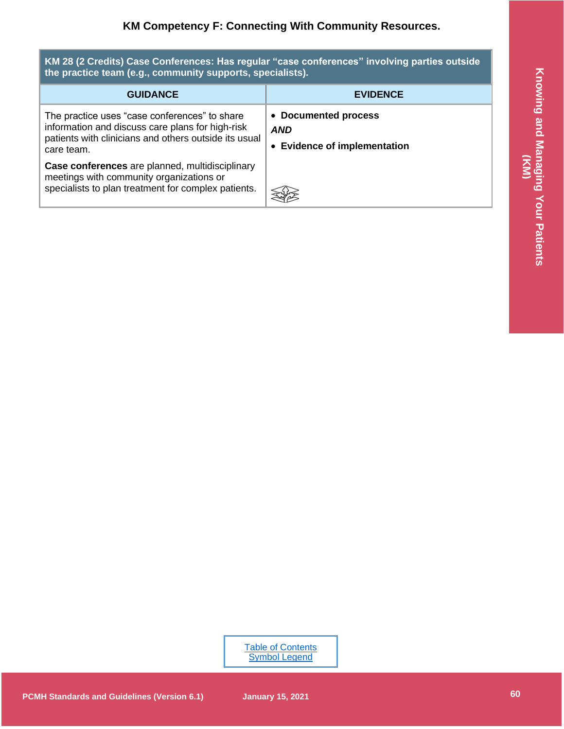## KM Competency F: Connecting With Community Resources.

| KM 28 (2 Credits) Case Conferences: Has regular "case conferences" involving parties outside the practice team (e.g., community supports, specialists). | |
|---|---|
| **GUIDANCE** | **EVIDENCE** |
| The practice uses "case conferences" to share information and discuss care plans for high-risk patients with clinicians and others outside its usual care team.<br><br>**Case conferences** are planned, multidisciplinary meetings with community organizations or specialists to plan treatment for complex patients. | • **Documented process**<br>***AND***<br>• **Evidence of implementation** |

[Table of Contents](#)
[Symbol Legend](#)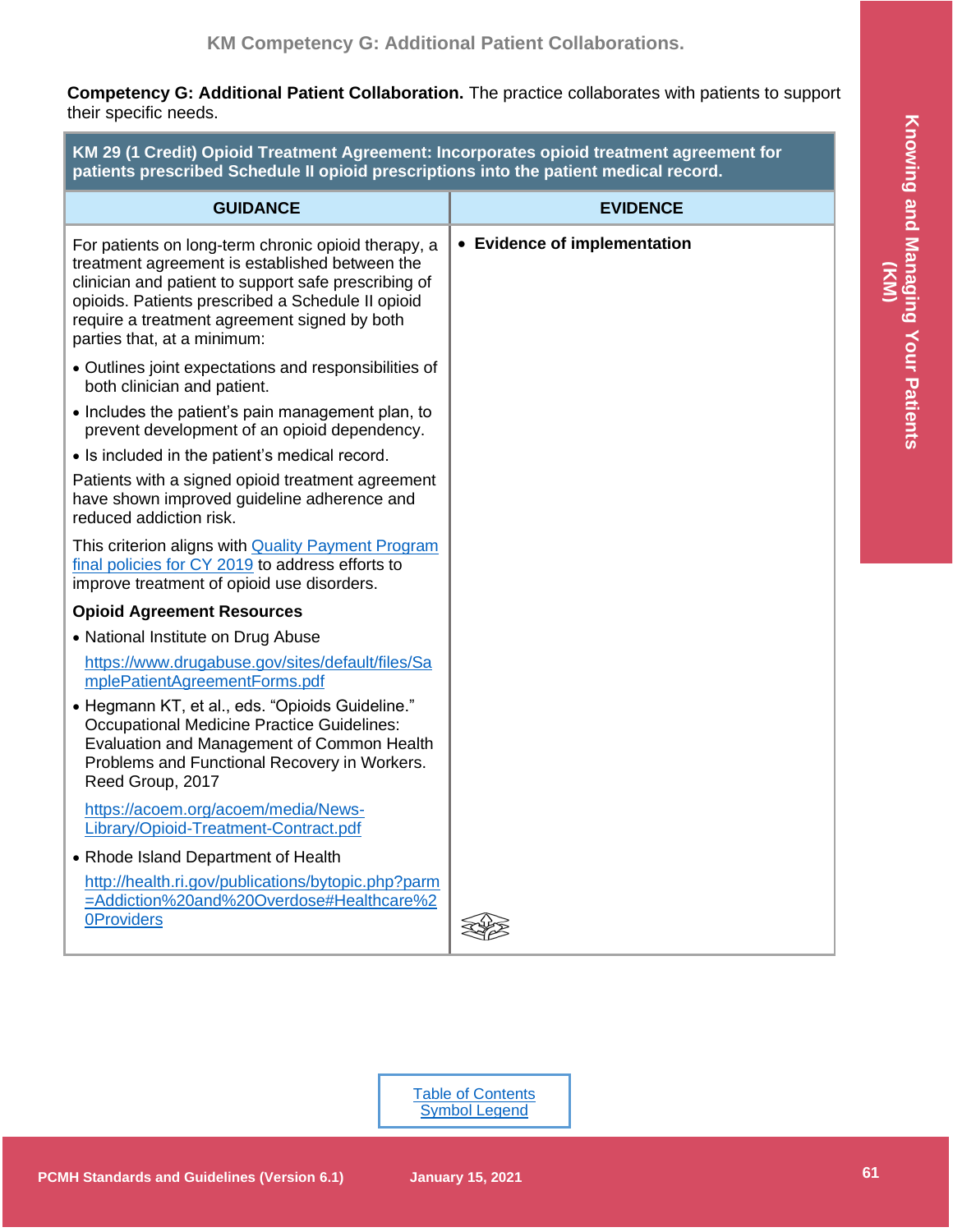## KM Competency G: Additional Patient Collaborations.

**Competency G: Additional Patient Collaboration.** The practice collaborates with patients to support their specific needs.

**KM 29 (1 Credit) Opioid Treatment Agreement: Incorporates opioid treatment agreement for patients prescribed Schedule II opioid prescriptions into the patient medical record.**

| GUIDANCE | EVIDENCE |
|---|---|
| For patients on long-term chronic opioid therapy, a treatment agreement is established between the clinician and patient to support safe prescribing of opioids. Patients prescribed a Schedule II opioid require a treatment agreement signed by both parties that, at a minimum:<br>• Outlines joint expectations and responsibilities of both clinician and patient.<br>• Includes the patient's pain management plan, to prevent development of an opioid dependency.<br>• Is included in the patient's medical record.<br>Patients with a signed opioid treatment agreement have shown improved guideline adherence and reduced addiction risk.<br>This criterion aligns with Quality Payment Program final policies for CY 2019 to address efforts to improve treatment of opioid use disorders.<br>**Opioid Agreement Resources**<br>• National Institute on Drug Abuse<br>https://www.drugabuse.gov/sites/default/files/SamplePatientAgreementForms.pdf<br>• Hegmann KT, et al., eds. "Opioids Guideline." Occupational Medicine Practice Guidelines: Evaluation and Management of Common Health Problems and Functional Recovery in Workers. Reed Group, 2017<br>https://acoem.org/acoem/media/News-Library/Opioid-Treatment-Contract.pdf<br>• Rhode Island Department of Health<br>http://health.ri.gov/publications/bytopic.php?parm=Addiction%20and%20Overdose#Healthcare%20Providers | • **Evidence of implementation** |

Table of Contents
Symbol Legend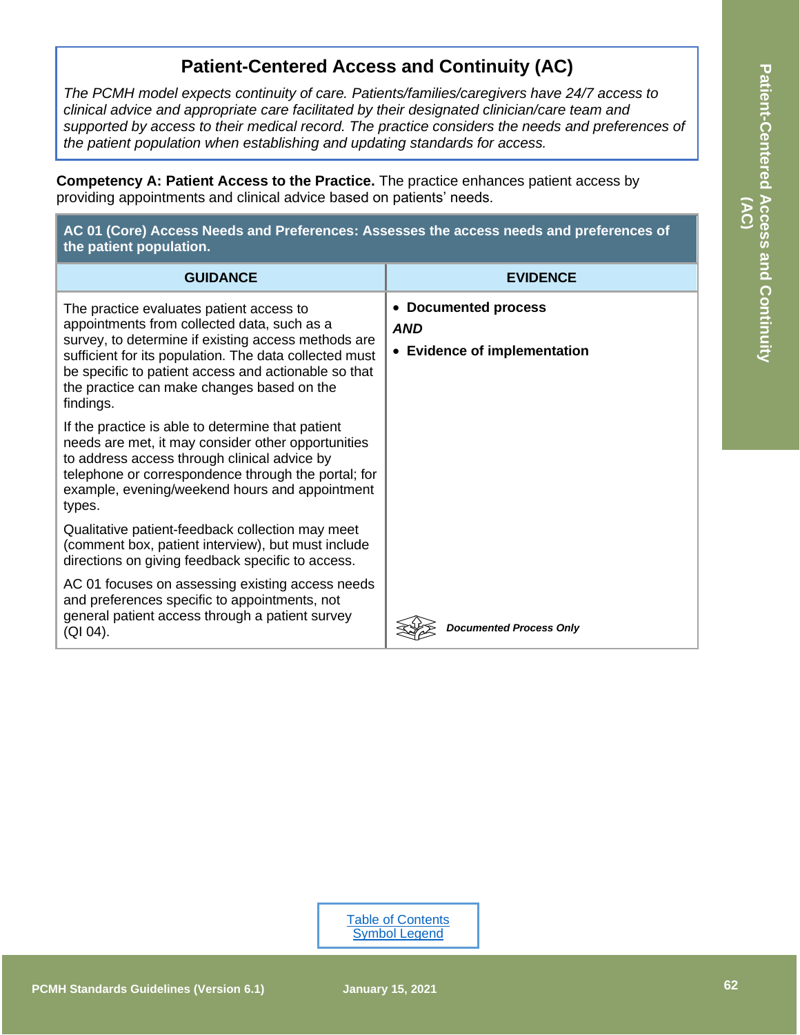# Patient-Centered Access and Continuity (AC)

*The PCMH model expects continuity of care. Patients/families/caregivers have 24/7 access to clinical advice and appropriate care facilitated by their designated clinician/care team and supported by access to their medical record. The practice considers the needs and preferences of the patient population when establishing and updating standards for access.*

**Competency A: Patient Access to the Practice.** The practice enhances patient access by providing appointments and clinical advice based on patients' needs.

| **AC 01 (Core) Access Needs and Preferences: Assesses the access needs and preferences of the patient population.** | |
|---|---|
| **GUIDANCE** | **EVIDENCE** |
| The practice evaluates patient access to appointments from collected data, such as a survey, to determine if existing access methods are sufficient for its population. The data collected must be specific to patient access and actionable so that the practice can make changes based on the findings.<br><br>If the practice is able to determine that patient needs are met, it may consider other opportunities to address access through clinical advice by telephone or correspondence through the portal; for example, evening/weekend hours and appointment types.<br><br>Qualitative patient-feedback collection may meet (comment box, patient interview), but must include directions on giving feedback specific to access.<br><br>AC 01 focuses on assessing existing access needs and preferences specific to appointments, not general patient access through a patient survey (QI 04). | • **Documented process**<br>***AND***<br>• **Evidence of implementation**<br><br>***Documented Process Only*** |

Table of Contents
Symbol Legend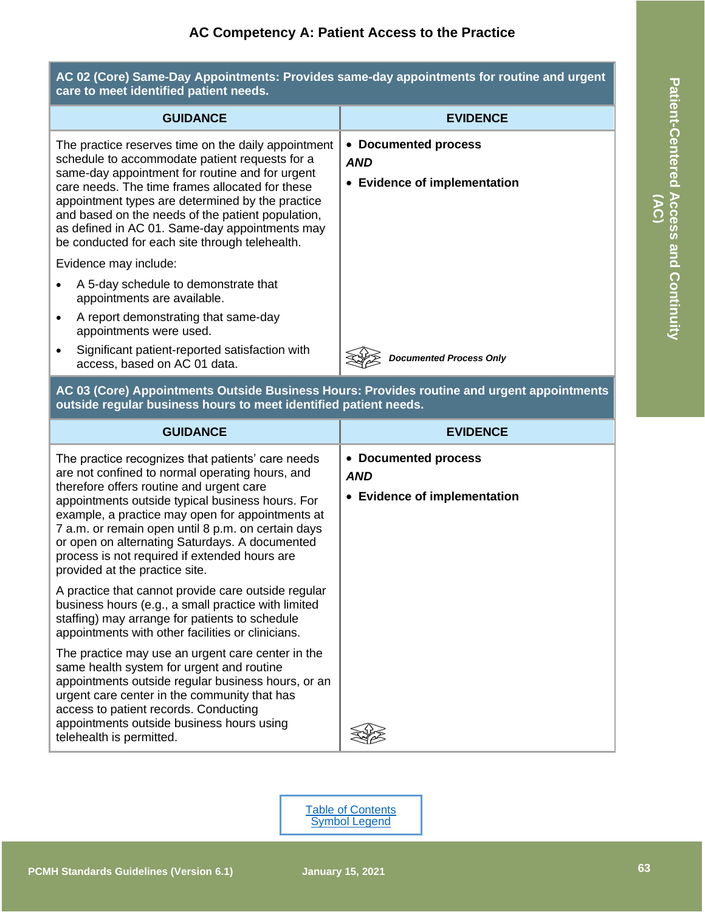# AC Competency A: Patient Access to the Practice

**AC 02 (Core) Same-Day Appointments: Provides same-day appointments for routine and urgent care to meet identified patient needs.**

| GUIDANCE | EVIDENCE |
|---|---|
| The practice reserves time on the daily appointment schedule to accommodate patient requests for a same-day appointment for routine and for urgent care needs. The time frames allocated for these appointment types are determined by the practice and based on the needs of the patient population, as defined in AC 01. Same-day appointments may be conducted for each site through telehealth.<br><br>Evidence may include:<br>• A 5-day schedule to demonstrate that appointments are available.<br>• A report demonstrating that same-day appointments were used.<br>• Significant patient-reported satisfaction with access, based on AC 01 data. | • **Documented process**<br>***AND***<br>• **Evidence of implementation**<br><br>***Documented Process Only*** |

**AC 03 (Core) Appointments Outside Business Hours: Provides routine and urgent appointments outside regular business hours to meet identified patient needs.**

| GUIDANCE | EVIDENCE |
|---|---|
| The practice recognizes that patients' care needs are not confined to normal operating hours, and therefore offers routine and urgent care appointments outside typical business hours. For example, a practice may open for appointments at 7 a.m. or remain open until 8 p.m. on certain days or open on alternating Saturdays. A documented process is not required if extended hours are provided at the practice site.<br><br>A practice that cannot provide care outside regular business hours (e.g., a small practice with limited staffing) may arrange for patients to schedule appointments with other facilities or clinicians.<br><br>The practice may use an urgent care center in the same health system for urgent and routine appointments outside regular business hours, or an urgent care center in the community that has access to patient records. Conducting appointments outside business hours using telehealth is permitted. | • **Documented process**<br>***AND***<br>• **Evidence of implementation** |

Table of Contents
Symbol Legend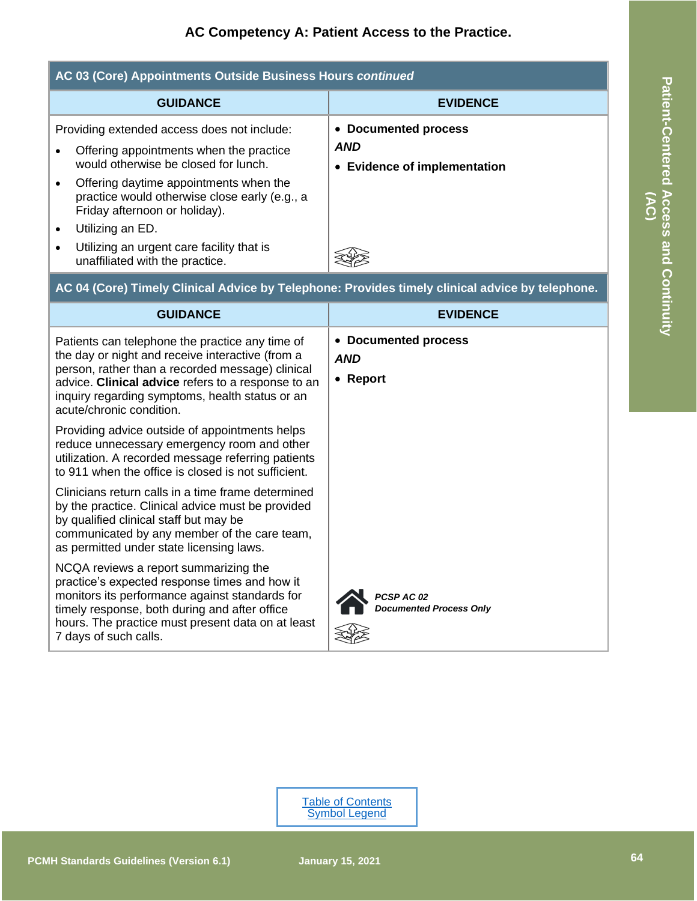## AC Competency A: Patient Access to the Practice.

| AC 03 (Core) Appointments Outside Business Hours *continued* | |
|---|---|
| **GUIDANCE** | **EVIDENCE** |
| Providing extended access does not include:<br>• Offering appointments when the practice would otherwise be closed for lunch.<br>• Offering daytime appointments when the practice would otherwise close early (e.g., a Friday afternoon or holiday).<br>• Utilizing an ED.<br>• Utilizing an urgent care facility that is unaffiliated with the practice. | • **Documented process**<br>***AND***<br>• **Evidence of implementation** |

| AC 04 (Core) Timely Clinical Advice by Telephone: Provides timely clinical advice by telephone. | |
|---|---|
| **GUIDANCE** | **EVIDENCE** |
| Patients can telephone the practice any time of the day or night and receive interactive (from a person, rather than a recorded message) clinical advice. **Clinical advice** refers to a response to an inquiry regarding symptoms, health status or an acute/chronic condition.<br><br>Providing advice outside of appointments helps reduce unnecessary emergency room and other utilization. A recorded message referring patients to 911 when the office is closed is not sufficient.<br><br>Clinicians return calls in a time frame determined by the practice. Clinical advice must be provided by qualified clinical staff but may be communicated by any member of the care team, as permitted under state licensing laws.<br><br>NCQA reviews a report summarizing the practice's expected response times and how it monitors its performance against standards for timely response, both during and after office hours. The practice must present data on at least 7 days of such calls. | • **Documented process**<br>***AND***<br>• **Report**<br><br>***PCSP AC 02***<br>***Documented Process Only*** |

[Table of Contents](#)
[Symbol Legend](#)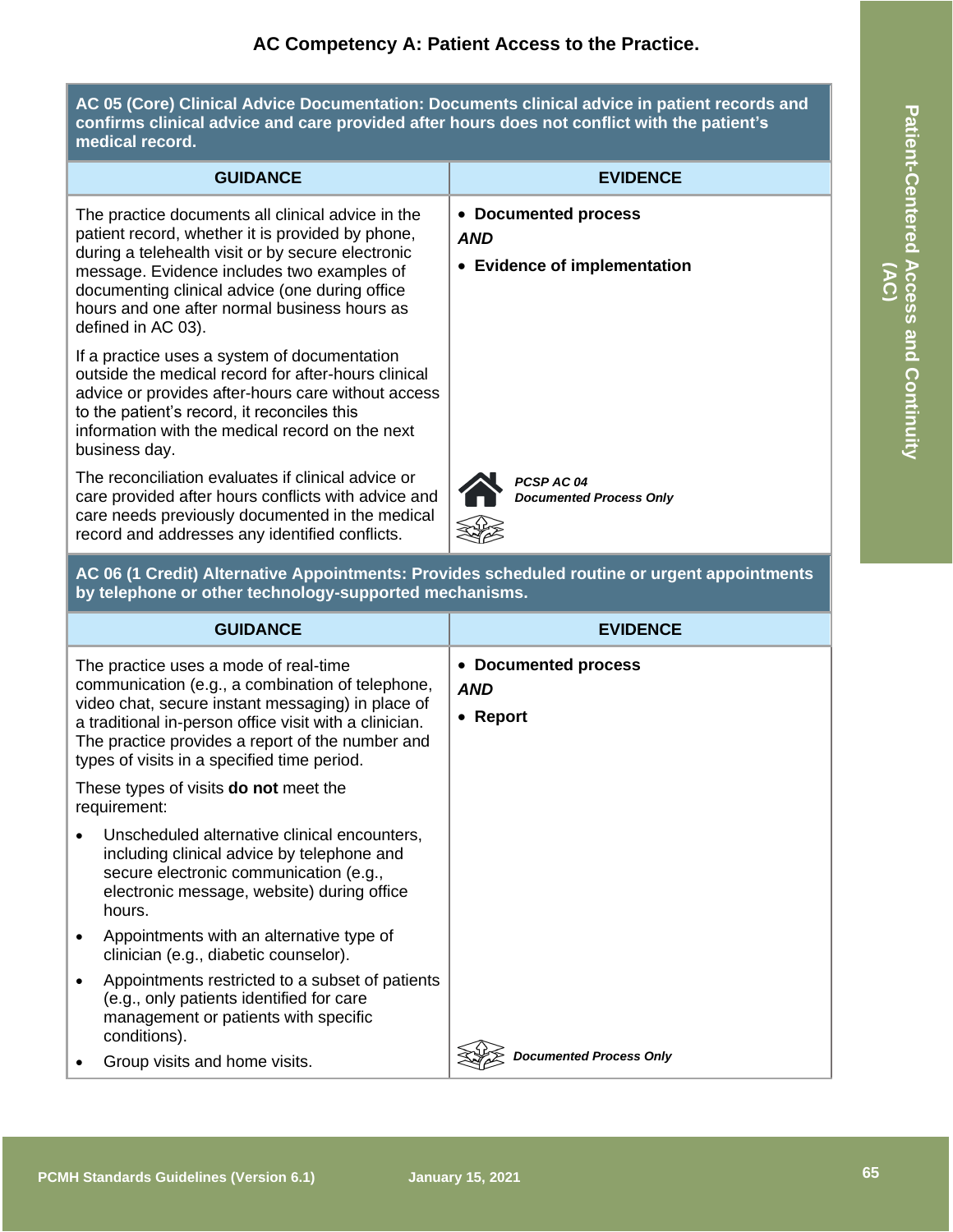## AC Competency A: Patient Access to the Practice.

| AC 05 (Core) Clinical Advice Documentation: Documents clinical advice in patient records and confirms clinical advice and care provided after hours does not conflict with the patient's medical record. | |
|---|---|
| **GUIDANCE** | **EVIDENCE** |
| The practice documents all clinical advice in the patient record, whether it is provided by phone, during a telehealth visit or by secure electronic message. Evidence includes two examples of documenting clinical advice (one during office hours and one after normal business hours as defined in AC 03).<br><br>If a practice uses a system of documentation outside the medical record for after-hours clinical advice or provides after-hours care without access to the patient's record, it reconciles this information with the medical record on the next business day.<br><br>The reconciliation evaluates if clinical advice or care provided after hours conflicts with advice and care needs previously documented in the medical record and addresses any identified conflicts. | • **Documented process**<br>***AND***<br>• **Evidence of implementation**<br><br>***PCSP AC 04***<br>***Documented Process Only*** |

| AC 06 (1 Credit) Alternative Appointments: Provides scheduled routine or urgent appointments by telephone or other technology-supported mechanisms. | |
|---|---|
| **GUIDANCE** | **EVIDENCE** |
| The practice uses a mode of real-time communication (e.g., a combination of telephone, video chat, secure instant messaging) in place of a traditional in-person office visit with a clinician. The practice provides a report of the number and types of visits in a specified time period.<br><br>These types of visits **do not** meet the requirement:<br>• Unscheduled alternative clinical encounters, including clinical advice by telephone and secure electronic communication (e.g., electronic message, website) during office hours.<br>• Appointments with an alternative type of clinician (e.g., diabetic counselor).<br>• Appointments restricted to a subset of patients (e.g., only patients identified for care management or patients with specific conditions).<br>• Group visits and home visits. | • **Documented process**<br>***AND***<br>• **Report**<br><br>***Documented Process Only*** |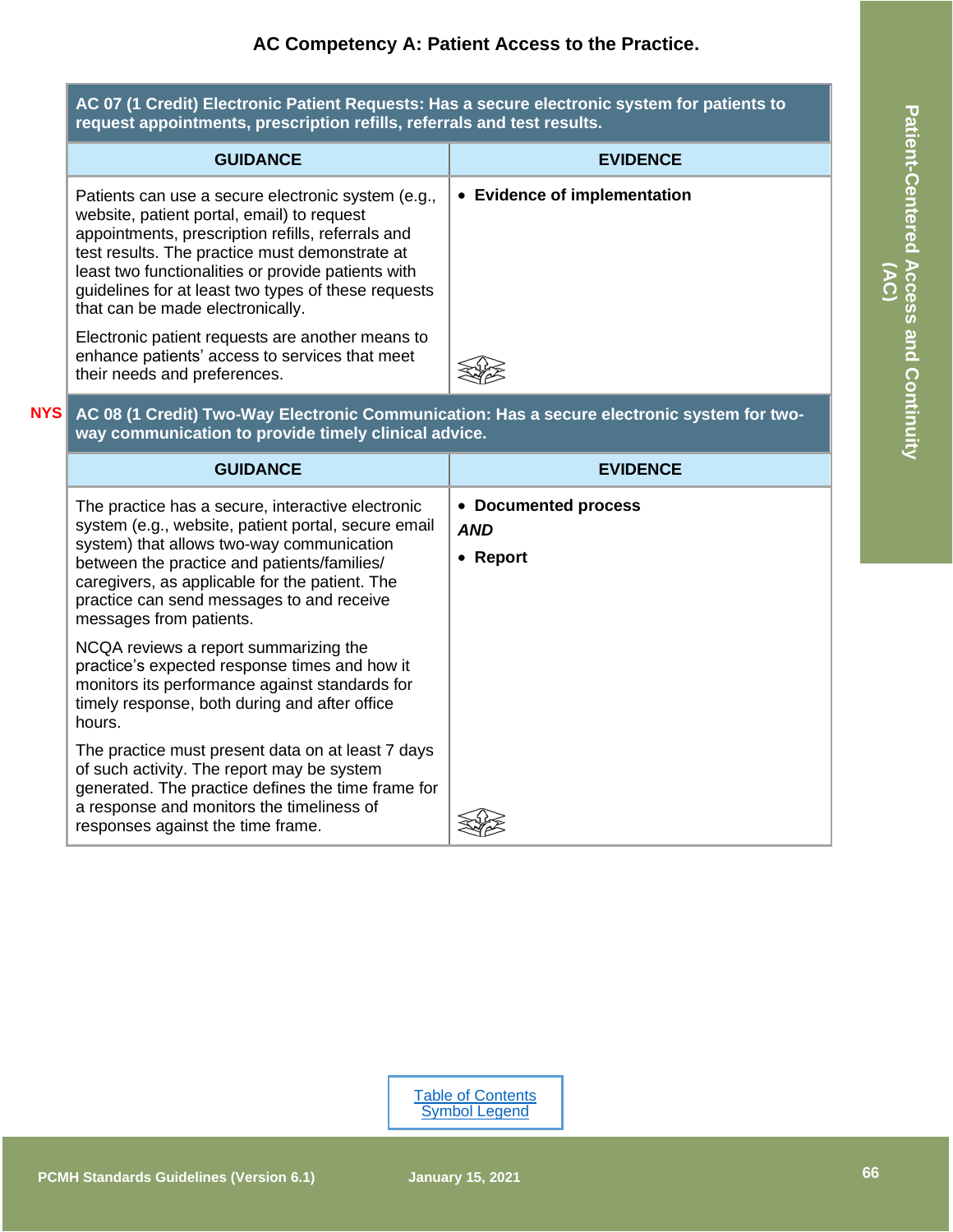## AC Competency A: Patient Access to the Practice.

**AC 07 (1 Credit) Electronic Patient Requests: Has a secure electronic system for patients to request appointments, prescription refills, referrals and test results.**

| GUIDANCE | EVIDENCE |
|---|---|
| Patients can use a secure electronic system (e.g., website, patient portal, email) to request appointments, prescription refills, referrals and test results. The practice must demonstrate at least two functionalities or provide patients with guidelines for at least two types of these requests that can be made electronically.<br><br>Electronic patient requests are another means to enhance patients' access to services that meet their needs and preferences. | • **Evidence of implementation** |

NYS **AC 08 (1 Credit) Two-Way Electronic Communication: Has a secure electronic system for two-way communication to provide timely clinical advice.**

| GUIDANCE | EVIDENCE |
|---|---|
| The practice has a secure, interactive electronic system (e.g., website, patient portal, secure email system) that allows two-way communication between the practice and patients/families/ caregivers, as applicable for the patient. The practice can send messages to and receive messages from patients.<br><br>NCQA reviews a report summarizing the practice's expected response times and how it monitors its performance against standards for timely response, both during and after office hours.<br><br>The practice must present data on at least 7 days of such activity. The report may be system generated. The practice defines the time frame for a response and monitors the timeliness of responses against the time frame. | • **Documented process**<br>***AND***<br>• **Report** |

Table of Contents
Symbol Legend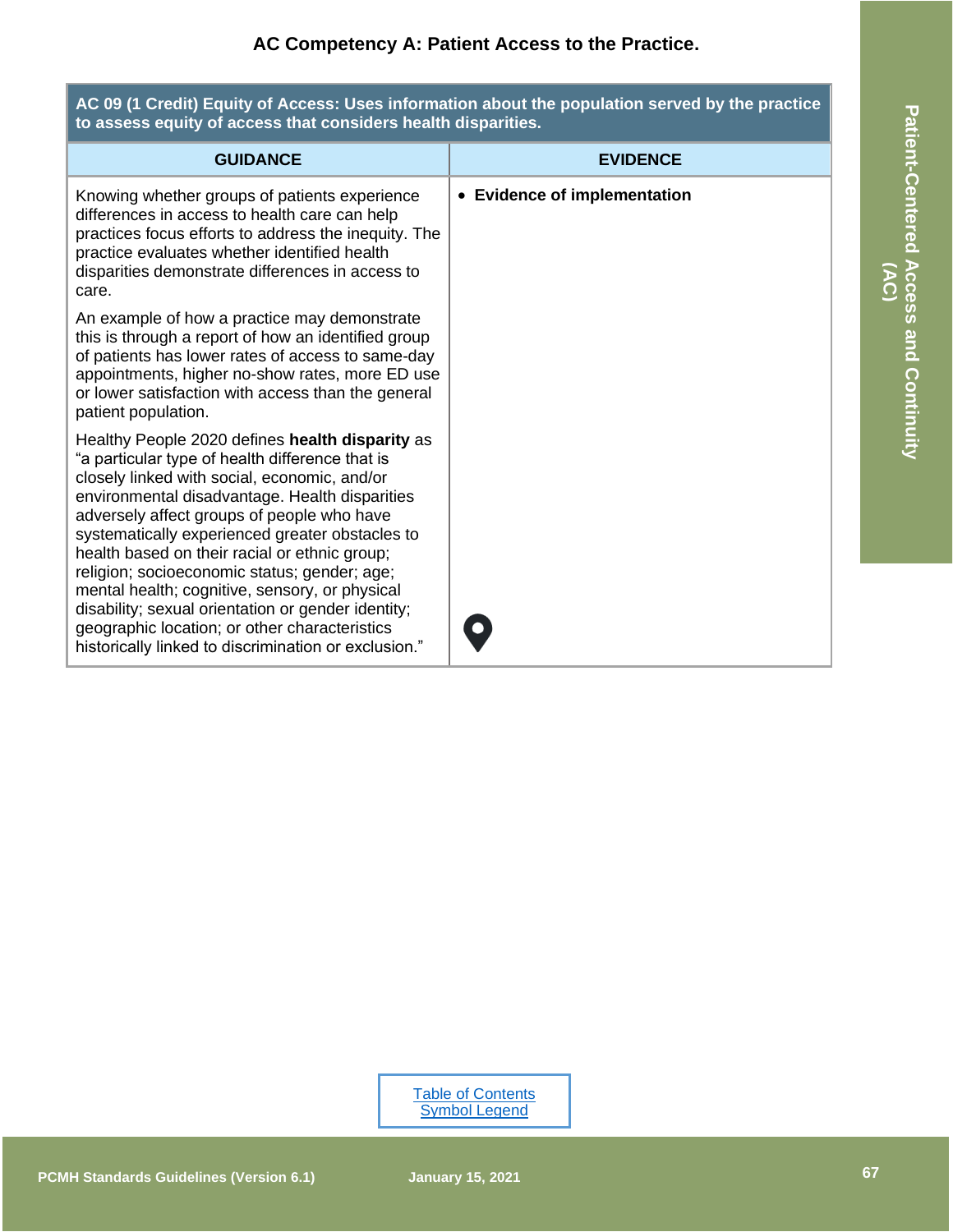## AC Competency A: Patient Access to the Practice.

| AC 09 (1 Credit) Equity of Access: Uses information about the population served by the practice to assess equity of access that considers health disparities. | |
|---|---|
| **GUIDANCE** | **EVIDENCE** |
| Knowing whether groups of patients experience differences in access to health care can help practices focus efforts to address the inequity. The practice evaluates whether identified health disparities demonstrate differences in access to care.<br><br>An example of how a practice may demonstrate this is through a report of how an identified group of patients has lower rates of access to same-day appointments, higher no-show rates, more ED use or lower satisfaction with access than the general patient population.<br><br>Healthy People 2020 defines **health disparity** as "a particular type of health difference that is closely linked with social, economic, and/or environmental disadvantage. Health disparities adversely affect groups of people who have systematically experienced greater obstacles to health based on their racial or ethnic group; religion; socioeconomic status; gender; age; mental health; cognitive, sensory, or physical disability; sexual orientation or gender identity; geographic location; or other characteristics historically linked to discrimination or exclusion." | • **Evidence of implementation** |

Table of Contents
Symbol Legend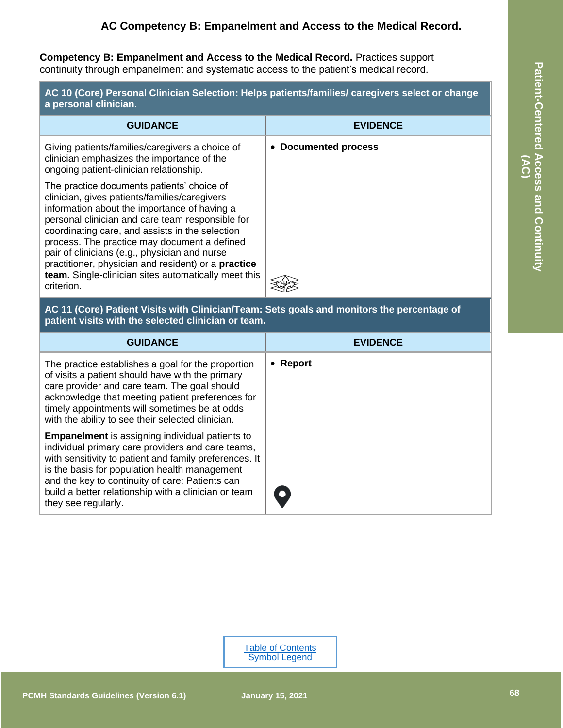# AC Competency B: Empanelment and Access to the Medical Record.

**Competency B: Empanelment and Access to the Medical Record.** Practices support continuity through empanelment and systematic access to the patient's medical record.

| **AC 10 (Core) Personal Clinician Selection: Helps patients/families/ caregivers select or change a personal clinician.** | |
|---|---|
| **GUIDANCE** | **EVIDENCE** |
| Giving patients/families/caregivers a choice of clinician emphasizes the importance of the ongoing patient-clinician relationship.<br><br>The practice documents patients' choice of clinician, gives patients/families/caregivers information about the importance of having a personal clinician and care team responsible for coordinating care, and assists in the selection process. The practice may document a defined pair of clinicians (e.g., physician and nurse practitioner, physician and resident) or a **practice team.** Single-clinician sites automatically meet this criterion. | • **Documented process** |

| **AC 11 (Core) Patient Visits with Clinician/Team: Sets goals and monitors the percentage of patient visits with the selected clinician or team.** | |
|---|---|
| **GUIDANCE** | **EVIDENCE** |
| The practice establishes a goal for the proportion of visits a patient should have with the primary care provider and care team. The goal should acknowledge that meeting patient preferences for timely appointments will sometimes be at odds with the ability to see their selected clinician.<br><br>**Empanelment** is assigning individual patients to individual primary care providers and care teams, with sensitivity to patient and family preferences. It is the basis for population health management and the key to continuity of care: Patients can build a better relationship with a clinician or team they see regularly. | • **Report** |

Table of Contents
Symbol Legend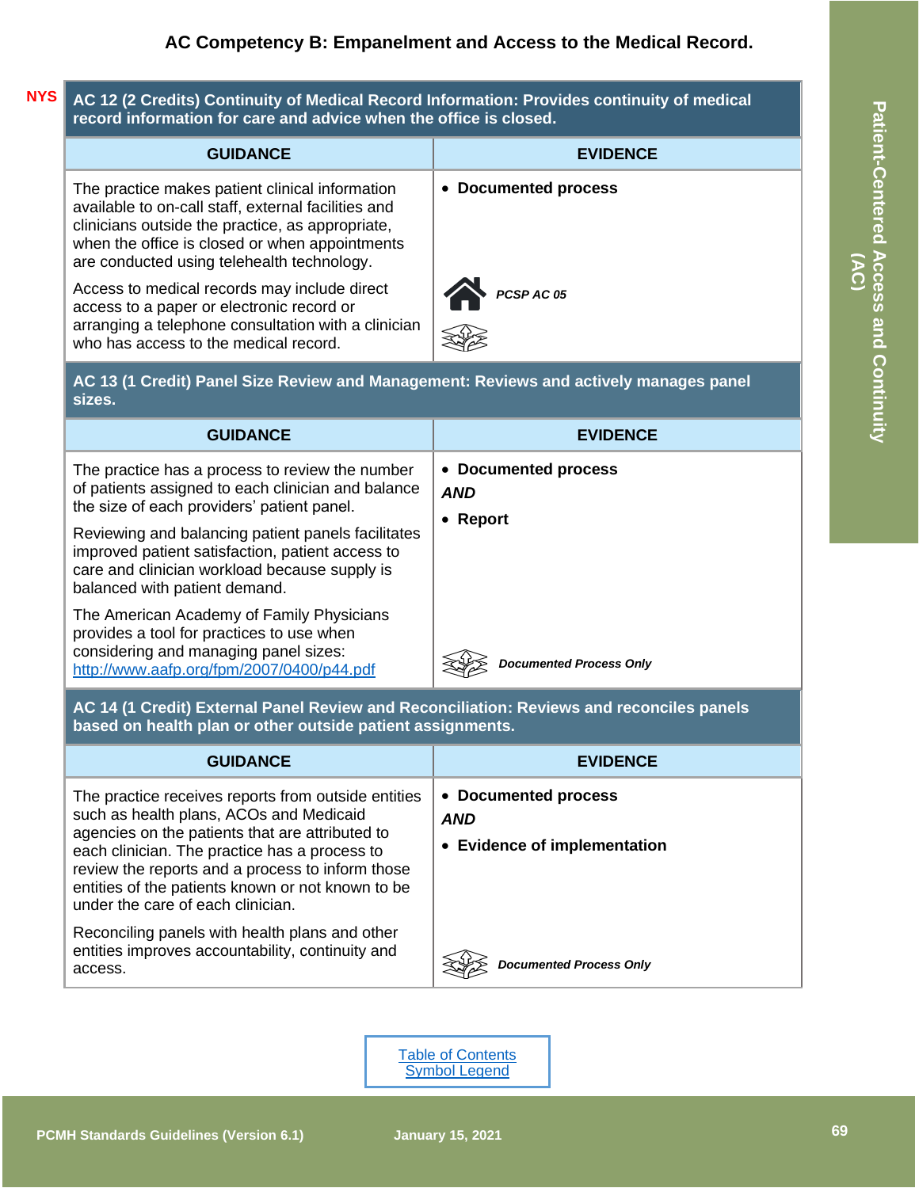## AC Competency B: Empanelment and Access to the Medical Record.

NYS

| AC 12 (2 Credits) Continuity of Medical Record Information: Provides continuity of medical record information for care and advice when the office is closed. | |
|---|---|
| **GUIDANCE** | **EVIDENCE** |
| The practice makes patient clinical information available to on-call staff, external facilities and clinicians outside the practice, as appropriate, when the office is closed or when appointments are conducted using telehealth technology.<br><br>Access to medical records may include direct access to a paper or electronic record or arranging a telephone consultation with a clinician who has access to the medical record. | • **Documented process**<br><br>***PCSP AC 05*** |

| AC 13 (1 Credit) Panel Size Review and Management: Reviews and actively manages panel sizes. | |
|---|---|
| **GUIDANCE** | **EVIDENCE** |
| The practice has a process to review the number of patients assigned to each clinician and balance the size of each providers' patient panel.<br><br>Reviewing and balancing patient panels facilitates improved patient satisfaction, patient access to care and clinician workload because supply is balanced with patient demand.<br><br>The American Academy of Family Physicians provides a tool for practices to use when considering and managing panel sizes: http://www.aafp.org/fpm/2007/0400/p44.pdf | • **Documented process**<br>***AND***<br>• **Report**<br><br>***Documented Process Only*** |

| AC 14 (1 Credit) External Panel Review and Reconciliation: Reviews and reconciles panels based on health plan or other outside patient assignments. | |
|---|---|
| **GUIDANCE** | **EVIDENCE** |
| The practice receives reports from outside entities such as health plans, ACOs and Medicaid agencies on the patients that are attributed to each clinician. The practice has a process to review the reports and a process to inform those entities of the patients known or not known to be under the care of each clinician.<br><br>Reconciling panels with health plans and other entities improves accountability, continuity and access. | • **Documented process**<br>***AND***<br>• **Evidence of implementation**<br><br>***Documented Process Only*** |

Table of Contents
Symbol Legend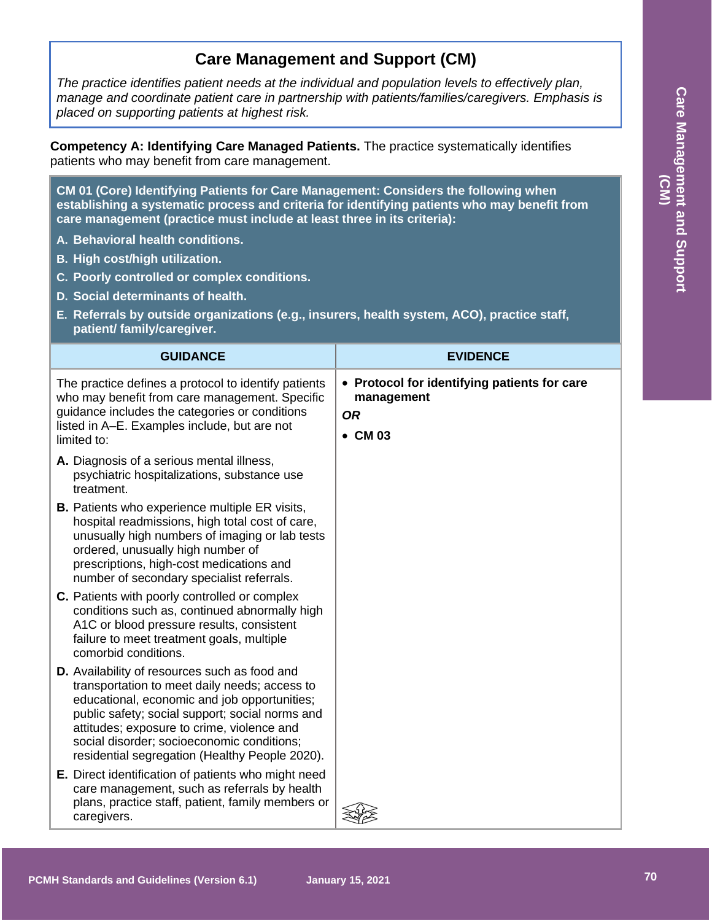# Care Management and Support (CM)

*The practice identifies patient needs at the individual and population levels to effectively plan, manage and coordinate patient care in partnership with patients/families/caregivers. Emphasis is placed on supporting patients at highest risk.*

**Competency A: Identifying Care Managed Patients.** The practice systematically identifies patients who may benefit from care management.

**CM 01 (Core) Identifying Patients for Care Management: Considers the following when establishing a systematic process and criteria for identifying patients who may benefit from care management (practice must include at least three in its criteria):**

**A. Behavioral health conditions.**
**B. High cost/high utilization.**
**C. Poorly controlled or complex conditions.**
**D. Social determinants of health.**
**E. Referrals by outside organizations (e.g., insurers, health system, ACO), practice staff, patient/ family/caregiver.**

| GUIDANCE | EVIDENCE |
|---|---|
| The practice defines a protocol to identify patients who may benefit from care management. Specific guidance includes the categories or conditions listed in A–E. Examples include, but are not limited to:<br><br>**A.** Diagnosis of a serious mental illness, psychiatric hospitalizations, substance use treatment.<br><br>**B.** Patients who experience multiple ER visits, hospital readmissions, high total cost of care, unusually high numbers of imaging or lab tests ordered, unusually high number of prescriptions, high-cost medications and number of secondary specialist referrals.<br><br>**C.** Patients with poorly controlled or complex conditions such as, continued abnormally high A1C or blood pressure results, consistent failure to meet treatment goals, multiple comorbid conditions.<br><br>**D.** Availability of resources such as food and transportation to meet daily needs; access to educational, economic and job opportunities; public safety; social support; social norms and attitudes; exposure to crime, violence and social disorder; socioeconomic conditions; residential segregation (Healthy People 2020).<br><br>**E.** Direct identification of patients who might need care management, such as referrals by health plans, practice staff, patient, family members or caregivers. | • **Protocol for identifying patients for care management**<br><br>***OR***<br><br>• **CM 03** |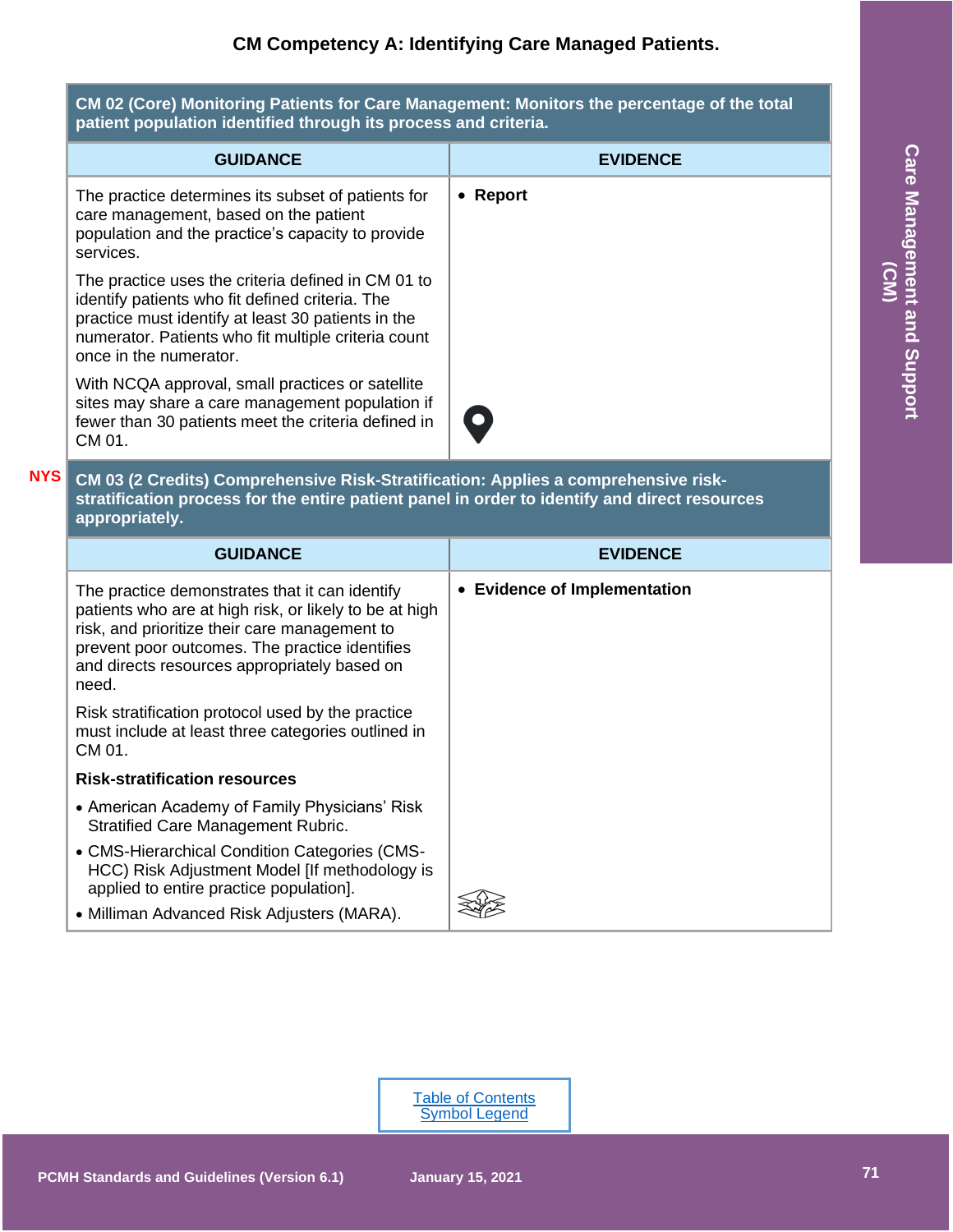## CM Competency A: Identifying Care Managed Patients.

| CM 02 (Core) Monitoring Patients for Care Management: Monitors the percentage of the total patient population identified through its process and criteria. | |
|---|---|
| **GUIDANCE** | **EVIDENCE** |
| The practice determines its subset of patients for care management, based on the patient population and the practice's capacity to provide services.<br><br>The practice uses the criteria defined in CM 01 to identify patients who fit defined criteria. The practice must identify at least 30 patients in the numerator. Patients who fit multiple criteria count once in the numerator.<br><br>With NCQA approval, small practices or satellite sites may share a care management population if fewer than 30 patients meet the criteria defined in CM 01. | • **Report** |

NYS

| CM 03 (2 Credits) Comprehensive Risk-Stratification: Applies a comprehensive risk-stratification process for the entire patient panel in order to identify and direct resources appropriately. | |
|---|---|
| **GUIDANCE** | **EVIDENCE** |
| The practice demonstrates that it can identify patients who are at high risk, or likely to be at high risk, and prioritize their care management to prevent poor outcomes. The practice identifies and directs resources appropriately based on need.<br><br>Risk stratification protocol used by the practice must include at least three categories outlined in CM 01.<br><br>**Risk-stratification resources**<br><br>• American Academy of Family Physicians' Risk Stratified Care Management Rubric.<br>• CMS-Hierarchical Condition Categories (CMS-HCC) Risk Adjustment Model [If methodology is applied to entire practice population].<br>• Milliman Advanced Risk Adjusters (MARA). | • **Evidence of Implementation** |

Table of Contents
Symbol Legend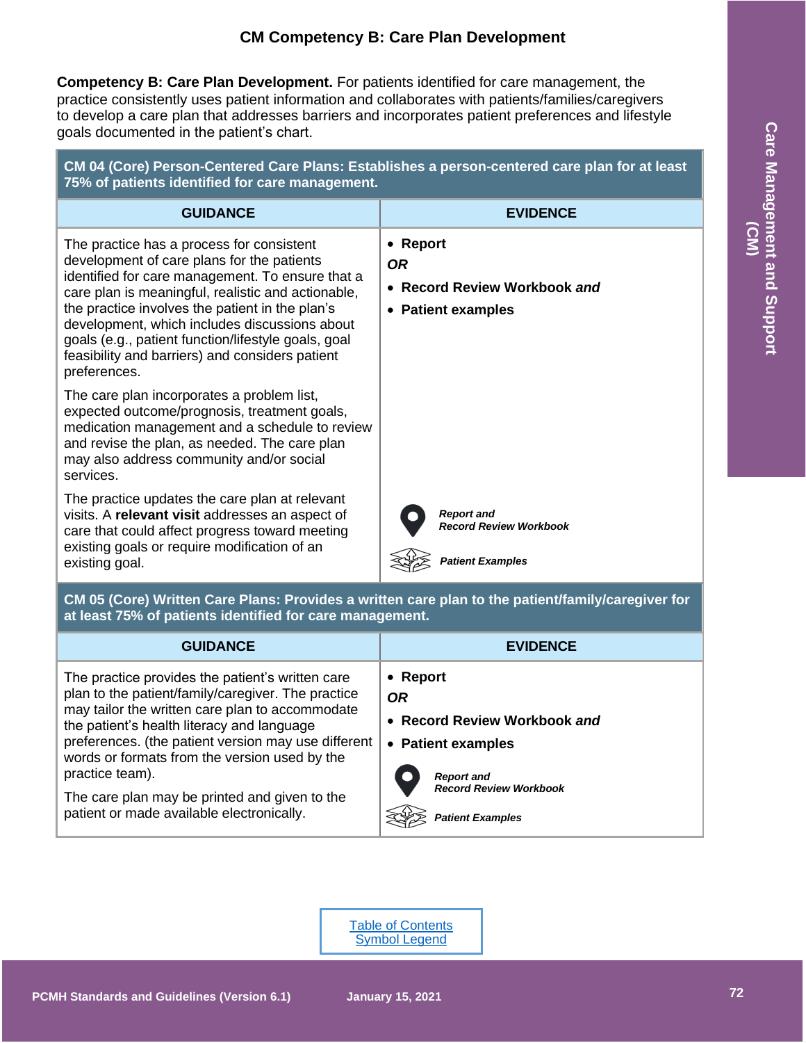# CM Competency B: Care Plan Development

**Competency B: Care Plan Development.** For patients identified for care management, the practice consistently uses patient information and collaborates with patients/families/caregivers to develop a care plan that addresses barriers and incorporates patient preferences and lifestyle goals documented in the patient's chart.

| **CM 04 (Core) Person-Centered Care Plans: Establishes a person-centered care plan for at least 75% of patients identified for care management.** | |
|---|---|
| **GUIDANCE** | **EVIDENCE** |
| The practice has a process for consistent development of care plans for the patients identified for care management. To ensure that a care plan is meaningful, realistic and actionable, the practice involves the patient in the plan's development, which includes discussions about goals (e.g., patient function/lifestyle goals, goal feasibility and barriers) and considers patient preferences.<br><br>The care plan incorporates a problem list, expected outcome/prognosis, treatment goals, medication management and a schedule to review and revise the plan, as needed. The care plan may also address community and/or social services.<br><br>The practice updates the care plan at relevant visits. A **relevant visit** addresses an aspect of care that could affect progress toward meeting existing goals or require modification of an existing goal. | • **Report**<br>***OR***<br>• **Record Review Workbook *and***<br>• **Patient examples**<br><br>***Report and Record Review Workbook***<br><br>***Patient Examples*** |

| **CM 05 (Core) Written Care Plans: Provides a written care plan to the patient/family/caregiver for at least 75% of patients identified for care management.** | |
|---|---|
| **GUIDANCE** | **EVIDENCE** |
| The practice provides the patient's written care plan to the patient/family/caregiver. The practice may tailor the written care plan to accommodate the patient's health literacy and language preferences. (the patient version may use different words or formats from the version used by the practice team).<br><br>The care plan may be printed and given to the patient or made available electronically. | • **Report**<br>***OR***<br>• **Record Review Workbook *and***<br>• **Patient examples**<br><br>***Report and Record Review Workbook***<br><br>***Patient Examples*** |

Table of Contents
Symbol Legend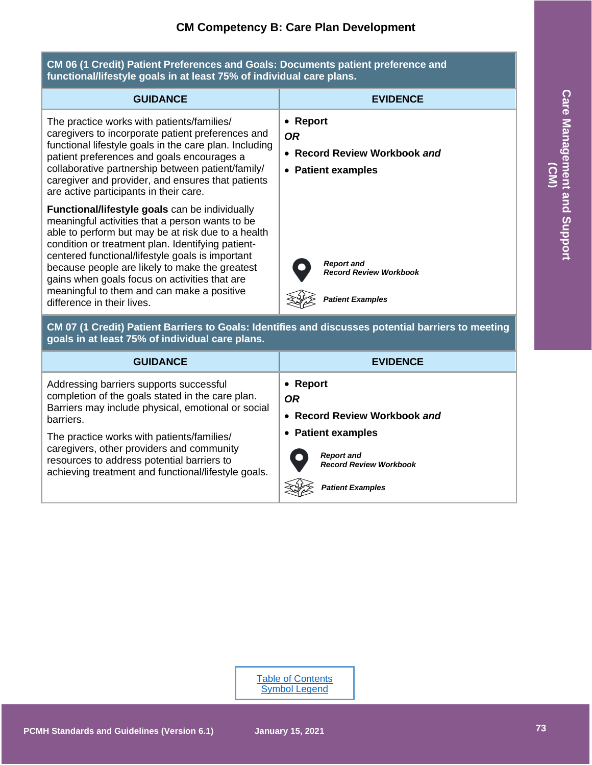## CM Competency B: Care Plan Development

| CM 06 (1 Credit) Patient Preferences and Goals: Documents patient preference and functional/lifestyle goals in at least 75% of individual care plans. | |
|---|---|
| **GUIDANCE** | **EVIDENCE** |
| The practice works with patients/families/ caregivers to incorporate patient preferences and functional lifestyle goals in the care plan. Including patient preferences and goals encourages a collaborative partnership between patient/family/ caregiver and provider, and ensures that patients are active participants in their care.<br><br>**Functional/lifestyle goals** can be individually meaningful activities that a person wants to be able to perform but may be at risk due to a health condition or treatment plan. Identifying patient-centered functional/lifestyle goals is important because people are likely to make the greatest gains when goals focus on activities that are meaningful to them and can make a positive difference in their lives. | • **Report**<br>***OR***<br>• **Record Review Workbook *and***<br>• **Patient examples**<br><br>***Report and Record Review Workbook***<br><br>***Patient Examples*** |

| CM 07 (1 Credit) Patient Barriers to Goals: Identifies and discusses potential barriers to meeting goals in at least 75% of individual care plans. | |
|---|---|
| **GUIDANCE** | **EVIDENCE** |
| Addressing barriers supports successful completion of the goals stated in the care plan. Barriers may include physical, emotional or social barriers.<br><br>The practice works with patients/families/ caregivers, other providers and community resources to address potential barriers to achieving treatment and functional/lifestyle goals. | • **Report**<br>***OR***<br>• **Record Review Workbook *and***<br>• **Patient examples**<br><br>***Report and Record Review Workbook***<br><br>***Patient Examples*** |

Table of Contents
Symbol Legend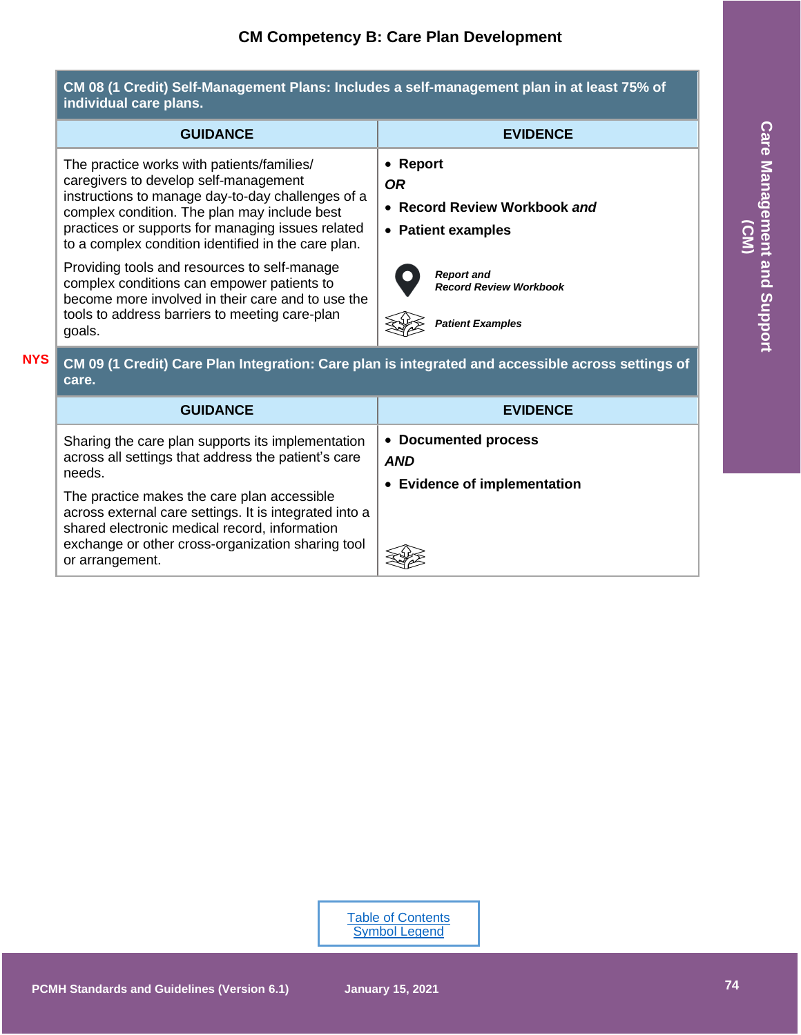## CM Competency B: Care Plan Development

**CM 08 (1 Credit) Self-Management Plans: Includes a self-management plan in at least 75% of individual care plans.**

| GUIDANCE | EVIDENCE |
|---|---|
| The practice works with patients/families/ caregivers to develop self-management instructions to manage day-to-day challenges of a complex condition. The plan may include best practices or supports for managing issues related to a complex condition identified in the care plan.<br><br>Providing tools and resources to self-manage complex conditions can empower patients to become more involved in their care and to use the tools to address barriers to meeting care-plan goals. | • **Report**<br>***OR***<br>• **Record Review Workbook *and***<br>• **Patient examples**<br><br>***Report and Record Review Workbook***<br><br>***Patient Examples*** |

NYS

**CM 09 (1 Credit) Care Plan Integration: Care plan is integrated and accessible across settings of care.**

| GUIDANCE | EVIDENCE |
|---|---|
| Sharing the care plan supports its implementation across all settings that address the patient's care needs.<br><br>The practice makes the care plan accessible across external care settings. It is integrated into a shared electronic medical record, information exchange or other cross-organization sharing tool or arrangement. | • **Documented process**<br>***AND***<br>• **Evidence of implementation** |

Table of Contents
Symbol Legend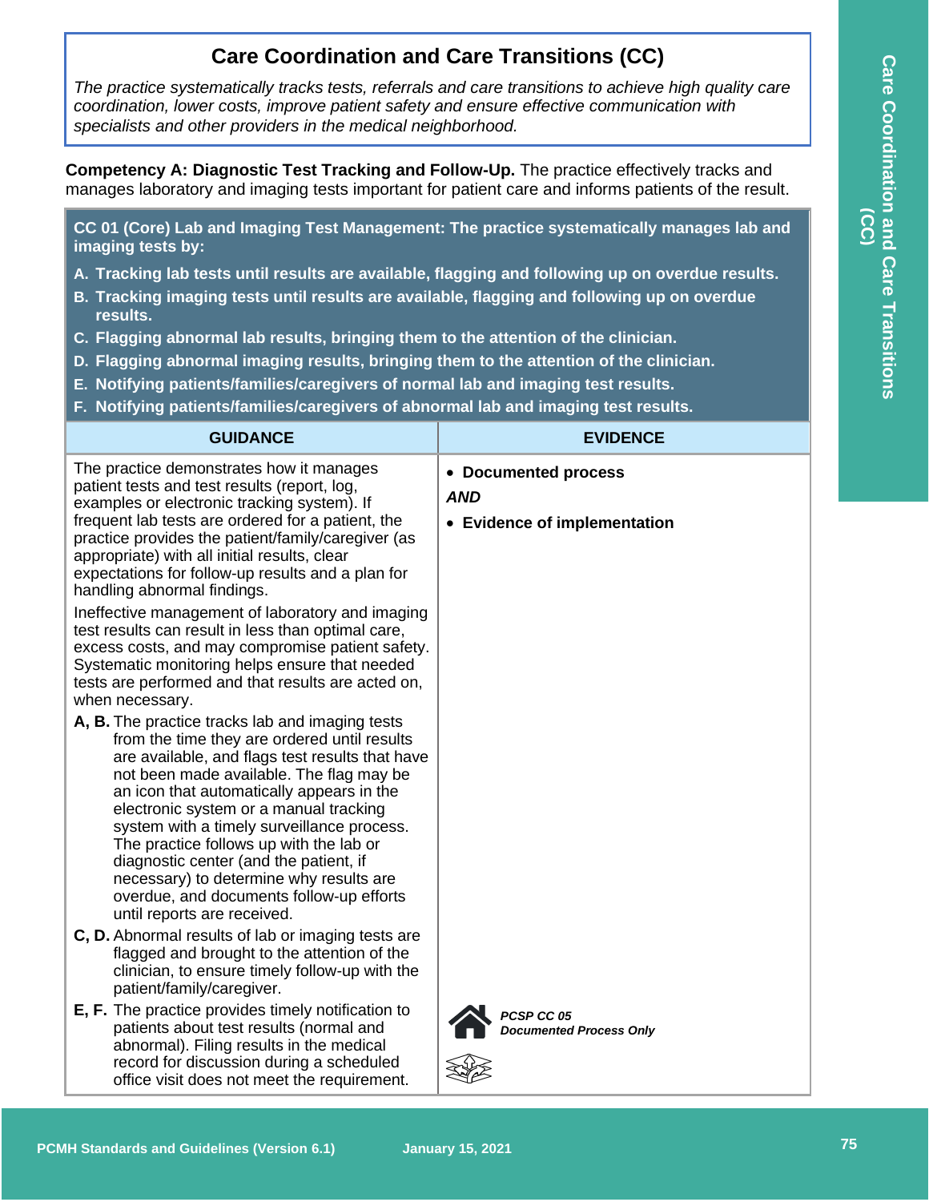# Care Coordination and Care Transitions (CC)

*The practice systematically tracks tests, referrals and care transitions to achieve high quality care coordination, lower costs, improve patient safety and ensure effective communication with specialists and other providers in the medical neighborhood.*

**Competency A: Diagnostic Test Tracking and Follow-Up.** The practice effectively tracks and manages laboratory and imaging tests important for patient care and informs patients of the result.

**CC 01 (Core) Lab and Imaging Test Management: The practice systematically manages lab and imaging tests by:**

**A. Tracking lab tests until results are available, flagging and following up on overdue results.**
**B. Tracking imaging tests until results are available, flagging and following up on overdue results.**
**C. Flagging abnormal lab results, bringing them to the attention of the clinician.**
**D. Flagging abnormal imaging results, bringing them to the attention of the clinician.**
**E. Notifying patients/families/caregivers of normal lab and imaging test results.**
**F. Notifying patients/families/caregivers of abnormal lab and imaging test results.**

| GUIDANCE | EVIDENCE |
|---|---|
| The practice demonstrates how it manages patient tests and test results (report, log, examples or electronic tracking system). If frequent lab tests are ordered for a patient, the practice provides the patient/family/caregiver (as appropriate) with all initial results, clear expectations for follow-up results and a plan for handling abnormal findings.<br><br>Ineffective management of laboratory and imaging test results can result in less than optimal care, excess costs, and may compromise patient safety. Systematic monitoring helps ensure that needed tests are performed and that results are acted on, when necessary.<br><br>**A, B.** The practice tracks lab and imaging tests from the time they are ordered until results are available, and flags test results that have not been made available. The flag may be an icon that automatically appears in the electronic system or a manual tracking system with a timely surveillance process. The practice follows up with the lab or diagnostic center (and the patient, if necessary) to determine why results are overdue, and documents follow-up efforts until reports are received.<br><br>**C, D.** Abnormal results of lab or imaging tests are flagged and brought to the attention of the clinician, to ensure timely follow-up with the patient/family/caregiver.<br><br>**E, F.** The practice provides timely notification to patients about test results (normal and abnormal). Filing results in the medical record for discussion during a scheduled office visit does not meet the requirement. | • **Documented process**<br><br>***AND***<br><br>• **Evidence of implementation**<br><br>***PCSP CC 05***<br>***Documented Process Only*** |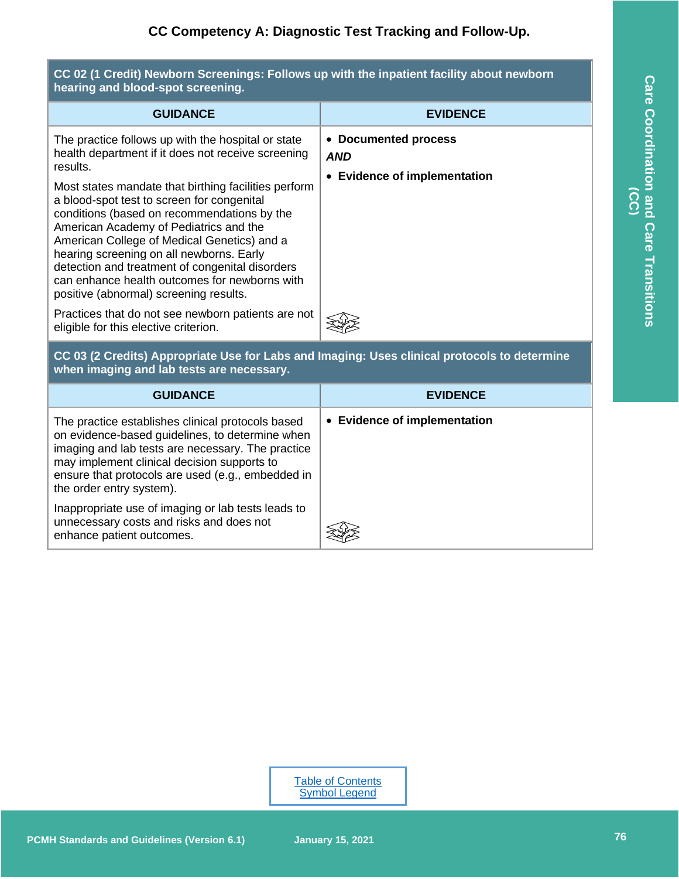## CC Competency A: Diagnostic Test Tracking and Follow-Up.

| **CC 02 (1 Credit) Newborn Screenings: Follows up with the inpatient facility about newborn hearing and blood-spot screening.** | |
|---|---|
| **GUIDANCE** | **EVIDENCE** |
| The practice follows up with the hospital or state health department if it does not receive screening results.<br><br>Most states mandate that birthing facilities perform a blood-spot test to screen for congenital conditions (based on recommendations by the American Academy of Pediatrics and the American College of Medical Genetics) and a hearing screening on all newborns. Early detection and treatment of congenital disorders can enhance health outcomes for newborns with positive (abnormal) screening results.<br><br>Practices that do not see newborn patients are not eligible for this elective criterion. | • **Documented process**<br>***AND***<br>• **Evidence of implementation** |

| **CC 03 (2 Credits) Appropriate Use for Labs and Imaging: Uses clinical protocols to determine when imaging and lab tests are necessary.** | |
|---|---|
| **GUIDANCE** | **EVIDENCE** |
| The practice establishes clinical protocols based on evidence-based guidelines, to determine when imaging and lab tests are necessary. The practice may implement clinical decision supports to ensure that protocols are used (e.g., embedded in the order entry system).<br><br>Inappropriate use of imaging or lab tests leads to unnecessary costs and risks and does not enhance patient outcomes. | • **Evidence of implementation** |

Table of Contents
Symbol Legend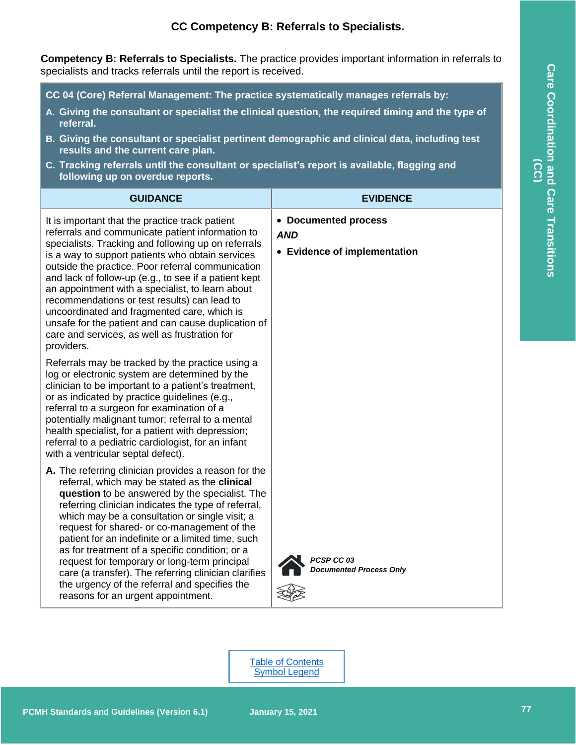## CC Competency B: Referrals to Specialists.

**Competency B: Referrals to Specialists.** The practice provides important information in referrals to specialists and tracks referrals until the report is received.

**CC 04 (Core) Referral Management: The practice systematically manages referrals by:**

**A. Giving the consultant or specialist the clinical question, the required timing and the type of referral.**

**B. Giving the consultant or specialist pertinent demographic and clinical data, including test results and the current care plan.**

**C. Tracking referrals until the consultant or specialist's report is available, flagging and following up on overdue reports.**

| GUIDANCE | EVIDENCE |
|---|---|
| It is important that the practice track patient referrals and communicate patient information to specialists. Tracking and following up on referrals is a way to support patients who obtain services outside the practice. Poor referral communication and lack of follow-up (e.g., to see if a patient kept an appointment with a specialist, to learn about recommendations or test results) can lead to uncoordinated and fragmented care, which is unsafe for the patient and can cause duplication of care and services, as well as frustration for providers.<br><br>Referrals may be tracked by the practice using a log or electronic system are determined by the clinician to be important to a patient's treatment, or as indicated by practice guidelines (e.g., referral to a surgeon for examination of a potentially malignant tumor; referral to a mental health specialist, for a patient with depression; referral to a pediatric cardiologist, for an infant with a ventricular septal defect).<br><br>**A.** The referring clinician provides a reason for the referral, which may be stated as the **clinical question** to be answered by the specialist. The referring clinician indicates the type of referral, which may be a consultation or single visit; a request for shared- or co-management of the patient for an indefinite or a limited time, such as for treatment of a specific condition; or a request for temporary or long-term principal care (a transfer). The referring clinician clarifies the urgency of the referral and specifies the reasons for an urgent appointment. | • **Documented process**<br>***AND***<br>• **Evidence of implementation**<br><br>***PCSP CC 03 Documented Process Only*** |

Table of Contents
Symbol Legend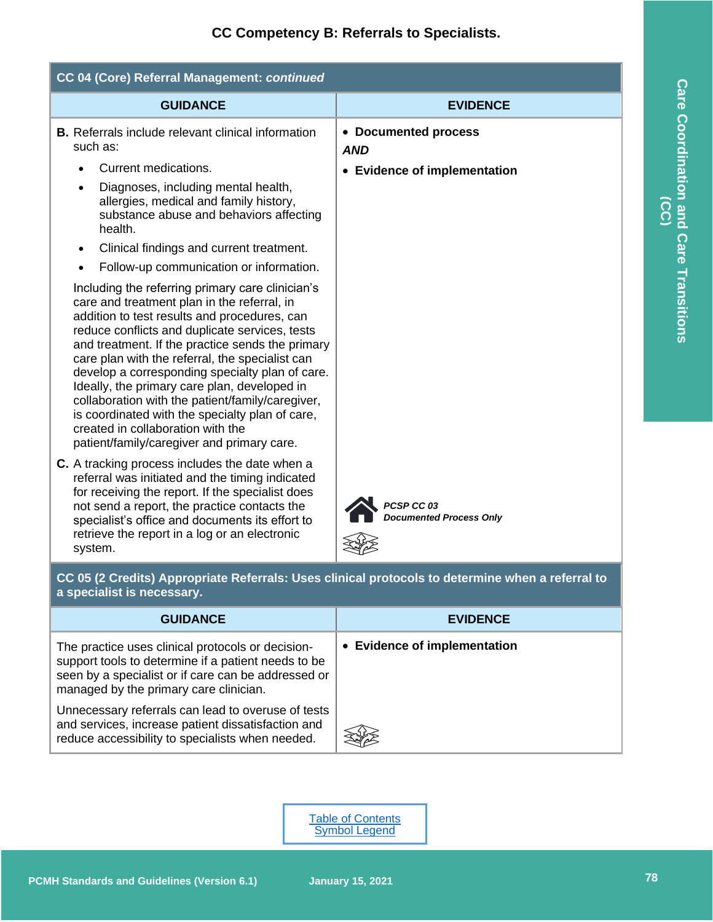## CC Competency B: Referrals to Specialists.

| CC 04 (Core) Referral Management: *continued* | |
|---|---|
| **GUIDANCE** | **EVIDENCE** |
| **B.** Referrals include relevant clinical information such as:<br>• Current medications.<br>• Diagnoses, including mental health, allergies, medical and family history, substance abuse and behaviors affecting health.<br>• Clinical findings and current treatment.<br>• Follow-up communication or information.<br><br>Including the referring primary care clinician's care and treatment plan in the referral, in addition to test results and procedures, can reduce conflicts and duplicate services, tests and treatment. If the practice sends the primary care plan with the referral, the specialist can develop a corresponding specialty plan of care. Ideally, the primary care plan, developed in collaboration with the patient/family/caregiver, is coordinated with the specialty plan of care, created in collaboration with the patient/family/caregiver and primary care.<br><br>**C.** A tracking process includes the date when a referral was initiated and the timing indicated for receiving the report. If the specialist does not send a report, the practice contacts the specialist's office and documents its effort to retrieve the report in a log or an electronic system. | • **Documented process**<br>***AND***<br>• **Evidence of implementation**<br><br>***PCSP CC 03***<br>***Documented Process Only*** |

| CC 05 (2 Credits) Appropriate Referrals: Uses clinical protocols to determine when a referral to a specialist is necessary. | |
|---|---|
| **GUIDANCE** | **EVIDENCE** |
| The practice uses clinical protocols or decision-support tools to determine if a patient needs to be seen by a specialist or if care can be addressed or managed by the primary care clinician.<br><br>Unnecessary referrals can lead to overuse of tests and services, increase patient dissatisfaction and reduce accessibility to specialists when needed. | • **Evidence of implementation** |

Table of Contents
Symbol Legend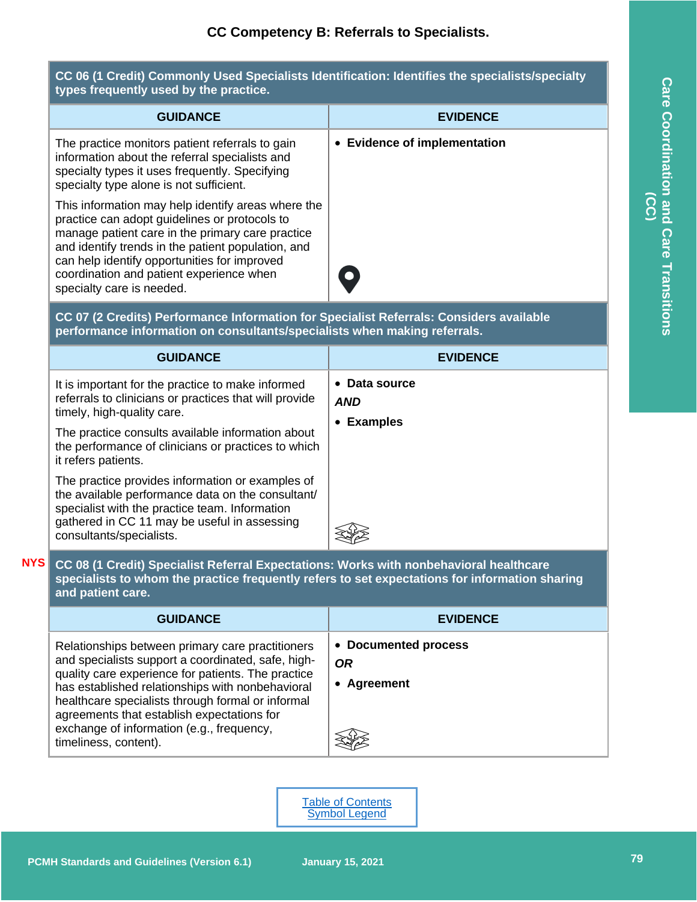## CC Competency B: Referrals to Specialists.

| CC 06 (1 Credit) Commonly Used Specialists Identification: Identifies the specialists/specialty types frequently used by the practice. | |
|---|---|
| **GUIDANCE** | **EVIDENCE** |
| The practice monitors patient referrals to gain information about the referral specialists and specialty types it uses frequently. Specifying specialty type alone is not sufficient.<br><br>This information may help identify areas where the practice can adopt guidelines or protocols to manage patient care in the primary care practice and identify trends in the patient population, and can help identify opportunities for improved coordination and patient experience when specialty care is needed. | • **Evidence of implementation** |

| CC 07 (2 Credits) Performance Information for Specialist Referrals: Considers available performance information on consultants/specialists when making referrals. | |
|---|---|
| **GUIDANCE** | **EVIDENCE** |
| It is important for the practice to make informed referrals to clinicians or practices that will provide timely, high-quality care.<br><br>The practice consults available information about the performance of clinicians or practices to which it refers patients.<br><br>The practice provides information or examples of the available performance data on the consultant/specialist with the practice team. Information gathered in CC 11 may be useful in assessing consultants/specialists. | • **Data source**<br>***AND***<br>• **Examples** |

NYS

| CC 08 (1 Credit) Specialist Referral Expectations: Works with nonbehavioral healthcare specialists to whom the practice frequently refers to set expectations for information sharing and patient care. | |
|---|---|
| **GUIDANCE** | **EVIDENCE** |
| Relationships between primary care practitioners and specialists support a coordinated, safe, high-quality care experience for patients. The practice has established relationships with nonbehavioral healthcare specialists through formal or informal agreements that establish expectations for exchange of information (e.g., frequency, timeliness, content). | • **Documented process**<br>***OR***<br>• **Agreement** |

Table of Contents
Symbol Legend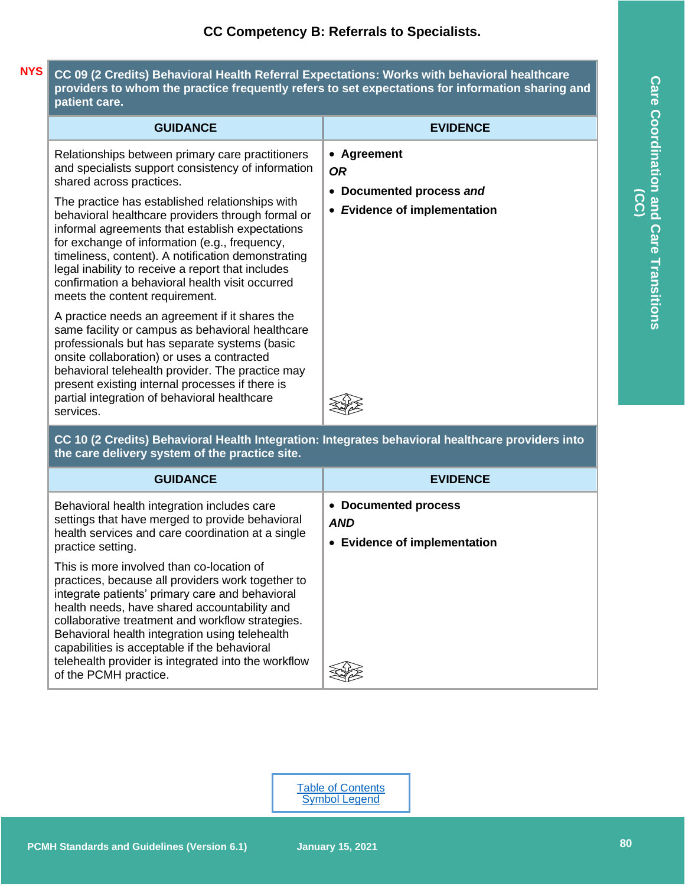### CC Competency B: Referrals to Specialists.

NYS

**CC 09 (2 Credits) Behavioral Health Referral Expectations: Works with behavioral healthcare providers to whom the practice frequently refers to set expectations for information sharing and patient care.**

| GUIDANCE | EVIDENCE |
|---|---|
| Relationships between primary care practitioners and specialists support consistency of information shared across practices.<br><br>The practice has established relationships with behavioral healthcare providers through formal or informal agreements that establish expectations for exchange of information (e.g., frequency, timeliness, content). A notification demonstrating legal inability to receive a report that includes confirmation a behavioral health visit occurred meets the content requirement.<br><br>A practice needs an agreement if it shares the same facility or campus as behavioral healthcare professionals but has separate systems (basic onsite collaboration) or uses a contracted behavioral telehealth provider. The practice may present existing internal processes if there is partial integration of behavioral healthcare services. | • **Agreement**<br>***OR***<br>• **Documented process *and***<br>• ***Evidence of implementation*** |

**CC 10 (2 Credits) Behavioral Health Integration: Integrates behavioral healthcare providers into the care delivery system of the practice site.**

| GUIDANCE | EVIDENCE |
|---|---|
| Behavioral health integration includes care settings that have merged to provide behavioral health services and care coordination at a single practice setting.<br><br>This is more involved than co-location of practices, because all providers work together to integrate patients' primary care and behavioral health needs, have shared accountability and collaborative treatment and workflow strategies. Behavioral health integration using telehealth capabilities is acceptable if the behavioral telehealth provider is integrated into the workflow of the PCMH practice. | • **Documented process**<br>***AND***<br>• **Evidence of implementation** |

Table of Contents
Symbol Legend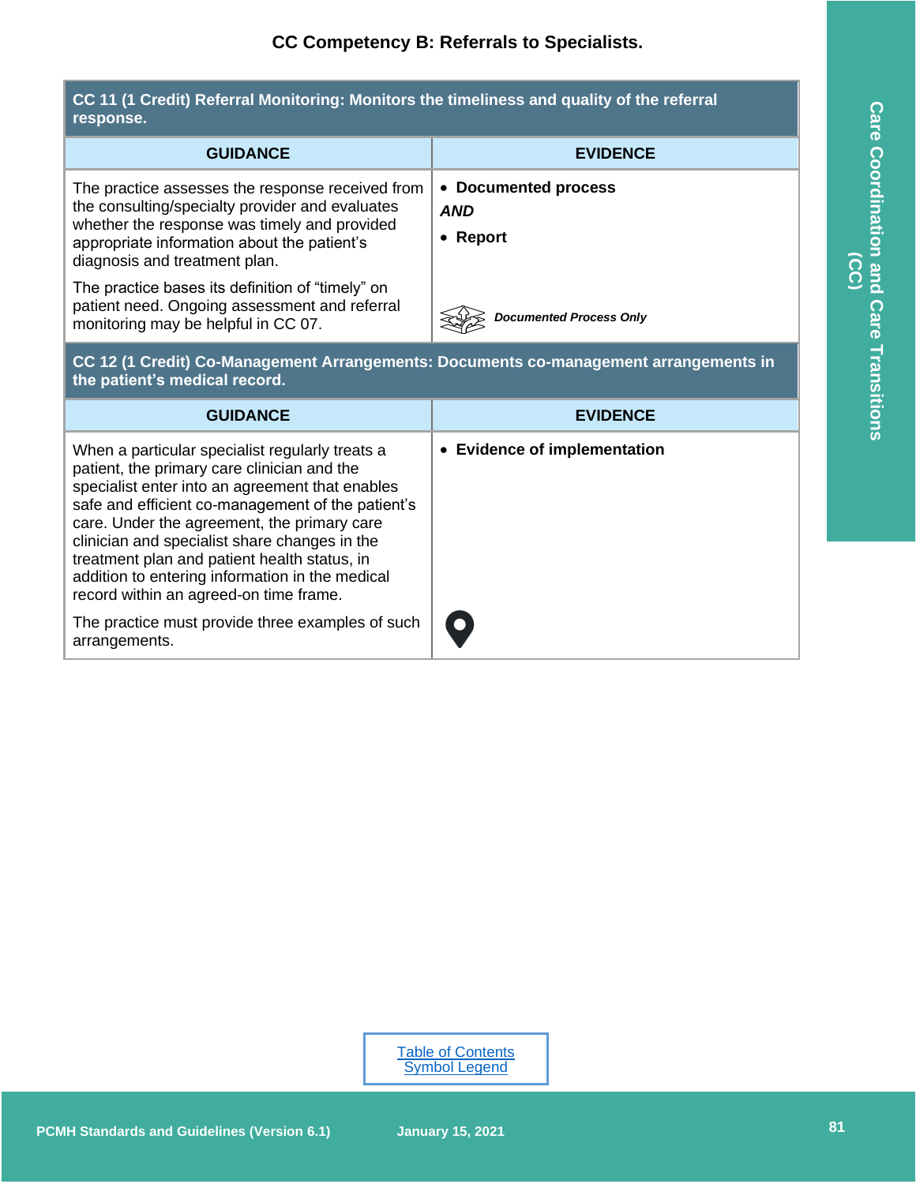## CC Competency B: Referrals to Specialists.

| CC 11 (1 Credit) Referral Monitoring: Monitors the timeliness and quality of the referral response. | |
|---|---|
| **GUIDANCE** | **EVIDENCE** |
| The practice assesses the response received from the consulting/specialty provider and evaluates whether the response was timely and provided appropriate information about the patient's diagnosis and treatment plan.<br><br>The practice bases its definition of "timely" on patient need. Ongoing assessment and referral monitoring may be helpful in CC 07. | • **Documented process**<br>***AND***<br>• **Report**<br><br>***Documented Process Only*** |

| CC 12 (1 Credit) Co-Management Arrangements: Documents co-management arrangements in the patient's medical record. | |
|---|---|
| **GUIDANCE** | **EVIDENCE** |
| When a particular specialist regularly treats a patient, the primary care clinician and the specialist enter into an agreement that enables safe and efficient co-management of the patient's care. Under the agreement, the primary care clinician and specialist share changes in the treatment plan and patient health status, in addition to entering information in the medical record within an agreed-on time frame.<br><br>The practice must provide three examples of such arrangements. | • **Evidence of implementation** |

Table of Contents
Symbol Legend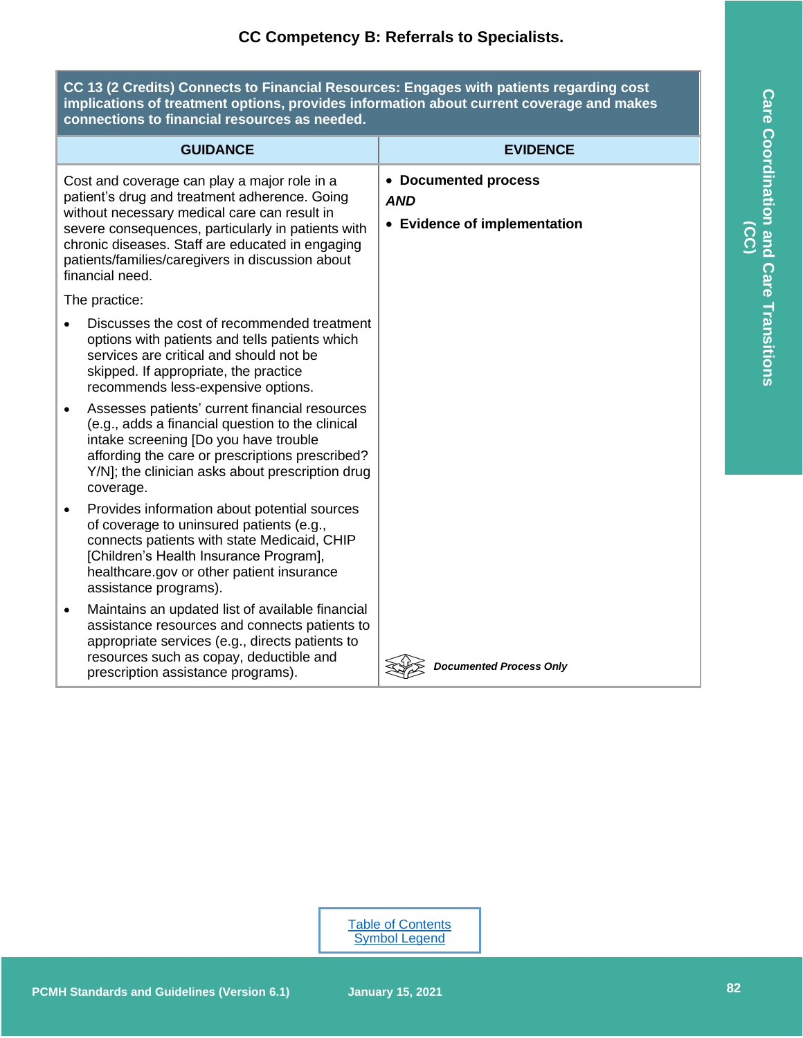## CC Competency B: Referrals to Specialists.

**CC 13 (2 Credits) Connects to Financial Resources: Engages with patients regarding cost implications of treatment options, provides information about current coverage and makes connections to financial resources as needed.**

| GUIDANCE | EVIDENCE |
|---|---|
| Cost and coverage can play a major role in a patient's drug and treatment adherence. Going without necessary medical care can result in severe consequences, particularly in patients with chronic diseases. Staff are educated in engaging patients/families/caregivers in discussion about financial need.<br><br>The practice:<br><br>• Discusses the cost of recommended treatment options with patients and tells patients which services are critical and should not be skipped. If appropriate, the practice recommends less-expensive options.<br>• Assesses patients' current financial resources (e.g., adds a financial question to the clinical intake screening [Do you have trouble affording the care or prescriptions prescribed? Y/N]; the clinician asks about prescription drug coverage.<br>• Provides information about potential sources of coverage to uninsured patients (e.g., connects patients with state Medicaid, CHIP [Children's Health Insurance Program], healthcare.gov or other patient insurance assistance programs).<br>• Maintains an updated list of available financial assistance resources and connects patients to appropriate services (e.g., directs patients to resources such as copay, deductible and prescription assistance programs). | • **Documented process**<br>***AND***<br>• **Evidence of implementation**<br><br>***Documented Process Only*** |

Table of Contents
Symbol Legend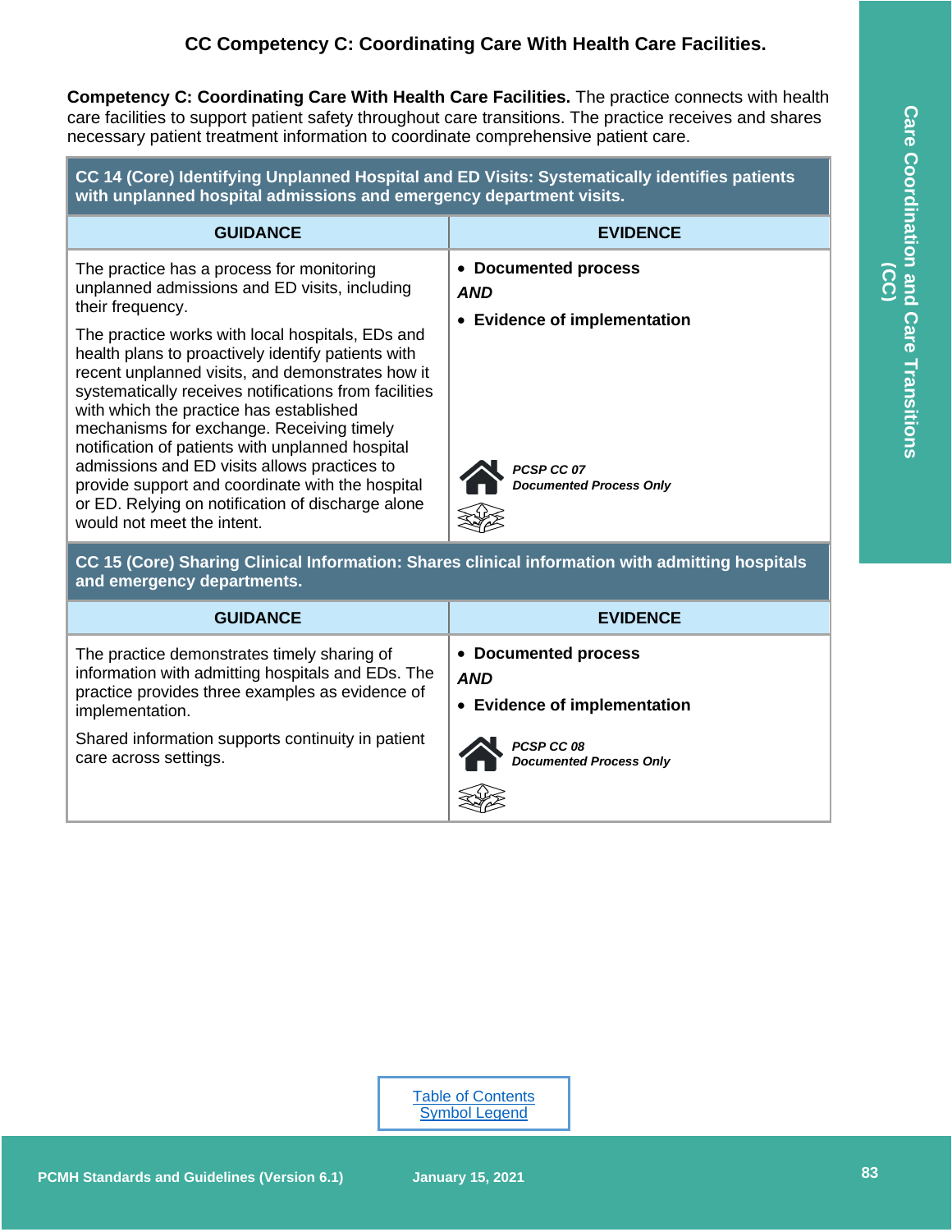# CC Competency C: Coordinating Care With Health Care Facilities.

**Competency C: Coordinating Care With Health Care Facilities.** The practice connects with health care facilities to support patient safety throughout care transitions. The practice receives and shares necessary patient treatment information to coordinate comprehensive patient care.

| **CC 14 (Core) Identifying Unplanned Hospital and ED Visits: Systematically identifies patients with unplanned hospital admissions and emergency department visits.** | |
|---|---|
| **GUIDANCE** | **EVIDENCE** |
| The practice has a process for monitoring unplanned admissions and ED visits, including their frequency.<br><br>The practice works with local hospitals, EDs and health plans to proactively identify patients with recent unplanned visits, and demonstrates how it systematically receives notifications from facilities with which the practice has established mechanisms for exchange. Receiving timely notification of patients with unplanned hospital admissions and ED visits allows practices to provide support and coordinate with the hospital or ED. Relying on notification of discharge alone would not meet the intent. | • **Documented process**<br>***AND***<br>• **Evidence of implementation**<br><br>***PCSP CC 07***<br>***Documented Process Only*** |

| **CC 15 (Core) Sharing Clinical Information: Shares clinical information with admitting hospitals and emergency departments.** | |
|---|---|
| **GUIDANCE** | **EVIDENCE** |
| The practice demonstrates timely sharing of information with admitting hospitals and EDs. The practice provides three examples as evidence of implementation.<br><br>Shared information supports continuity in patient care across settings. | • **Documented process**<br>***AND***<br>• **Evidence of implementation**<br><br>***PCSP CC 08***<br>***Documented Process Only*** |

Table of Contents
Symbol Legend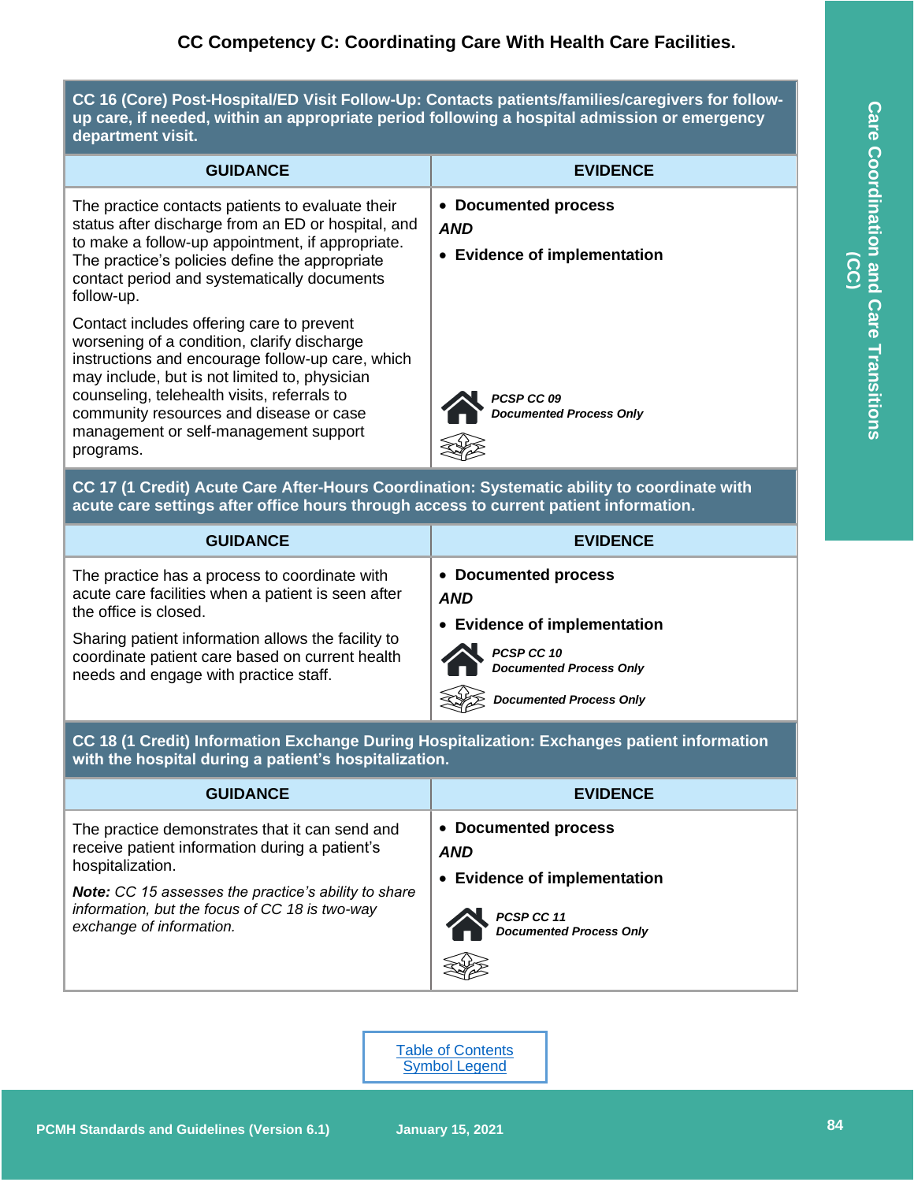## CC Competency C: Coordinating Care With Health Care Facilities.

| CC 16 (Core) Post-Hospital/ED Visit Follow-Up: Contacts patients/families/caregivers for follow-up care, if needed, within an appropriate period following a hospital admission or emergency department visit. | |
|---|---|
| **GUIDANCE** | **EVIDENCE** |
| The practice contacts patients to evaluate their status after discharge from an ED or hospital, and to make a follow-up appointment, if appropriate. The practice's policies define the appropriate contact period and systematically documents follow-up.<br><br>Contact includes offering care to prevent worsening of a condition, clarify discharge instructions and encourage follow-up care, which may include, but is not limited to, physician counseling, telehealth visits, referrals to community resources and disease or case management or self-management support programs. | • **Documented process**<br>***AND***<br>• **Evidence of implementation**<br><br>***PCSP CC 09***<br>***Documented Process Only*** |

| CC 17 (1 Credit) Acute Care After-Hours Coordination: Systematic ability to coordinate with acute care settings after office hours through access to current patient information. | |
|---|---|
| **GUIDANCE** | **EVIDENCE** |
| The practice has a process to coordinate with acute care facilities when a patient is seen after the office is closed.<br><br>Sharing patient information allows the facility to coordinate patient care based on current health needs and engage with practice staff. | • **Documented process**<br>***AND***<br>• **Evidence of implementation**<br><br>***PCSP CC 10***<br>***Documented Process Only***<br><br>***Documented Process Only*** |

| CC 18 (1 Credit) Information Exchange During Hospitalization: Exchanges patient information with the hospital during a patient's hospitalization. | |
|---|---|
| **GUIDANCE** | **EVIDENCE** |
| The practice demonstrates that it can send and receive patient information during a patient's hospitalization.<br><br>***Note:*** *CC 15 assesses the practice's ability to share information, but the focus of CC 18 is two-way exchange of information.* | • **Documented process**<br>***AND***<br>• **Evidence of implementation**<br><br>***PCSP CC 11***<br>***Documented Process Only*** |

Table of Contents
Symbol Legend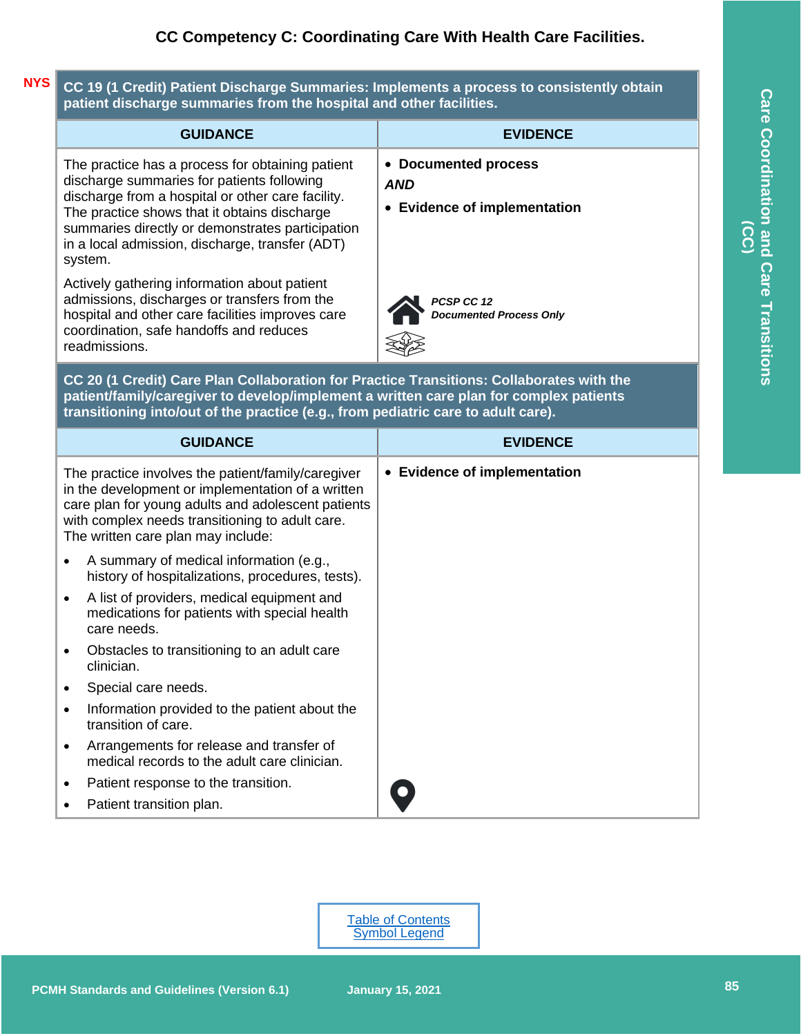## CC Competency C: Coordinating Care With Health Care Facilities.

**NYS**

### CC 19 (1 Credit) Patient Discharge Summaries: Implements a process to consistently obtain patient discharge summaries from the hospital and other facilities.

| GUIDANCE | EVIDENCE |
|---|---|
| The practice has a process for obtaining patient discharge summaries for patients following discharge from a hospital or other care facility. The practice shows that it obtains discharge summaries directly or demonstrates participation in a local admission, discharge, transfer (ADT) system.<br><br>Actively gathering information about patient admissions, discharges or transfers from the hospital and other care facilities improves care coordination, safe handoffs and reduces readmissions. | • **Documented process**<br>***AND***<br>• **Evidence of implementation**<br><br>***PCSP CC 12***<br>***Documented Process Only*** |

### CC 20 (1 Credit) Care Plan Collaboration for Practice Transitions: Collaborates with the patient/family/caregiver to develop/implement a written care plan for complex patients transitioning into/out of the practice (e.g., from pediatric care to adult care).

| GUIDANCE | EVIDENCE |
|---|---|
| The practice involves the patient/family/caregiver in the development or implementation of a written care plan for young adults and adolescent patients with complex needs transitioning to adult care. The written care plan may include:<br>• A summary of medical information (e.g., history of hospitalizations, procedures, tests).<br>• A list of providers, medical equipment and medications for patients with special health care needs.<br>• Obstacles to transitioning to an adult care clinician.<br>• Special care needs.<br>• Information provided to the patient about the transition of care.<br>• Arrangements for release and transfer of medical records to the adult care clinician.<br>• Patient response to the transition.<br>• Patient transition plan. | • **Evidence of implementation** |

Table of Contents
Symbol Legend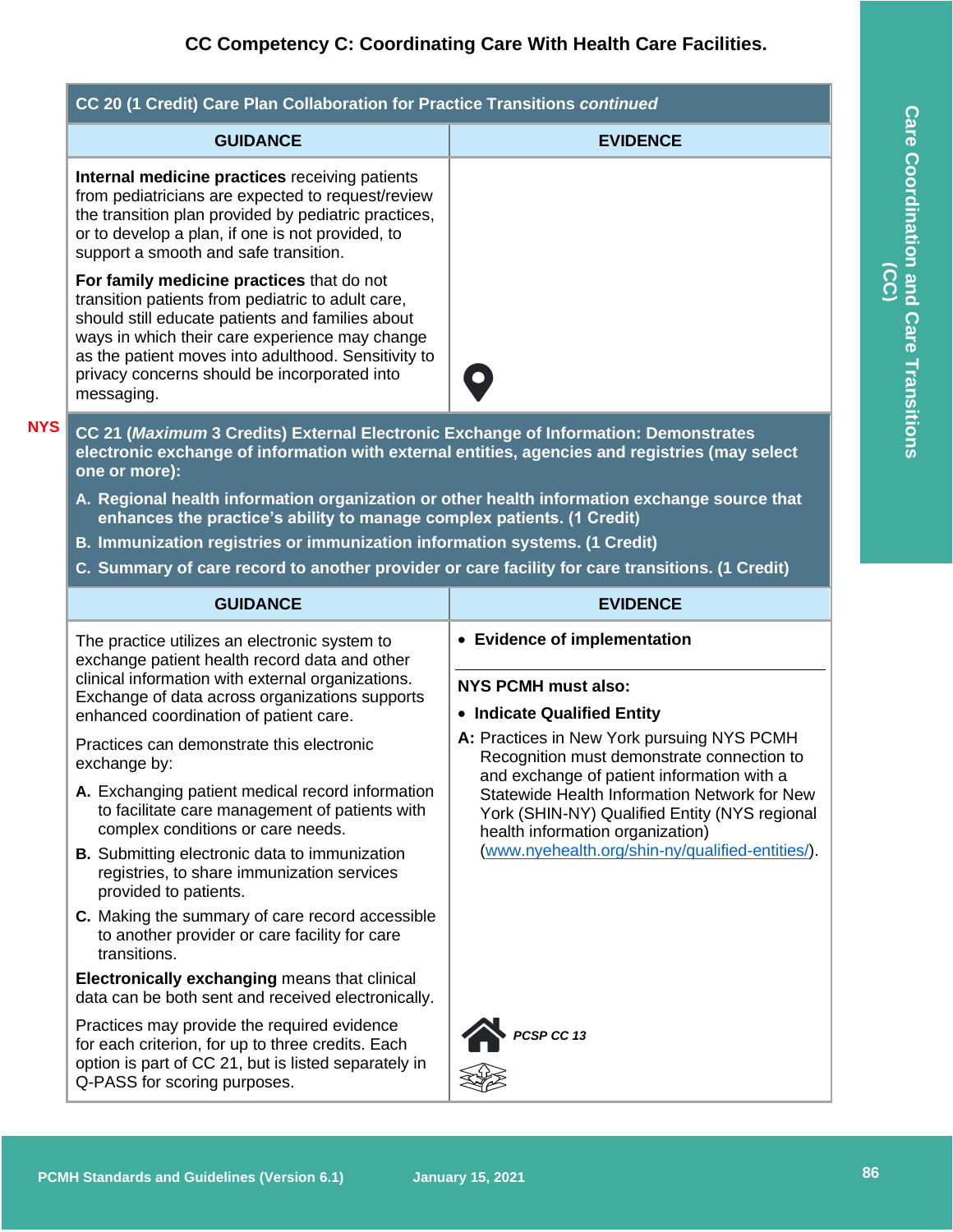## CC Competency C: Coordinating Care With Health Care Facilities.

| CC 20 (1 Credit) Care Plan Collaboration for Practice Transitions *continued* | |
|---|---|
| **GUIDANCE** | **EVIDENCE** |
| **Internal medicine practices** receiving patients from pediatricians are expected to request/review the transition plan provided by pediatric practices, or to develop a plan, if one is not provided, to support a smooth and safe transition.<br><br>**For family medicine practices** that do not transition patients from pediatric to adult care, should still educate patients and families about ways in which their care experience may change as the patient moves into adulthood. Sensitivity to privacy concerns should be incorporated into messaging. | |

NYS

| CC 21 (*Maximum* 3 Credits) External Electronic Exchange of Information: Demonstrates electronic exchange of information with external entities, agencies and registries (may select one or more):<br>A. Regional health information organization or other health information exchange source that enhances the practice's ability to manage complex patients. (1 Credit)<br>B. Immunization registries or immunization information systems. (1 Credit)<br>C. Summary of care record to another provider or care facility for care transitions. (1 Credit) | |
|---|---|
| **GUIDANCE** | **EVIDENCE** |
| The practice utilizes an electronic system to exchange patient health record data and other clinical information with external organizations. Exchange of data across organizations supports enhanced coordination of patient care.<br><br>Practices can demonstrate this electronic exchange by:<br><br>**A.** Exchanging patient medical record information to facilitate care management of patients with complex conditions or care needs.<br>**B.** Submitting electronic data to immunization registries, to share immunization services provided to patients.<br>**C.** Making the summary of care record accessible to another provider or care facility for care transitions.<br><br>**Electronically exchanging** means that clinical data can be both sent and received electronically.<br><br>Practices may provide the required evidence for each criterion, for up to three credits. Each option is part of CC 21, but is listed separately in Q-PASS for scoring purposes. | • **Evidence of implementation**<br><br>**NYS PCMH must also:**<br>• **Indicate Qualified Entity**<br><br>**A:** Practices in New York pursuing NYS PCMH Recognition must demonstrate connection to and exchange of patient information with a Statewide Health Information Network for New York (SHIN-NY) Qualified Entity (NYS regional health information organization) (www.nyehealth.org/shin-ny/qualified-entities/).<br><br>*PCSP CC 13* |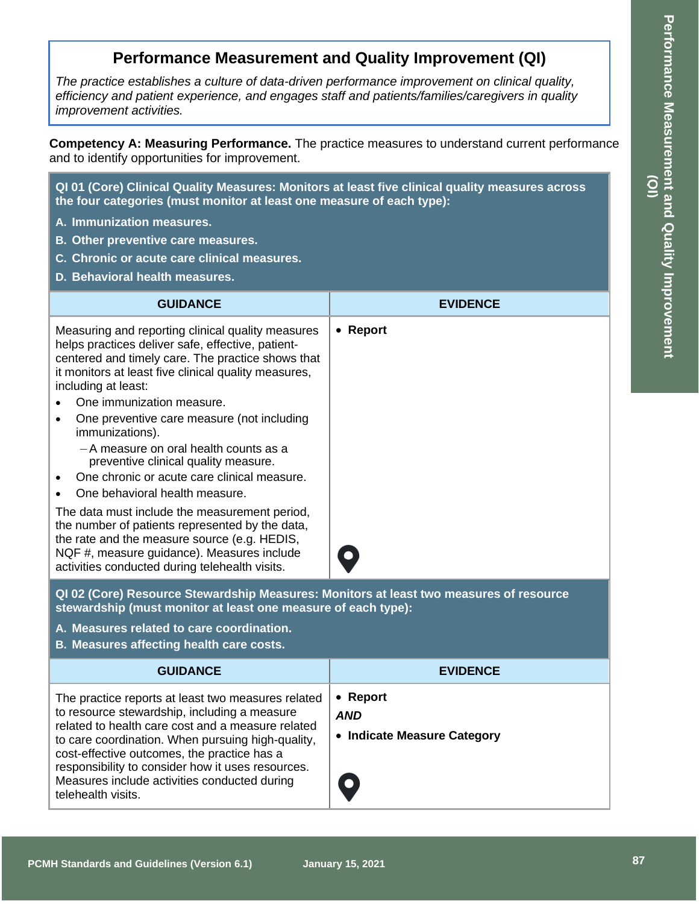## Performance Measurement and Quality Improvement (QI)

*The practice establishes a culture of data-driven performance improvement on clinical quality, efficiency and patient experience, and engages staff and patients/families/caregivers in quality improvement activities.*

**Competency A: Measuring Performance.** The practice measures to understand current performance and to identify opportunities for improvement.

**QI 01 (Core) Clinical Quality Measures: Monitors at least five clinical quality measures across the four categories (must monitor at least one measure of each type):**

**A. Immunization measures.**

**B. Other preventive care measures.**

**C. Chronic or acute care clinical measures.**

**D. Behavioral health measures.**

| GUIDANCE | EVIDENCE |
|---|---|
| Measuring and reporting clinical quality measures helps practices deliver safe, effective, patient-centered and timely care. The practice shows that it monitors at least five clinical quality measures, including at least:<br>• One immunization measure.<br>• One preventive care measure (not including immunizations).<br>  – A measure on oral health counts as a preventive clinical quality measure.<br>• One chronic or acute care clinical measure.<br>• One behavioral health measure.<br>The data must include the measurement period, the number of patients represented by the data, the rate and the measure source (e.g. HEDIS, NQF #, measure guidance). Measures include activities conducted during telehealth visits. | • **Report** |

**QI 02 (Core) Resource Stewardship Measures: Monitors at least two measures of resource stewardship (must monitor at least one measure of each type):**

**A. Measures related to care coordination.**

**B. Measures affecting health care costs.**

| GUIDANCE | EVIDENCE |
|---|---|
| The practice reports at least two measures related to resource stewardship, including a measure related to health care cost and a measure related to care coordination. When pursuing high-quality, cost-effective outcomes, the practice has a responsibility to consider how it uses resources. Measures include activities conducted during telehealth visits. | • **Report**<br>***AND***<br>• **Indicate Measure Category** |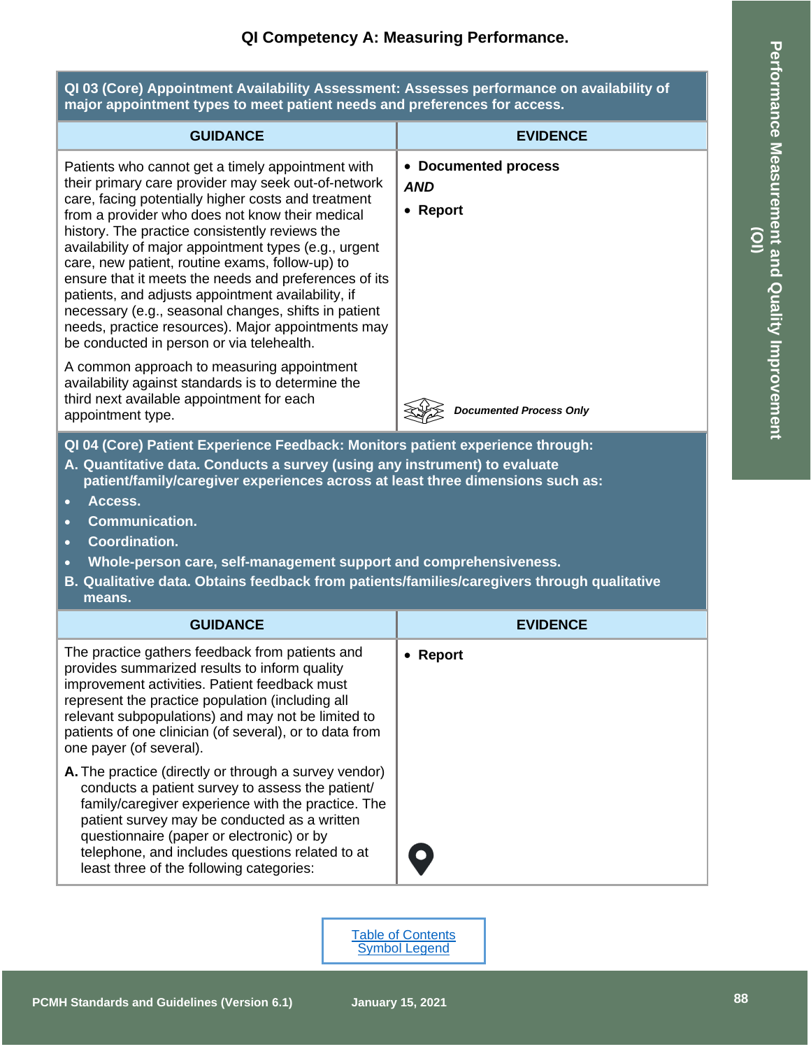## QI Competency A: Measuring Performance.

**QI 03 (Core) Appointment Availability Assessment: Assesses performance on availability of major appointment types to meet patient needs and preferences for access.**

| GUIDANCE | EVIDENCE |
|---|---|
| Patients who cannot get a timely appointment with their primary care provider may seek out-of-network care, facing potentially higher costs and treatment from a provider who does not know their medical history. The practice consistently reviews the availability of major appointment types (e.g., urgent care, new patient, routine exams, follow-up) to ensure that it meets the needs and preferences of its patients, and adjusts appointment availability, if necessary (e.g., seasonal changes, shifts in patient needs, practice resources). Major appointments may be conducted in person or via telehealth.<br><br>A common approach to measuring appointment availability against standards is to determine the third next available appointment for each appointment type. | • **Documented process**<br>***AND***<br>• **Report**<br><br>***Documented Process Only*** |

**QI 04 (Core) Patient Experience Feedback: Monitors patient experience through:**

**A. Quantitative data. Conducts a survey (using any instrument) to evaluate patient/family/caregiver experiences across at least three dimensions such as:**

- **Access.**
- **Communication.**
- **Coordination.**
- **Whole-person care, self-management support and comprehensiveness.**

**B. Qualitative data. Obtains feedback from patients/families/caregivers through qualitative means.**

| GUIDANCE | EVIDENCE |
|---|---|
| The practice gathers feedback from patients and provides summarized results to inform quality improvement activities. Patient feedback must represent the practice population (including all relevant subpopulations) and may not be limited to patients of one clinician (of several), or to data from one payer (of several).<br><br>**A.** The practice (directly or through a survey vendor) conducts a patient survey to assess the patient/family/caregiver experience with the practice. The patient survey may be conducted as a written questionnaire (paper or electronic) or by telephone, and includes questions related to at least three of the following categories: | • **Report** |

Table of Contents
Symbol Legend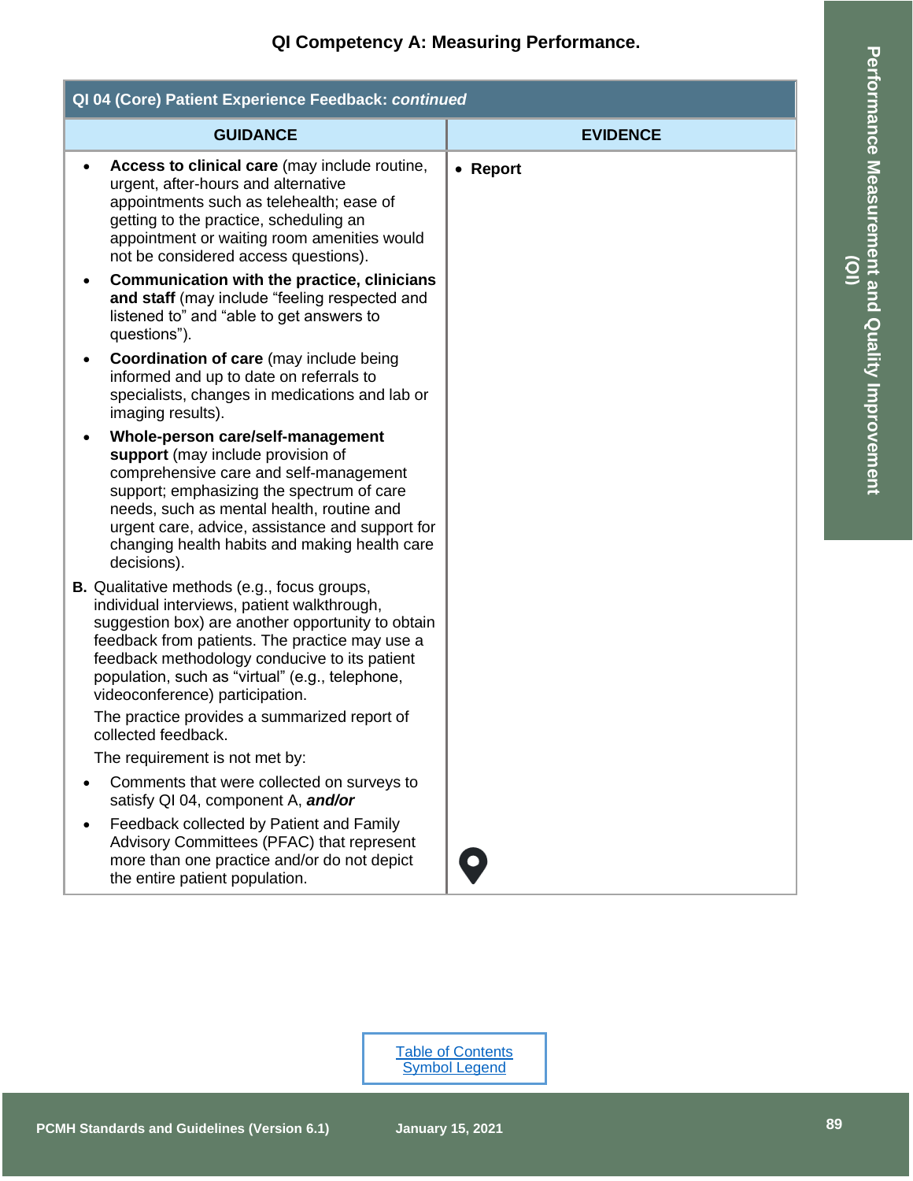## QI Competency A: Measuring Performance.

| QI 04 (Core) Patient Experience Feedback: *continued* | |
|---|---|
| **GUIDANCE** | **EVIDENCE** |
| • **Access to clinical care** (may include routine, urgent, after-hours and alternative appointments such as telehealth; ease of getting to the practice, scheduling an appointment or waiting room amenities would not be considered access questions).<br>• **Communication with the practice, clinicians and staff** (may include "feeling respected and listened to" and "able to get answers to questions").<br>• **Coordination of care** (may include being informed and up to date on referrals to specialists, changes in medications and lab or imaging results).<br>• **Whole-person care/self-management support** (may include provision of comprehensive care and self-management support; emphasizing the spectrum of care needs, such as mental health, routine and urgent care, advice, assistance and support for changing health habits and making health care decisions).<br>**B.** Qualitative methods (e.g., focus groups, individual interviews, patient walkthrough, suggestion box) are another opportunity to obtain feedback from patients. The practice may use a feedback methodology conducive to its patient population, such as "virtual" (e.g., telephone, videoconference) participation.<br>The practice provides a summarized report of collected feedback.<br>The requirement is not met by:<br>• Comments that were collected on surveys to satisfy QI 04, component A, ***and/or***<br>• Feedback collected by Patient and Family Advisory Committees (PFAC) that represent more than one practice and/or do not depict the entire patient population. | • **Report** |

[Table of Contents](#)
[Symbol Legend](#)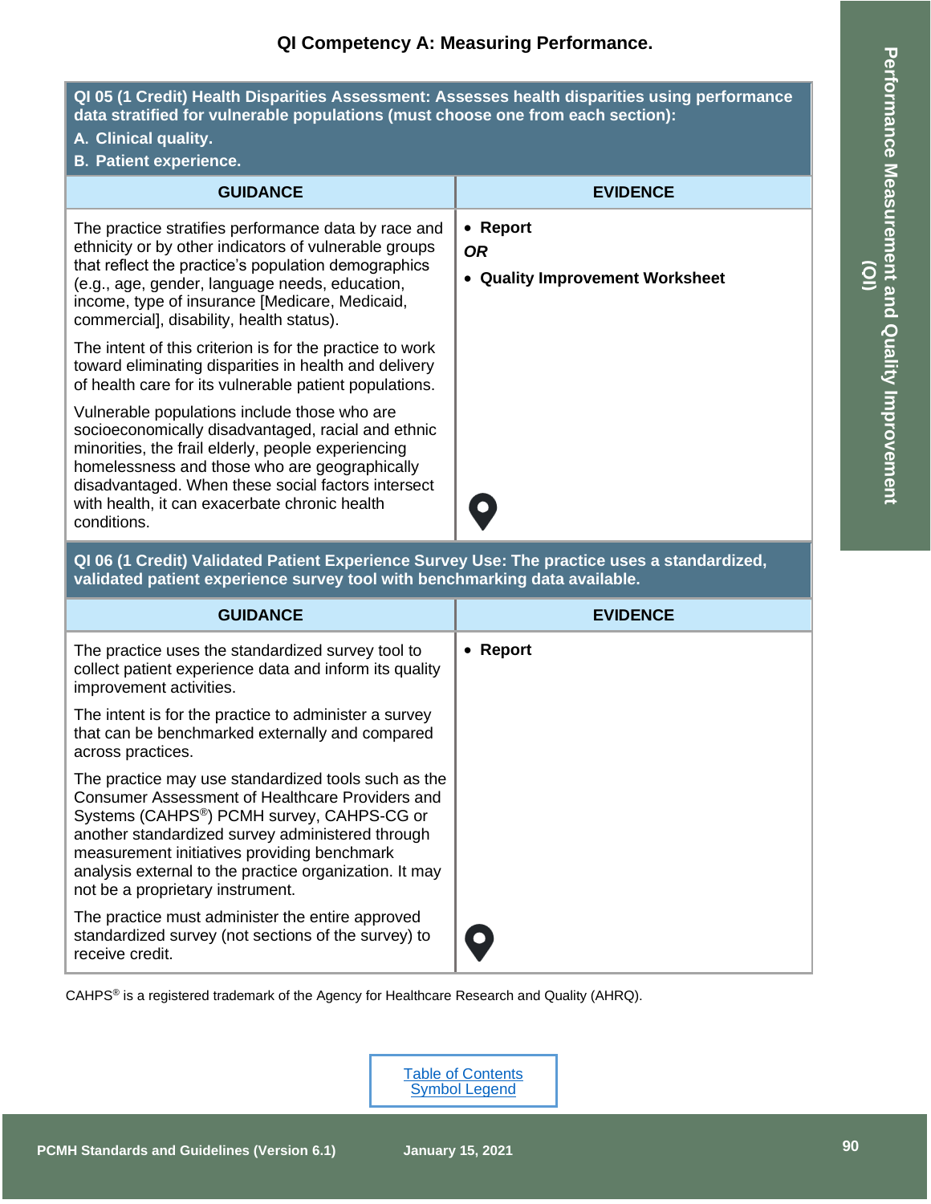## QI Competency A: Measuring Performance.

| QI 05 (1 Credit) Health Disparities Assessment: Assesses health disparities using performance data stratified for vulnerable populations (must choose one from each section): A. Clinical quality. B. Patient experience. | |
|---|---|
| **GUIDANCE** | **EVIDENCE** |
| The practice stratifies performance data by race and ethnicity or by other indicators of vulnerable groups that reflect the practice's population demographics (e.g., age, gender, language needs, education, income, type of insurance [Medicare, Medicaid, commercial], disability, health status). The intent of this criterion is for the practice to work toward eliminating disparities in health and delivery of health care for its vulnerable patient populations. Vulnerable populations include those who are socioeconomically disadvantaged, racial and ethnic minorities, the frail elderly, people experiencing homelessness and those who are geographically disadvantaged. When these social factors intersect with health, it can exacerbate chronic health conditions. | • **Report** *OR* • **Quality Improvement Worksheet** |

| QI 06 (1 Credit) Validated Patient Experience Survey Use: The practice uses a standardized, validated patient experience survey tool with benchmarking data available. | |
|---|---|
| **GUIDANCE** | **EVIDENCE** |
| The practice uses the standardized survey tool to collect patient experience data and inform its quality improvement activities. The intent is for the practice to administer a survey that can be benchmarked externally and compared across practices. The practice may use standardized tools such as the Consumer Assessment of Healthcare Providers and Systems (CAHPS®) PCMH survey, CAHPS-CG or another standardized survey administered through measurement initiatives providing benchmark analysis external to the practice organization. It may not be a proprietary instrument. The practice must administer the entire approved standardized survey (not sections of the survey) to receive credit. | • **Report** |

CAHPS® is a registered trademark of the Agency for Healthcare Research and Quality (AHRQ).

Table of Contents
Symbol Legend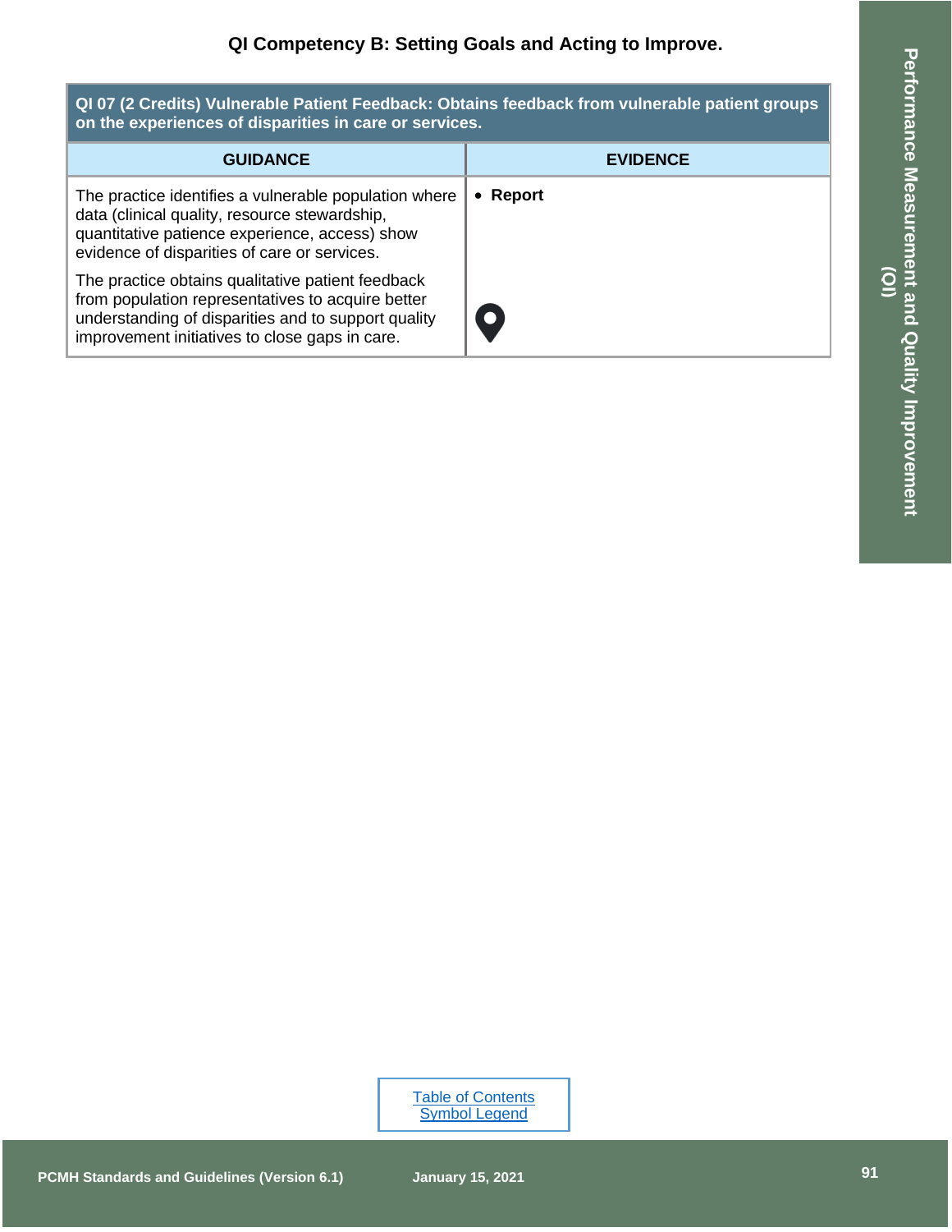## QI Competency B: Setting Goals and Acting to Improve.

| QI 07 (2 Credits) Vulnerable Patient Feedback: Obtains feedback from vulnerable patient groups on the experiences of disparities in care or services. | |
|---|---|
| **GUIDANCE** | **EVIDENCE** |
| The practice identifies a vulnerable population where data (clinical quality, resource stewardship, quantitative patience experience, access) show evidence of disparities of care or services.<br><br>The practice obtains qualitative patient feedback from population representatives to acquire better understanding of disparities and to support quality improvement initiatives to close gaps in care. | • **Report** |

Table of Contents
Symbol Legend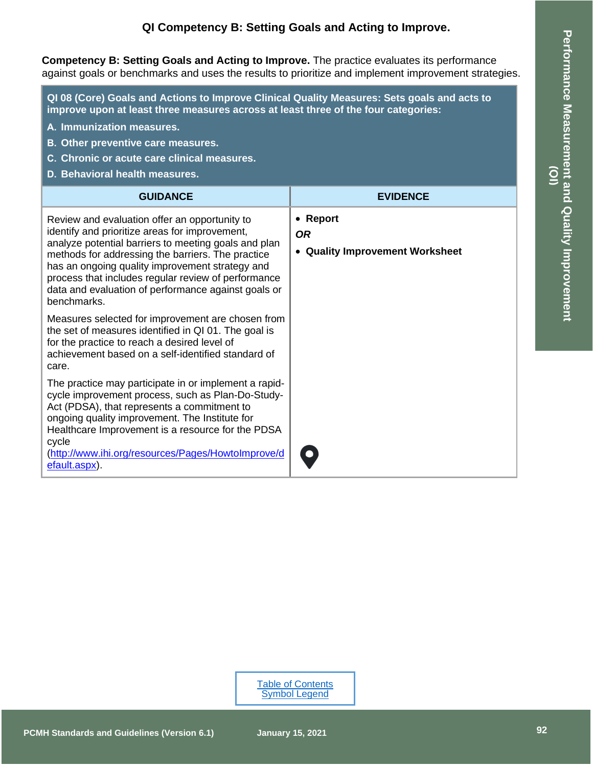## QI Competency B: Setting Goals and Acting to Improve.

**Competency B: Setting Goals and Acting to Improve.** The practice evaluates its performance against goals or benchmarks and uses the results to prioritize and implement improvement strategies.

| **QI 08 (Core) Goals and Actions to Improve Clinical Quality Measures: Sets goals and acts to improve upon at least three measures across at least three of the four categories:**<br>**A. Immunization measures.**<br>**B. Other preventive care measures.**<br>**C. Chronic or acute care clinical measures.**<br>**D. Behavioral health measures.** | |
|---|---|
| **GUIDANCE** | **EVIDENCE** |
| Review and evaluation offer an opportunity to identify and prioritize areas for improvement, analyze potential barriers to meeting goals and plan methods for addressing the barriers. The practice has an ongoing quality improvement strategy and process that includes regular review of performance data and evaluation of performance against goals or benchmarks.<br><br>Measures selected for improvement are chosen from the set of measures identified in QI 01. The goal is for the practice to reach a desired level of achievement based on a self-identified standard of care.<br><br>The practice may participate in or implement a rapid-cycle improvement process, such as Plan-Do-Study-Act (PDSA), that represents a commitment to ongoing quality improvement. The Institute for Healthcare Improvement is a resource for the PDSA cycle (http://www.ihi.org/resources/Pages/HowtoImprove/default.aspx). | • **Report**<br>***OR***<br>• **Quality Improvement Worksheet** |

Table of Contents
Symbol Legend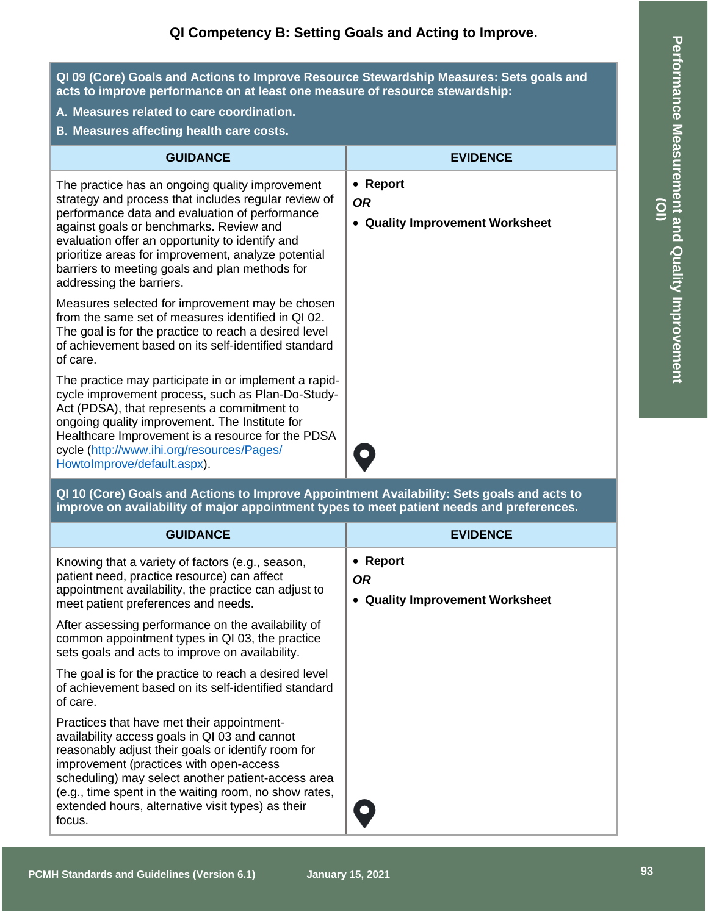## QI Competency B: Setting Goals and Acting to Improve.

| **QI 09 (Core) Goals and Actions to Improve Resource Stewardship Measures: Sets goals and acts to improve performance on at least one measure of resource stewardship:**<br>**A. Measures related to care coordination.**<br>**B. Measures affecting health care costs.** | |
|---|---|
| **GUIDANCE** | **EVIDENCE** |
| The practice has an ongoing quality improvement strategy and process that includes regular review of performance data and evaluation of performance against goals or benchmarks. Review and evaluation offer an opportunity to identify and prioritize areas for improvement, analyze potential barriers to meeting goals and plan methods for addressing the barriers.<br><br>Measures selected for improvement may be chosen from the same set of measures identified in QI 02. The goal is for the practice to reach a desired level of achievement based on its self-identified standard of care.<br><br>The practice may participate in or implement a rapid-cycle improvement process, such as Plan-Do-Study-Act (PDSA), that represents a commitment to ongoing quality improvement. The Institute for Healthcare Improvement is a resource for the PDSA cycle (http://www.ihi.org/resources/Pages/HowtoImprove/default.aspx). | • **Report**<br>***OR***<br>• **Quality Improvement Worksheet** |

| **QI 10 (Core) Goals and Actions to Improve Appointment Availability: Sets goals and acts to improve on availability of major appointment types to meet patient needs and preferences.** | |
|---|---|
| **GUIDANCE** | **EVIDENCE** |
| Knowing that a variety of factors (e.g., season, patient need, practice resource) can affect appointment availability, the practice can adjust to meet patient preferences and needs.<br><br>After assessing performance on the availability of common appointment types in QI 03, the practice sets goals and acts to improve on availability.<br><br>The goal is for the practice to reach a desired level of achievement based on its self-identified standard of care.<br><br>Practices that have met their appointment-availability access goals in QI 03 and cannot reasonably adjust their goals or identify room for improvement (practices with open-access scheduling) may select another patient-access area (e.g., time spent in the waiting room, no show rates, extended hours, alternative visit types) as their focus. | • **Report**<br>***OR***<br>• **Quality Improvement Worksheet** |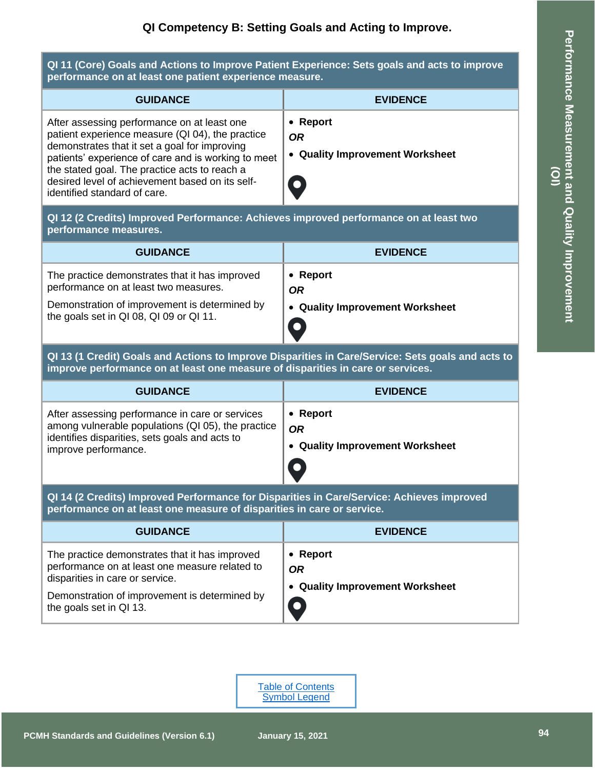### QI Competency B: Setting Goals and Acting to Improve.

| **QI 11 (Core) Goals and Actions to Improve Patient Experience: Sets goals and acts to improve performance on at least one patient experience measure.** | |
|---|---|
| **GUIDANCE** | **EVIDENCE** |
| After assessing performance on at least one patient experience measure (QI 04), the practice demonstrates that it set a goal for improving patients' experience of care and is working to meet the stated goal. The practice acts to reach a desired level of achievement based on its self-identified standard of care. | • **Report** <br> ***OR*** <br> • **Quality Improvement Worksheet** |

| **QI 12 (2 Credits) Improved Performance: Achieves improved performance on at least two performance measures.** | |
|---|---|
| **GUIDANCE** | **EVIDENCE** |
| The practice demonstrates that it has improved performance on at least two measures. <br> Demonstration of improvement is determined by the goals set in QI 08, QI 09 or QI 11. | • **Report** <br> ***OR*** <br> • **Quality Improvement Worksheet** |

| **QI 13 (1 Credit) Goals and Actions to Improve Disparities in Care/Service: Sets goals and acts to improve performance on at least one measure of disparities in care or services.** | |
|---|---|
| **GUIDANCE** | **EVIDENCE** |
| After assessing performance in care or services among vulnerable populations (QI 05), the practice identifies disparities, sets goals and acts to improve performance. | • **Report** <br> ***OR*** <br> • **Quality Improvement Worksheet** |

| **QI 14 (2 Credits) Improved Performance for Disparities in Care/Service: Achieves improved performance on at least one measure of disparities in care or service.** | |
|---|---|
| **GUIDANCE** | **EVIDENCE** |
| The practice demonstrates that it has improved performance on at least one measure related to disparities in care or service. <br> Demonstration of improvement is determined by the goals set in QI 13. | • **Report** <br> ***OR*** <br> • **Quality Improvement Worksheet** |

Table of Contents
Symbol Legend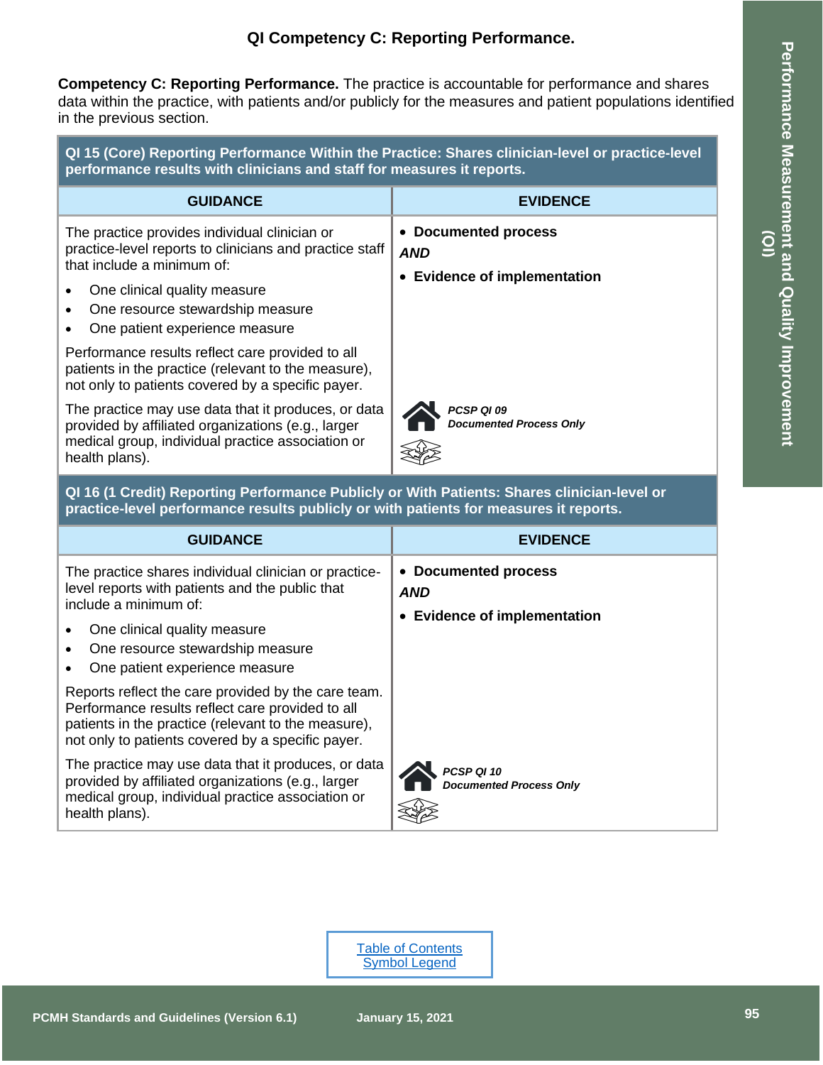# QI Competency C: Reporting Performance.

**Competency C: Reporting Performance.** The practice is accountable for performance and shares data within the practice, with patients and/or publicly for the measures and patient populations identified in the previous section.

| **QI 15 (Core) Reporting Performance Within the Practice: Shares clinician-level or practice-level performance results with clinicians and staff for measures it reports.** | |
|---|---|
| **GUIDANCE** | **EVIDENCE** |
| The practice provides individual clinician or practice-level reports to clinicians and practice staff that include a minimum of:<br>• One clinical quality measure<br>• One resource stewardship measure<br>• One patient experience measure<br><br>Performance results reflect care provided to all patients in the practice (relevant to the measure), not only to patients covered by a specific payer.<br><br>The practice may use data that it produces, or data provided by affiliated organizations (e.g., larger medical group, individual practice association or health plans). | • **Documented process**<br>***AND***<br>• **Evidence of implementation**<br><br>***PCSP QI 09***<br>***Documented Process Only*** |

| **QI 16 (1 Credit) Reporting Performance Publicly or With Patients: Shares clinician-level or practice-level performance results publicly or with patients for measures it reports.** | |
|---|---|
| **GUIDANCE** | **EVIDENCE** |
| The practice shares individual clinician or practice-level reports with patients and the public that include a minimum of:<br>• One clinical quality measure<br>• One resource stewardship measure<br>• One patient experience measure<br><br>Reports reflect the care provided by the care team. Performance results reflect care provided to all patients in the practice (relevant to the measure), not only to patients covered by a specific payer.<br><br>The practice may use data that it produces, or data provided by affiliated organizations (e.g., larger medical group, individual practice association or health plans). | • **Documented process**<br>***AND***<br>• **Evidence of implementation**<br><br>***PCSP QI 10***<br>***Documented Process Only*** |

Table of Contents
Symbol Legend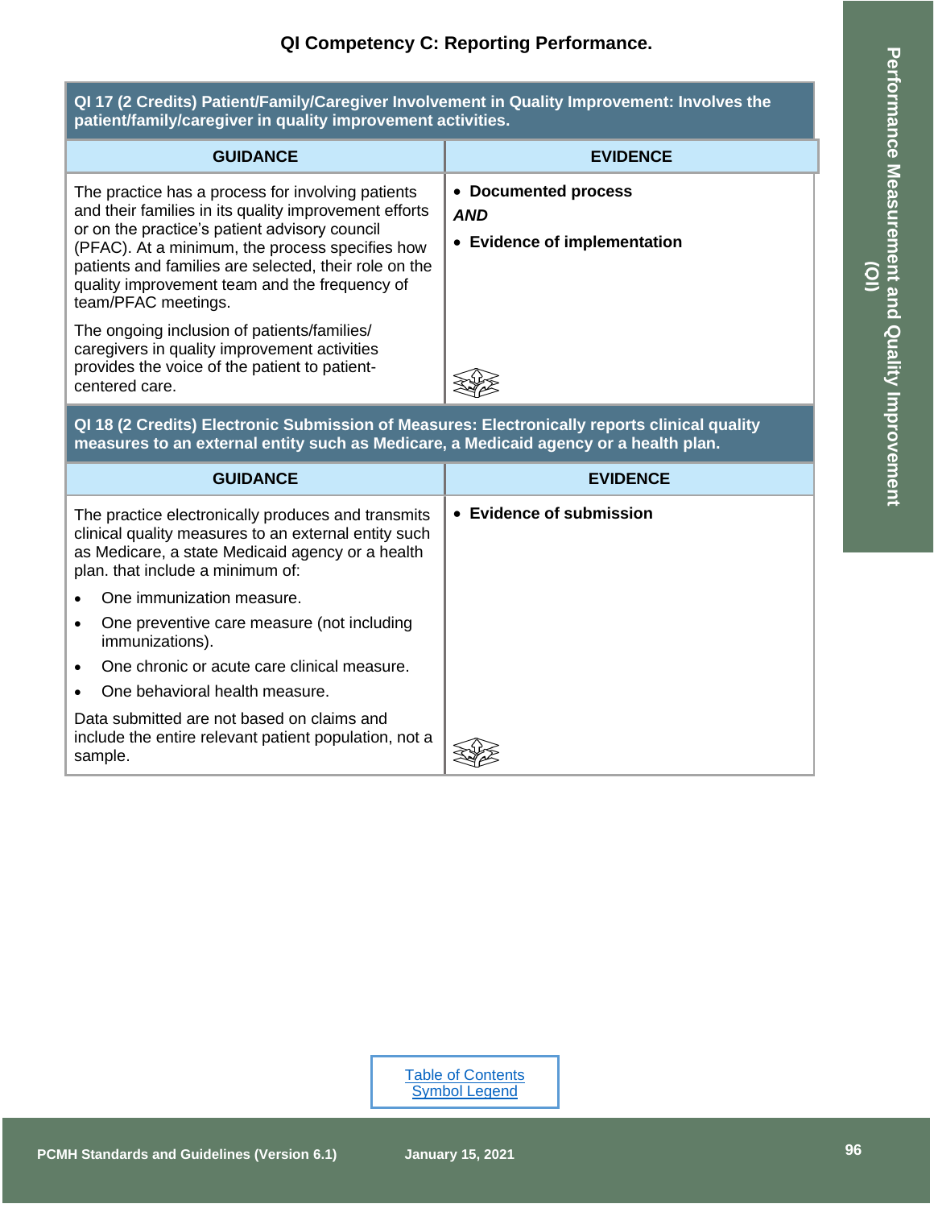## QI Competency C: Reporting Performance.

**QI 17 (2 Credits) Patient/Family/Caregiver Involvement in Quality Improvement: Involves the patient/family/caregiver in quality improvement activities.**

| GUIDANCE | EVIDENCE |
|---|---|
| The practice has a process for involving patients and their families in its quality improvement efforts or on the practice's patient advisory council (PFAC). At a minimum, the process specifies how patients and families are selected, their role on the quality improvement team and the frequency of team/PFAC meetings.<br><br>The ongoing inclusion of patients/families/ caregivers in quality improvement activities provides the voice of the patient to patient-centered care. | • **Documented process**<br>***AND***<br>• **Evidence of implementation** |

**QI 18 (2 Credits) Electronic Submission of Measures: Electronically reports clinical quality measures to an external entity such as Medicare, a Medicaid agency or a health plan.**

| GUIDANCE | EVIDENCE |
|---|---|
| The practice electronically produces and transmits clinical quality measures to an external entity such as Medicare, a state Medicaid agency or a health plan. that include a minimum of:<br>• One immunization measure.<br>• One preventive care measure (not including immunizations).<br>• One chronic or acute care clinical measure.<br>• One behavioral health measure.<br><br>Data submitted are not based on claims and include the entire relevant patient population, not a sample. | • **Evidence of submission** |

Table of Contents
Symbol Legend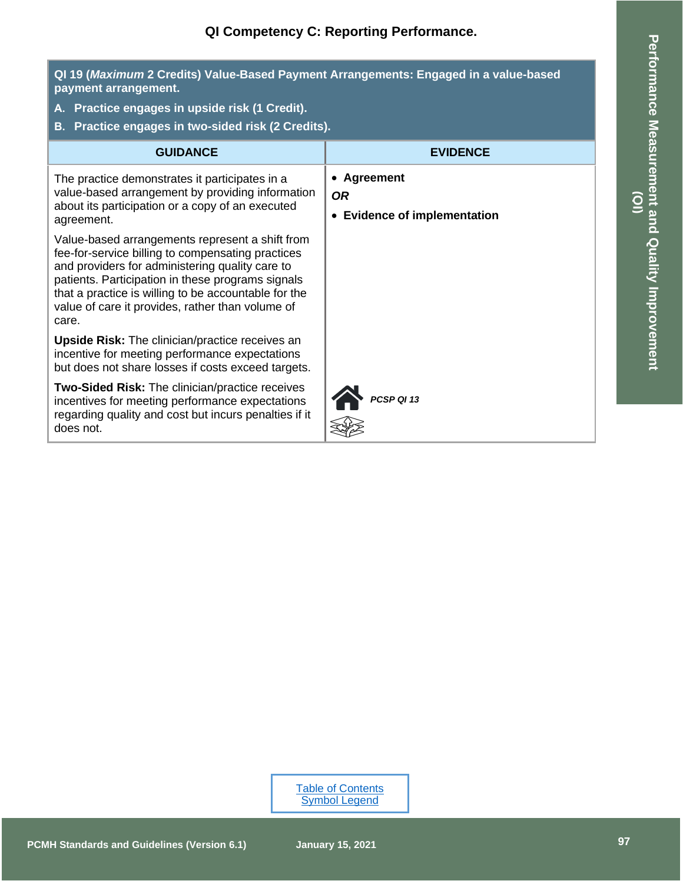## QI Competency C: Reporting Performance.

**QI 19 (*Maximum* 2 Credits) Value-Based Payment Arrangements: Engaged in a value-based payment arrangement.**

**A. Practice engages in upside risk (1 Credit).**

**B. Practice engages in two-sided risk (2 Credits).**

| GUIDANCE | EVIDENCE |
|---|---|
| The practice demonstrates it participates in a value-based arrangement by providing information about its participation or a copy of an executed agreement.<br><br>Value-based arrangements represent a shift from fee-for-service billing to compensating practices and providers for administering quality care to patients. Participation in these programs signals that a practice is willing to be accountable for the value of care it provides, rather than volume of care.<br><br>**Upside Risk:** The clinician/practice receives an incentive for meeting performance expectations but does not share losses if costs exceed targets.<br><br>**Two-Sided Risk:** The clinician/practice receives incentives for meeting performance expectations regarding quality and cost but incurs penalties if it does not. | • **Agreement**<br>***OR***<br>• **Evidence of implementation**<br><br>***PCSP QI 13*** |

Table of Contents
Symbol Legend